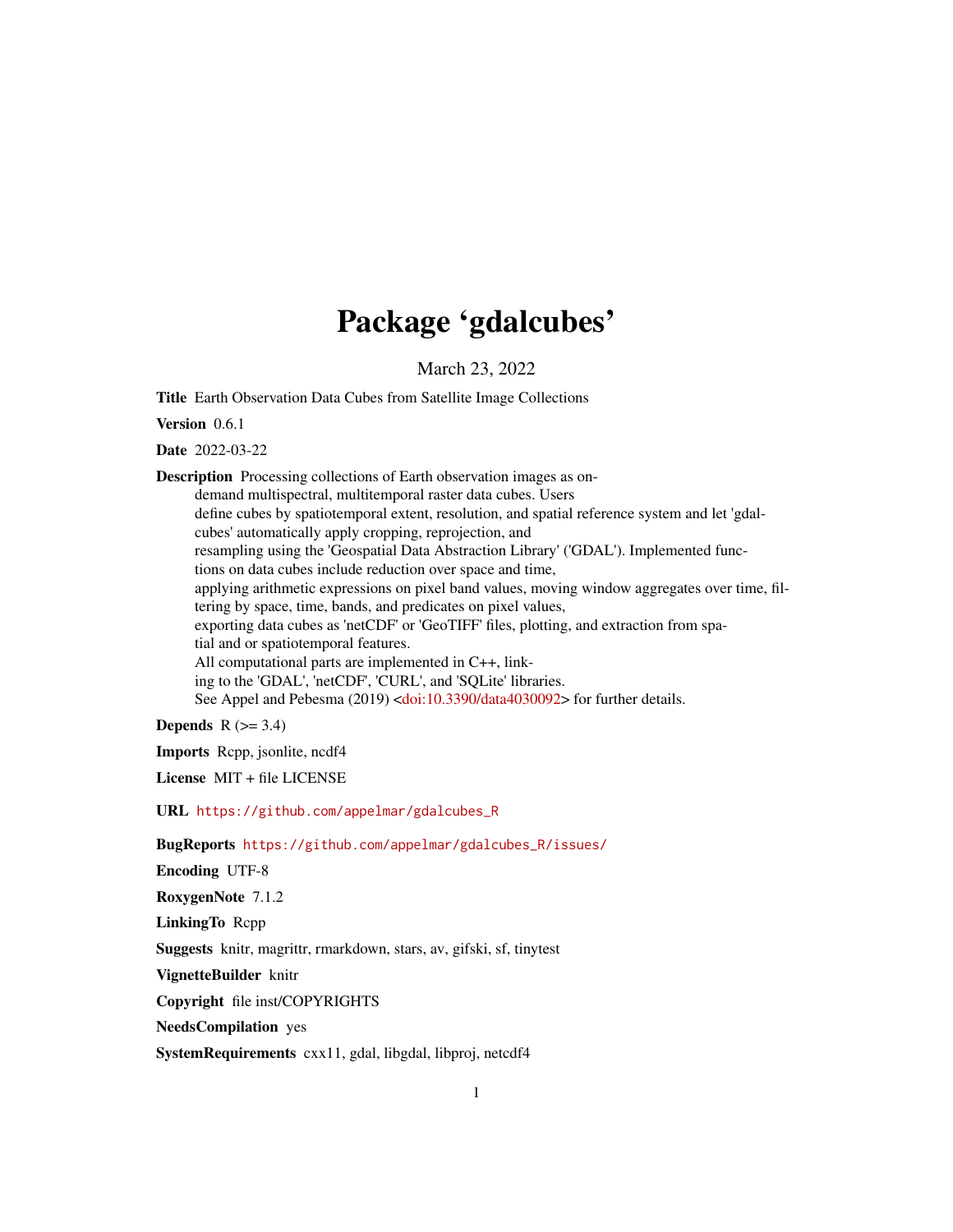# Package 'gdalcubes'

March 23, 2022

**Title** Earth Observation Data Cubes from Satellite Image Collections

**Version** 0.6.1

**Date** 2022-03-22

**Description** Processing collections of Earth observation images as on-demand multispectral, multitemporal raster data cubes. Users define cubes by spatiotemporal extent, resolution, and spatial reference system and let 'gdalcubes' automatically apply cropping, reprojection, and resampling using the 'Geospatial Data Abstraction Library' ('GDAL'). Implemented functions on data cubes include reduction over space and time, applying arithmetic expressions on pixel band values, moving window aggregates over time, filtering by space, time, bands, and predicates on pixel values, exporting data cubes as 'netCDF' or 'GeoTIFF' files, plotting, and extraction from spatial and or spatiotemporal features. All computational parts are implemented in C++, linking to the 'GDAL', 'netCDF', 'CURL', and 'SQLite' libraries. See Appel and Pebesma (2019) <doi:10.3390/data4030092> for further details.

**Depends** R (>= 3.4)

**Imports** Rcpp, jsonlite, ncdf4

**License** MIT + file LICENSE

**URL** https://github.com/appelmar/gdalcubes_R

**BugReports** https://github.com/appelmar/gdalcubes_R/issues/

**Encoding** UTF-8

**RoxygenNote** 7.1.2

**LinkingTo** Rcpp

**Suggests** knitr, magrittr, rmarkdown, stars, av, gifski, sf, tinytest

**VignetteBuilder** knitr

**Copyright** file inst/COPYRIGHTS

**NeedsCompilation** yes

**SystemRequirements** cxx11, gdal, libgdal, libproj, netcdf4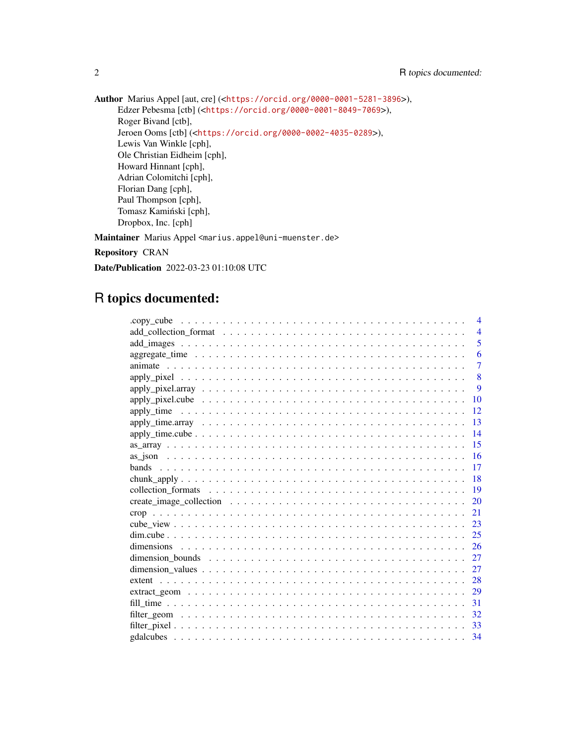**Author** Marius Appel [aut, cre] (<https://orcid.org/0000-0001-5281-3896>),
Edzer Pebesma [ctb] (<https://orcid.org/0000-0001-8049-7069>),
Roger Bivand [ctb],
Jeroen Ooms [ctb] (<https://orcid.org/0000-0002-4035-0289>),
Lewis Van Winkle [cph],
Ole Christian Eidheim [cph],
Howard Hinnant [cph],
Adrian Colomitchi [cph],
Florian Dang [cph],
Paul Thompson [cph],
Tomasz Kamiński [cph],
Dropbox, Inc. [cph]

**Maintainer** Marius Appel <marius.appel@uni-muenster.de>

**Repository** CRAN

**Date/Publication** 2022-03-23 01:10:08 UTC

# R topics documented:

.copy_cube . . . . . . . . . . . . . . . . . . . . . . . . . . . . . . . . . . . . . . . 4
add_collection_format . . . . . . . . . . . . . . . . . . . . . . . . . . . . . . . . . 4
add_images . . . . . . . . . . . . . . . . . . . . . . . . . . . . . . . . . . . . . . . 5
aggregate_time . . . . . . . . . . . . . . . . . . . . . . . . . . . . . . . . . . . . . 6
animate . . . . . . . . . . . . . . . . . . . . . . . . . . . . . . . . . . . . . . . . . 7
apply_pixel . . . . . . . . . . . . . . . . . . . . . . . . . . . . . . . . . . . . . . . 8
apply_pixel.array . . . . . . . . . . . . . . . . . . . . . . . . . . . . . . . . . . . . 9
apply_pixel.cube . . . . . . . . . . . . . . . . . . . . . . . . . . . . . . . . . . . . 10
apply_time . . . . . . . . . . . . . . . . . . . . . . . . . . . . . . . . . . . . . . . 12
apply_time.array . . . . . . . . . . . . . . . . . . . . . . . . . . . . . . . . . . . . 13
apply_time.cube . . . . . . . . . . . . . . . . . . . . . . . . . . . . . . . . . . . . 14
as_array . . . . . . . . . . . . . . . . . . . . . . . . . . . . . . . . . . . . . . . . 15
as_json . . . . . . . . . . . . . . . . . . . . . . . . . . . . . . . . . . . . . . . . . 16
bands . . . . . . . . . . . . . . . . . . . . . . . . . . . . . . . . . . . . . . . . . . 17
chunk_apply . . . . . . . . . . . . . . . . . . . . . . . . . . . . . . . . . . . . . . . 18
collection_formats . . . . . . . . . . . . . . . . . . . . . . . . . . . . . . . . . . . 19
create_image_collection . . . . . . . . . . . . . . . . . . . . . . . . . . . . . . . . 20
crop . . . . . . . . . . . . . . . . . . . . . . . . . . . . . . . . . . . . . . . . . . . 21
cube_view . . . . . . . . . . . . . . . . . . . . . . . . . . . . . . . . . . . . . . . . 23
dim.cube . . . . . . . . . . . . . . . . . . . . . . . . . . . . . . . . . . . . . . . . . 25
dimensions . . . . . . . . . . . . . . . . . . . . . . . . . . . . . . . . . . . . . . . 26
dimension_bounds . . . . . . . . . . . . . . . . . . . . . . . . . . . . . . . . . . . 27
dimension_values . . . . . . . . . . . . . . . . . . . . . . . . . . . . . . . . . . . . 27
extent . . . . . . . . . . . . . . . . . . . . . . . . . . . . . . . . . . . . . . . . . . 28
extract_geom . . . . . . . . . . . . . . . . . . . . . . . . . . . . . . . . . . . . . . 29
fill_time . . . . . . . . . . . . . . . . . . . . . . . . . . . . . . . . . . . . . . . . . 31
filter_geom . . . . . . . . . . . . . . . . . . . . . . . . . . . . . . . . . . . . . . . 32
filter_pixel . . . . . . . . . . . . . . . . . . . . . . . . . . . . . . . . . . . . . . . 33
gdalcubes . . . . . . . . . . . . . . . . . . . . . . . . . . . . . . . . . . . . . . . . 34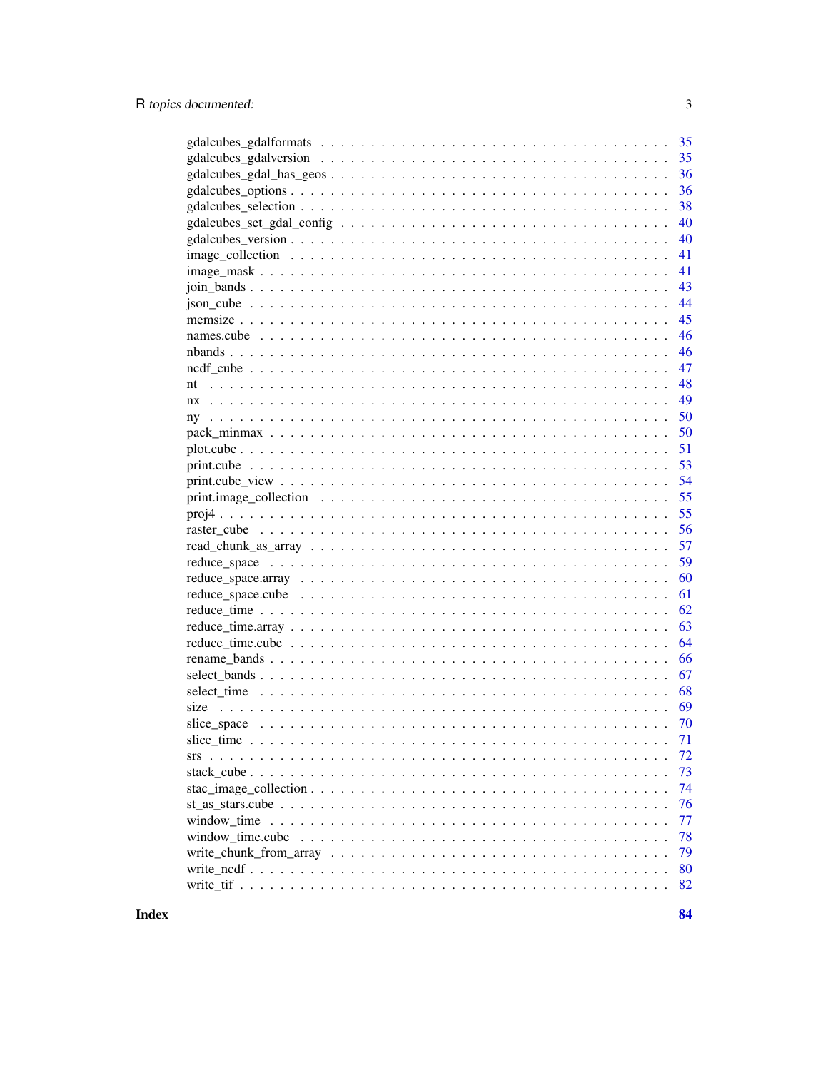gdalcubes_gdalformats . . . . . . . . . . . . . . . . . . . . . . . . . . . . . . . . . 35
gdalcubes_gdalversion . . . . . . . . . . . . . . . . . . . . . . . . . . . . . . . . . 35
gdalcubes_gdal_has_geos . . . . . . . . . . . . . . . . . . . . . . . . . . . . . . . 36
gdalcubes_options . . . . . . . . . . . . . . . . . . . . . . . . . . . . . . . . . . . 36
gdalcubes_selection . . . . . . . . . . . . . . . . . . . . . . . . . . . . . . . . . . 38
gdalcubes_set_gdal_config . . . . . . . . . . . . . . . . . . . . . . . . . . . . . . 40
gdalcubes_version . . . . . . . . . . . . . . . . . . . . . . . . . . . . . . . . . . . 40
image_collection . . . . . . . . . . . . . . . . . . . . . . . . . . . . . . . . . . . 41
image_mask . . . . . . . . . . . . . . . . . . . . . . . . . . . . . . . . . . . . . . 41
join_bands . . . . . . . . . . . . . . . . . . . . . . . . . . . . . . . . . . . . . . 43
json_cube . . . . . . . . . . . . . . . . . . . . . . . . . . . . . . . . . . . . . . . 44
memsize . . . . . . . . . . . . . . . . . . . . . . . . . . . . . . . . . . . . . . . 45
names.cube . . . . . . . . . . . . . . . . . . . . . . . . . . . . . . . . . . . . . . 46
nbands . . . . . . . . . . . . . . . . . . . . . . . . . . . . . . . . . . . . . . . . 46
ncdf_cube . . . . . . . . . . . . . . . . . . . . . . . . . . . . . . . . . . . . . . . 47
nt . . . . . . . . . . . . . . . . . . . . . . . . . . . . . . . . . . . . . . . . . . . 48
nx . . . . . . . . . . . . . . . . . . . . . . . . . . . . . . . . . . . . . . . . . . . 49
ny . . . . . . . . . . . . . . . . . . . . . . . . . . . . . . . . . . . . . . . . . . . 50
pack_minmax . . . . . . . . . . . . . . . . . . . . . . . . . . . . . . . . . . . . . 50
plot.cube . . . . . . . . . . . . . . . . . . . . . . . . . . . . . . . . . . . . . . . 51
print.cube . . . . . . . . . . . . . . . . . . . . . . . . . . . . . . . . . . . . . . . 53
print.cube_view . . . . . . . . . . . . . . . . . . . . . . . . . . . . . . . . . . . . 54
print.image_collection . . . . . . . . . . . . . . . . . . . . . . . . . . . . . . . . 55
proj4 . . . . . . . . . . . . . . . . . . . . . . . . . . . . . . . . . . . . . . . . . 55
raster_cube . . . . . . . . . . . . . . . . . . . . . . . . . . . . . . . . . . . . . . 56
read_chunk_as_array . . . . . . . . . . . . . . . . . . . . . . . . . . . . . . . . . 57
reduce_space . . . . . . . . . . . . . . . . . . . . . . . . . . . . . . . . . . . . . 59
reduce_space.array . . . . . . . . . . . . . . . . . . . . . . . . . . . . . . . . . . 60
reduce_space.cube . . . . . . . . . . . . . . . . . . . . . . . . . . . . . . . . . . 61
reduce_time . . . . . . . . . . . . . . . . . . . . . . . . . . . . . . . . . . . . . . 62
reduce_time.array . . . . . . . . . . . . . . . . . . . . . . . . . . . . . . . . . . . 63
reduce_time.cube . . . . . . . . . . . . . . . . . . . . . . . . . . . . . . . . . . . 64
rename_bands . . . . . . . . . . . . . . . . . . . . . . . . . . . . . . . . . . . . . 66
select_bands . . . . . . . . . . . . . . . . . . . . . . . . . . . . . . . . . . . . . 67
select_time . . . . . . . . . . . . . . . . . . . . . . . . . . . . . . . . . . . . . . 68
size . . . . . . . . . . . . . . . . . . . . . . . . . . . . . . . . . . . . . . . . . . 69
slice_space . . . . . . . . . . . . . . . . . . . . . . . . . . . . . . . . . . . . . . 70
slice_time . . . . . . . . . . . . . . . . . . . . . . . . . . . . . . . . . . . . . . . 71
srs . . . . . . . . . . . . . . . . . . . . . . . . . . . . . . . . . . . . . . . . . . 72
stack_cube . . . . . . . . . . . . . . . . . . . . . . . . . . . . . . . . . . . . . . 73
stac_image_collection . . . . . . . . . . . . . . . . . . . . . . . . . . . . . . . . 74
st_as_stars.cube . . . . . . . . . . . . . . . . . . . . . . . . . . . . . . . . . . . 76
window_time . . . . . . . . . . . . . . . . . . . . . . . . . . . . . . . . . . . . . . 77
window_time.cube . . . . . . . . . . . . . . . . . . . . . . . . . . . . . . . . . . . 78
write_chunk_from_array . . . . . . . . . . . . . . . . . . . . . . . . . . . . . . . . 79
write_ncdf . . . . . . . . . . . . . . . . . . . . . . . . . . . . . . . . . . . . . . 80
write_tif . . . . . . . . . . . . . . . . . . . . . . . . . . . . . . . . . . . . . . . 82

**Index** **84**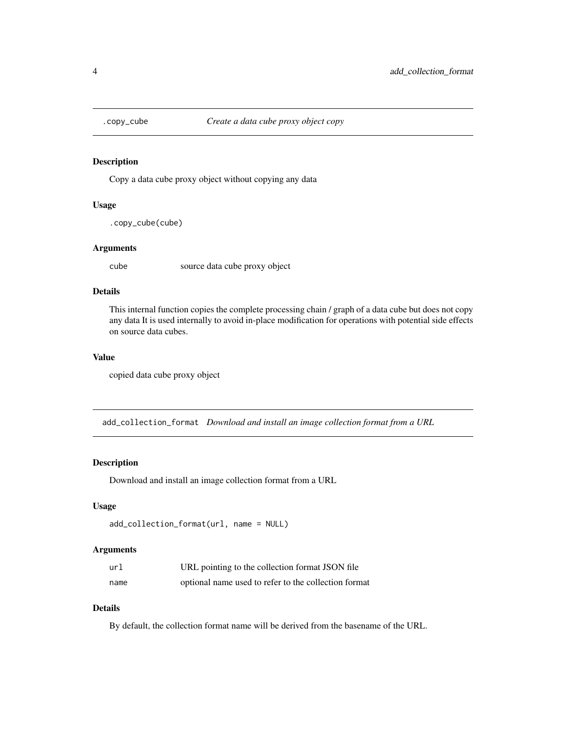## .copy_cube *Create a data cube proxy object copy*

### Description

Copy a data cube proxy object without copying any data

### Usage

```
.copy_cube(cube)
```

### Arguments

| | |
|---|---|
| `cube` | source data cube proxy object |

### Details

This internal function copies the complete processing chain / graph of a data cube but does not copy any data It is used internally to avoid in-place modification for operations with potential side effects on source data cubes.

### Value

copied data cube proxy object

## add_collection_format *Download and install an image collection format from a URL*

### Description

Download and install an image collection format from a URL

### Usage

```
add_collection_format(url, name = NULL)
```

### Arguments

| | |
|---|---|
| `url` | URL pointing to the collection format JSON file |
| `name` | optional name used to refer to the collection format |

### Details

By default, the collection format name will be derived from the basename of the URL.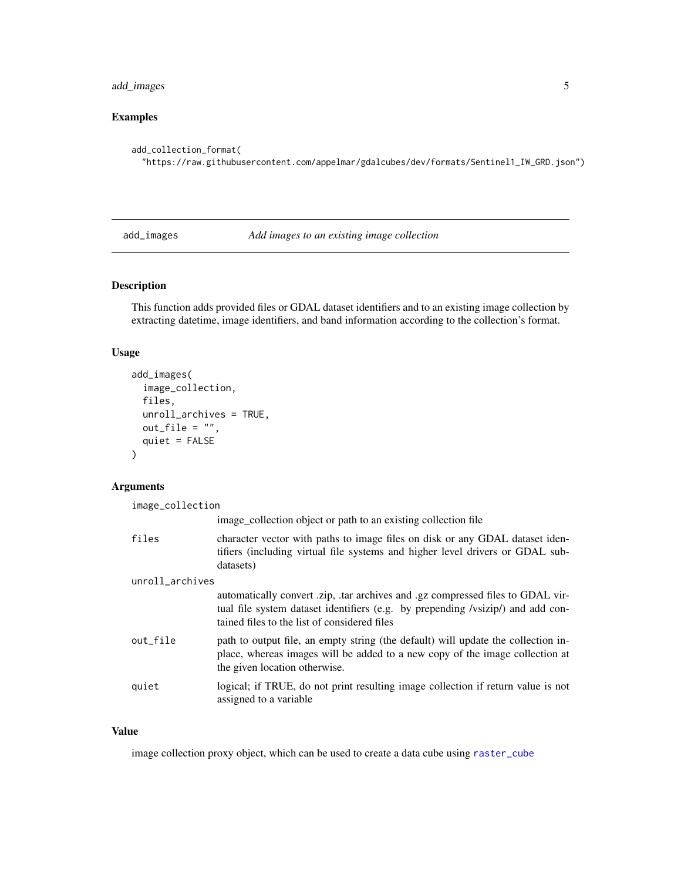## Examples

```
add_collection_format(
  "https://raw.githubusercontent.com/appelmar/gdalcubes/dev/formats/Sentinel1_IW_GRD.json")
```

---

# add_images — *Add images to an existing image collection*

---

## Description

This function adds provided files or GDAL dataset identifiers and to an existing image collection by extracting datetime, image identifiers, and band information according to the collection's format.

## Usage

```
add_images(
  image_collection,
  files,
  unroll_archives = TRUE,
  out_file = "",
  quiet = FALSE
)
```

## Arguments

| Argument | Description |
| --- | --- |
| image_collection | image_collection object or path to an existing collection file |
| files | character vector with paths to image files on disk or any GDAL dataset identifiers (including virtual file systems and higher level drivers or GDAL subdatasets) |
| unroll_archives | automatically convert .zip, .tar archives and .gz compressed files to GDAL virtual file system dataset identifiers (e.g. by prepending /vsizip/) and add contained files to the list of considered files |
| out_file | path to output file, an empty string (the default) will update the collection in-place, whereas images will be added to a new copy of the image collection at the given location otherwise. |
| quiet | logical; if TRUE, do not print resulting image collection if return value is not assigned to a variable |

## Value

image collection proxy object, which can be used to create a data cube using raster_cube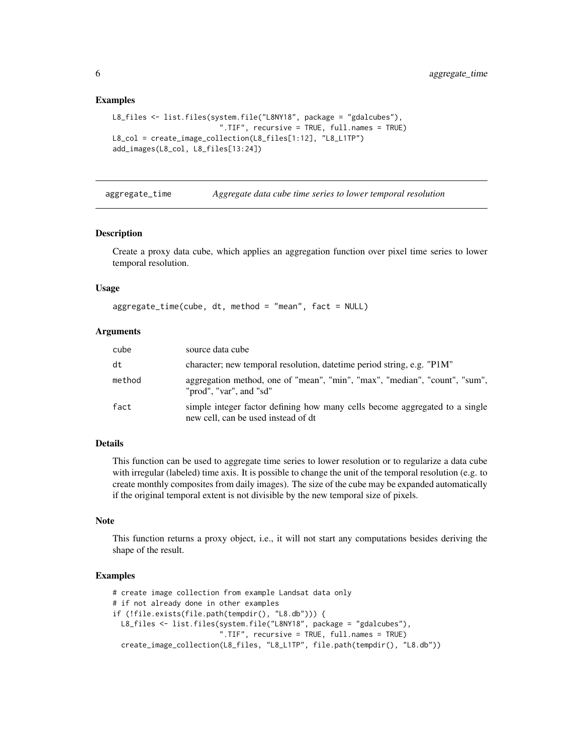### Examples

```
L8_files <- list.files(system.file("L8NY18", package = "gdalcubes"),
                       ".TIF", recursive = TRUE, full.names = TRUE)
L8_col = create_image_collection(L8_files[1:12], "L8_L1TP")
add_images(L8_col, L8_files[13:24])
```

---

## aggregate_time — *Aggregate data cube time series to lower temporal resolution*

---

### Description

Create a proxy data cube, which applies an aggregation function over pixel time series to lower temporal resolution.

### Usage

```
aggregate_time(cube, dt, method = "mean", fact = NULL)
```

### Arguments

| | |
|---|---|
| cube | source data cube |
| dt | character; new temporal resolution, datetime period string, e.g. "P1M" |
| method | aggregation method, one of "mean", "min", "max", "median", "count", "sum", "prod", "var", and "sd" |
| fact | simple integer factor defining how many cells become aggregated to a single new cell, can be used instead of dt |

### Details

This function can be used to aggregate time series to lower resolution or to regularize a data cube with irregular (labeled) time axis. It is possible to change the unit of the temporal resolution (e.g. to create monthly composites from daily images). The size of the cube may be expanded automatically if the original temporal extent is not divisible by the new temporal size of pixels.

### Note

This function returns a proxy object, i.e., it will not start any computations besides deriving the shape of the result.

### Examples

```
# create image collection from example Landsat data only
# if not already done in other examples
if (!file.exists(file.path(tempdir(), "L8.db"))) {
  L8_files <- list.files(system.file("L8NY18", package = "gdalcubes"),
                         ".TIF", recursive = TRUE, full.names = TRUE)
  create_image_collection(L8_files, "L8_L1TP", file.path(tempdir(), "L8.db"))
```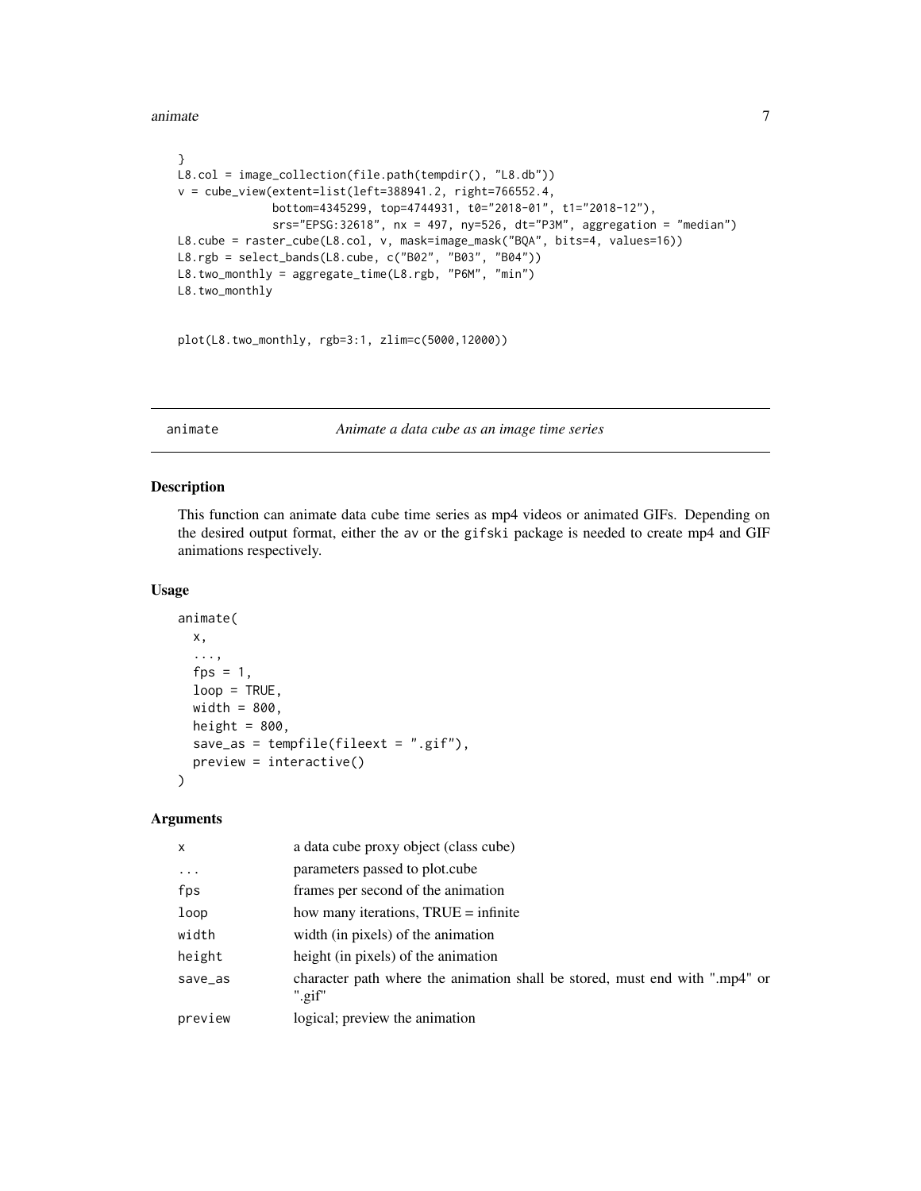```
}
L8.col = image_collection(file.path(tempdir(), "L8.db"))
v = cube_view(extent=list(left=388941.2, right=766552.4,
              bottom=4345299, top=4744931, t0="2018-01", t1="2018-12"),
              srs="EPSG:32618", nx = 497, ny=526, dt="P3M", aggregation = "median")
L8.cube = raster_cube(L8.col, v, mask=image_mask("BQA", bits=4, values=16))
L8.rgb = select_bands(L8.cube, c("B02", "B03", "B04"))
L8.two_monthly = aggregate_time(L8.rgb, "P6M", "min")
L8.two_monthly


plot(L8.two_monthly, rgb=3:1, zlim=c(5000,12000))
```

## animate — *Animate a data cube as an image time series*

### Description

This function can animate data cube time series as mp4 videos or animated GIFs. Depending on the desired output format, either the av or the gifski package is needed to create mp4 and GIF animations respectively.

### Usage

```
animate(
  x,
  ...,
  fps = 1,
  loop = TRUE,
  width = 800,
  height = 800,
  save_as = tempfile(fileext = ".gif"),
  preview = interactive()
)
```

### Arguments

| | |
|---|---|
| x | a data cube proxy object (class cube) |
| ... | parameters passed to plot.cube |
| fps | frames per second of the animation |
| loop | how many iterations, TRUE = infinite |
| width | width (in pixels) of the animation |
| height | height (in pixels) of the animation |
| save_as | character path where the animation shall be stored, must end with ".mp4" or ".gif" |
| preview | logical; preview the animation |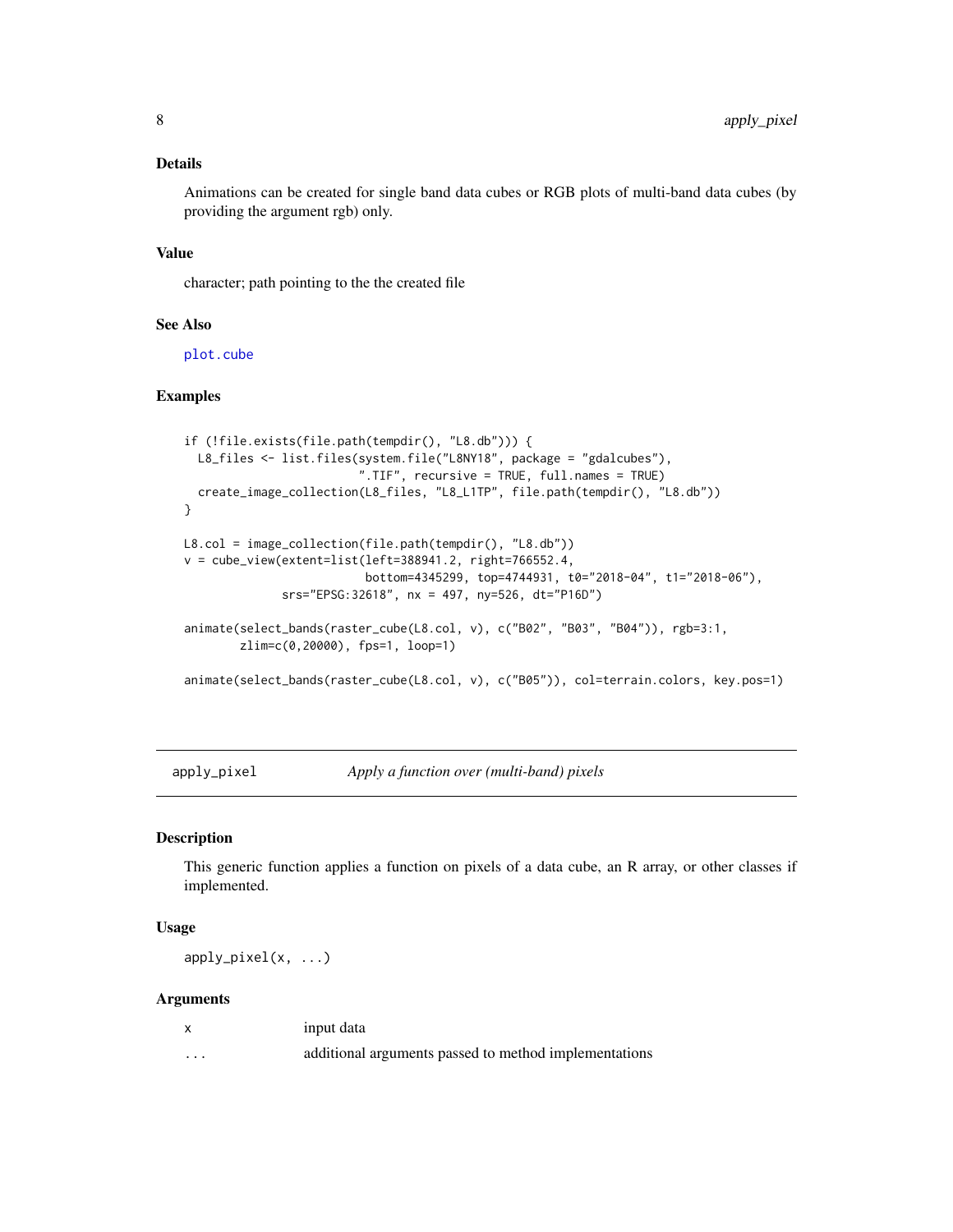### Details

Animations can be created for single band data cubes or RGB plots of multi-band data cubes (by providing the argument rgb) only.

### Value

character; path pointing to the the created file

### See Also

plot.cube

### Examples

```
if (!file.exists(file.path(tempdir(), "L8.db"))) {
  L8_files <- list.files(system.file("L8NY18", package = "gdalcubes"),
                         ".TIF", recursive = TRUE, full.names = TRUE)
  create_image_collection(L8_files, "L8_L1TP", file.path(tempdir(), "L8.db"))
}

L8.col = image_collection(file.path(tempdir(), "L8.db"))
v = cube_view(extent=list(left=388941.2, right=766552.4,
                          bottom=4345299, top=4744931, t0="2018-04", t1="2018-06"),
              srs="EPSG:32618", nx = 497, ny=526, dt="P16D")

animate(select_bands(raster_cube(L8.col, v), c("B02", "B03", "B04")), rgb=3:1,
        zlim=c(0,20000), fps=1, loop=1)

animate(select_bands(raster_cube(L8.col, v), c("B05")), col=terrain.colors, key.pos=1)
```

## apply_pixel — *Apply a function over (multi-band) pixels*

### Description

This generic function applies a function on pixels of a data cube, an R array, or other classes if implemented.

### Usage

```
apply_pixel(x, ...)
```

### Arguments

| | |
|---|---|
| x | input data |
| ... | additional arguments passed to method implementations |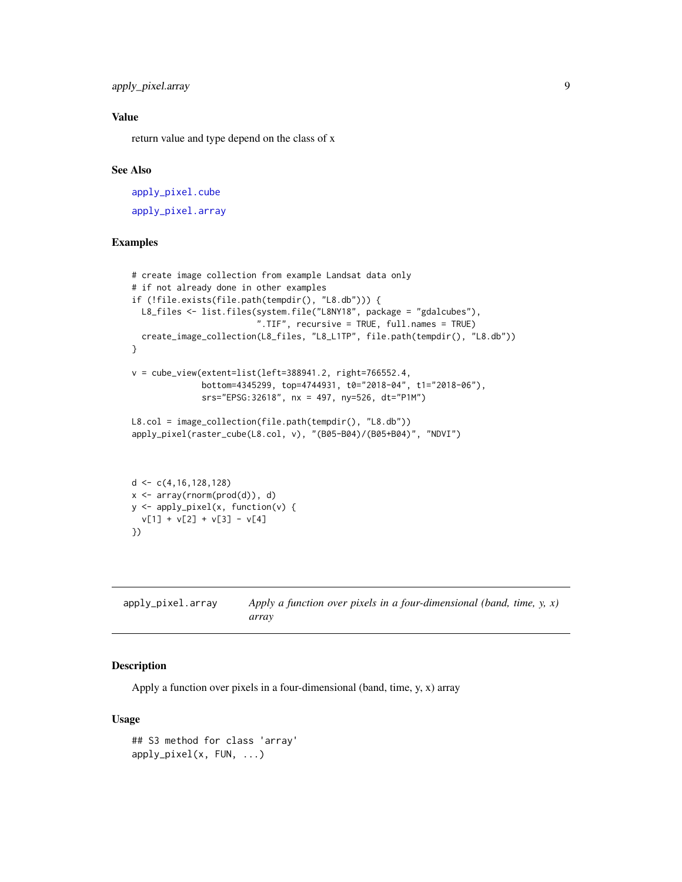### Value

return value and type depend on the class of x

### See Also

apply_pixel.cube

apply_pixel.array

### Examples

```
# create image collection from example Landsat data only
# if not already done in other examples
if (!file.exists(file.path(tempdir(), "L8.db"))) {
  L8_files <- list.files(system.file("L8NY18", package = "gdalcubes"),
                         ".TIF", recursive = TRUE, full.names = TRUE)
  create_image_collection(L8_files, "L8_L1TP", file.path(tempdir(), "L8.db"))
}

v = cube_view(extent=list(left=388941.2, right=766552.4,
              bottom=4345299, top=4744931, t0="2018-04", t1="2018-06"),
              srs="EPSG:32618", nx = 497, ny=526, dt="P1M")

L8.col = image_collection(file.path(tempdir(), "L8.db"))
apply_pixel(raster_cube(L8.col, v), "(B05-B04)/(B05+B04)", "NDVI")



d <- c(4,16,128,128)
x <- array(rnorm(prod(d)), d)
y <- apply_pixel(x, function(v) {
  v[1] + v[2] + v[3] - v[4]
})
```

---

## apply_pixel.array — *Apply a function over pixels in a four-dimensional (band, time, y, x) array*

### Description

Apply a function over pixels in a four-dimensional (band, time, y, x) array

### Usage

```
## S3 method for class 'array'
apply_pixel(x, FUN, ...)
```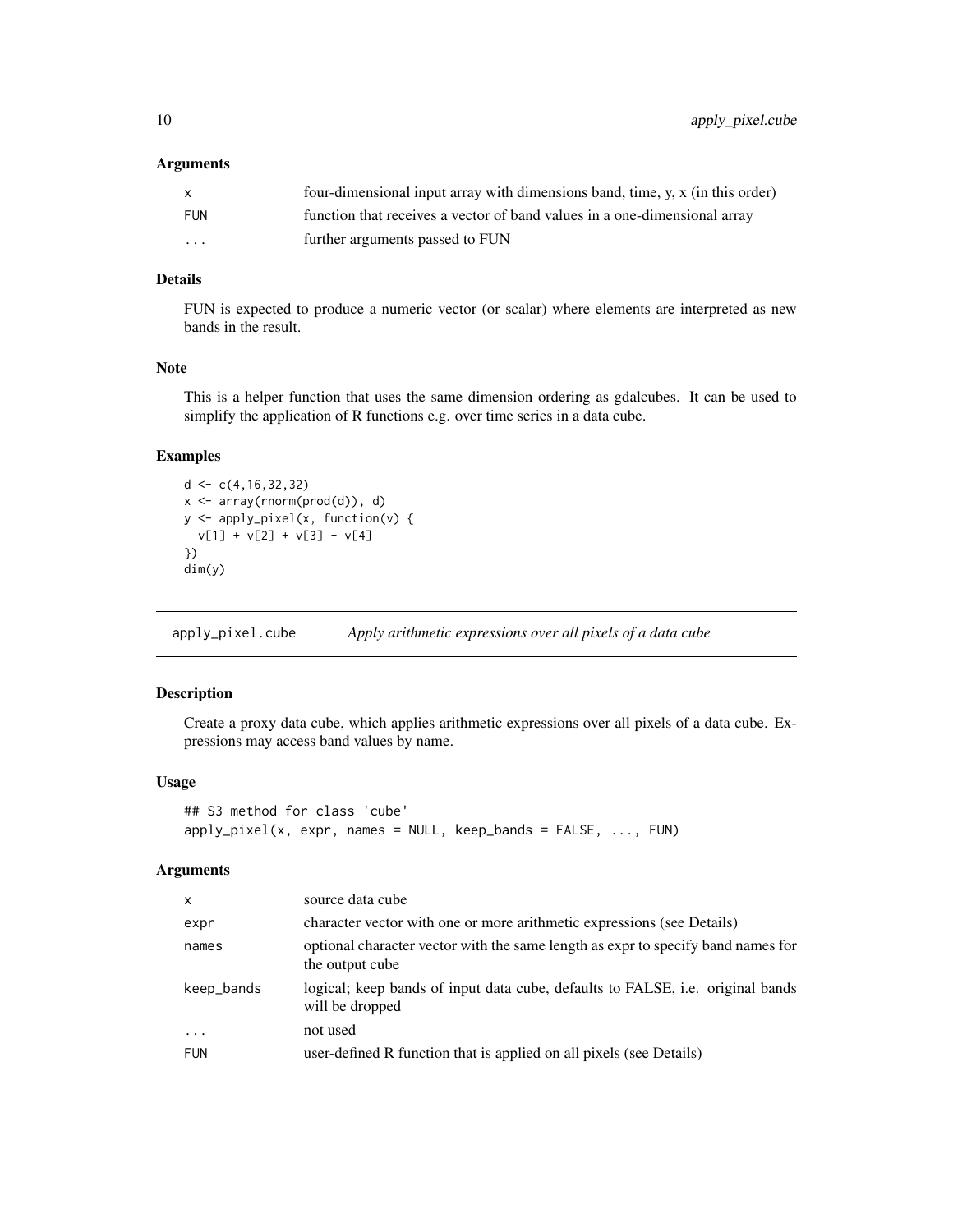### Arguments

| | |
|---|---|
| x | four-dimensional input array with dimensions band, time, y, x (in this order) |
| FUN | function that receives a vector of band values in a one-dimensional array |
| ... | further arguments passed to FUN |

### Details

FUN is expected to produce a numeric vector (or scalar) where elements are interpreted as new bands in the result.

### Note

This is a helper function that uses the same dimension ordering as gdalcubes. It can be used to simplify the application of R functions e.g. over time series in a data cube.

### Examples

```
d <- c(4,16,32,32)
x <- array(rnorm(prod(d)), d)
y <- apply_pixel(x, function(v) {
  v[1] + v[2] + v[3] - v[4]
})
dim(y)
```

---

## apply_pixel.cube — *Apply arithmetic expressions over all pixels of a data cube*

### Description

Create a proxy data cube, which applies arithmetic expressions over all pixels of a data cube. Expressions may access band values by name.

### Usage

```
## S3 method for class 'cube'
apply_pixel(x, expr, names = NULL, keep_bands = FALSE, ..., FUN)
```

### Arguments

| | |
|---|---|
| x | source data cube |
| expr | character vector with one or more arithmetic expressions (see Details) |
| names | optional character vector with the same length as expr to specify band names for the output cube |
| keep_bands | logical; keep bands of input data cube, defaults to FALSE, i.e. original bands will be dropped |
| ... | not used |
| FUN | user-defined R function that is applied on all pixels (see Details) |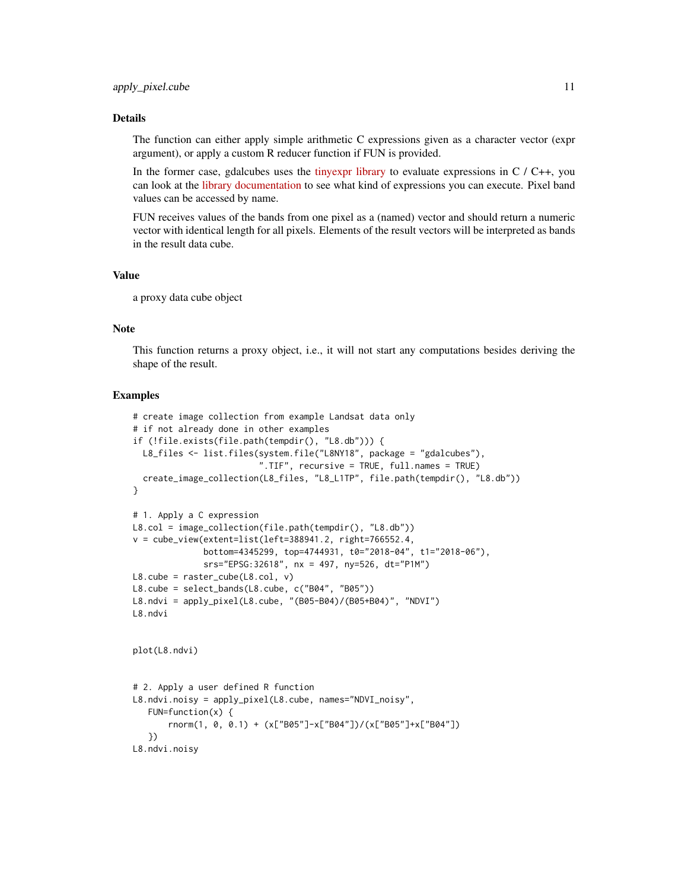## Details

The function can either apply simple arithmetic C expressions given as a character vector (expr argument), or apply a custom R reducer function if FUN is provided.

In the former case, gdalcubes uses the tinyexpr library to evaluate expressions in C / C++, you can look at the library documentation to see what kind of expressions you can execute. Pixel band values can be accessed by name.

FUN receives values of the bands from one pixel as a (named) vector and should return a numeric vector with identical length for all pixels. Elements of the result vectors will be interpreted as bands in the result data cube.

## Value

a proxy data cube object

## Note

This function returns a proxy object, i.e., it will not start any computations besides deriving the shape of the result.

## Examples

```
# create image collection from example Landsat data only
# if not already done in other examples
if (!file.exists(file.path(tempdir(), "L8.db"))) {
  L8_files <- list.files(system.file("L8NY18", package = "gdalcubes"),
                         ".TIF", recursive = TRUE, full.names = TRUE)
  create_image_collection(L8_files, "L8_L1TP", file.path(tempdir(), "L8.db"))
}

# 1. Apply a C expression
L8.col = image_collection(file.path(tempdir(), "L8.db"))
v = cube_view(extent=list(left=388941.2, right=766552.4,
              bottom=4345299, top=4744931, t0="2018-04", t1="2018-06"),
              srs="EPSG:32618", nx = 497, ny=526, dt="P1M")
L8.cube = raster_cube(L8.col, v)
L8.cube = select_bands(L8.cube, c("B04", "B05"))
L8.ndvi = apply_pixel(L8.cube, "(B05-B04)/(B05+B04)", "NDVI")
L8.ndvi


plot(L8.ndvi)


# 2. Apply a user defined R function
L8.ndvi.noisy = apply_pixel(L8.cube, names="NDVI_noisy",
   FUN=function(x) {
       rnorm(1, 0, 0.1) + (x["B05"]-x["B04"])/(x["B05"]+x["B04"])
   })
L8.ndvi.noisy
```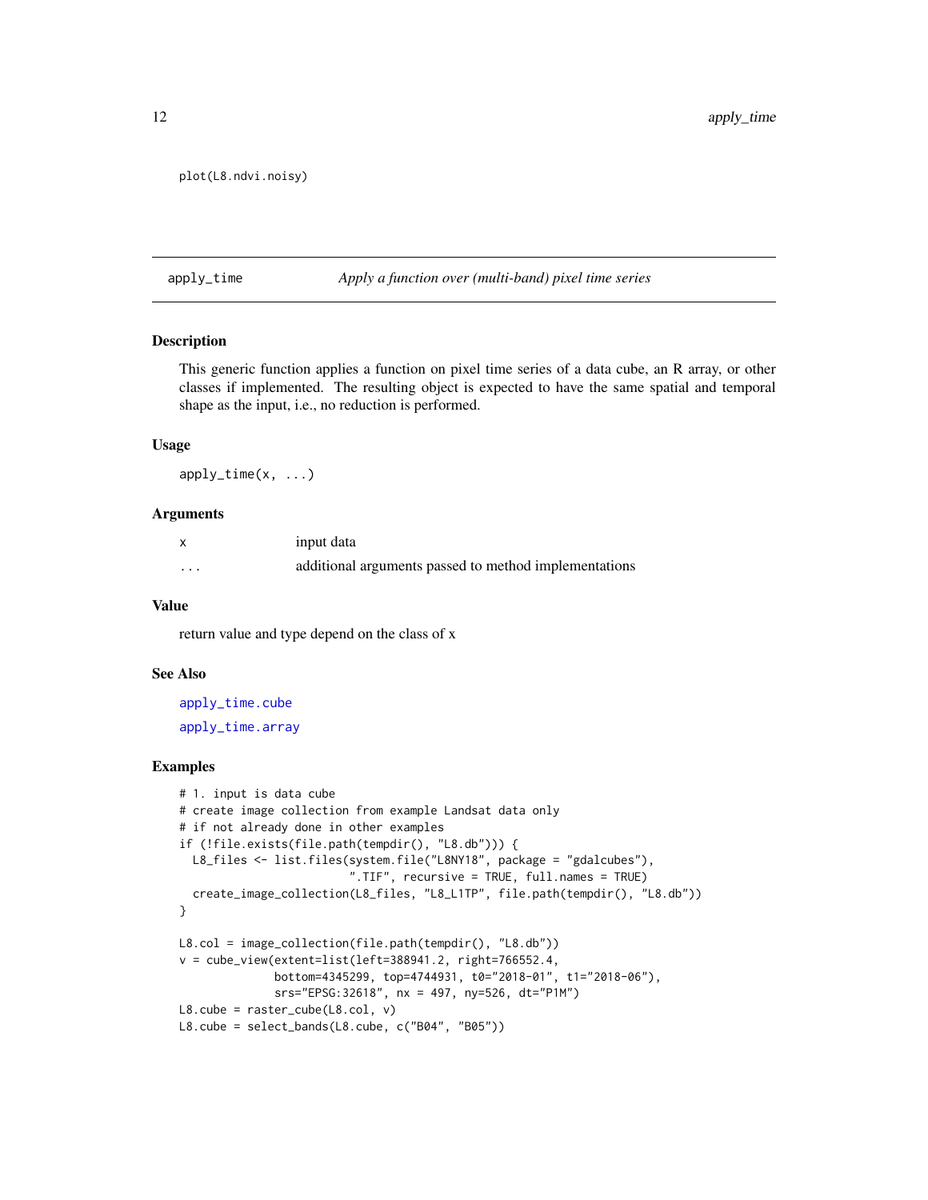```
plot(L8.ndvi.noisy)
```

## apply_time — *Apply a function over (multi-band) pixel time series*

### Description

This generic function applies a function on pixel time series of a data cube, an R array, or other classes if implemented. The resulting object is expected to have the same spatial and temporal shape as the input, i.e., no reduction is performed.

### Usage

```
apply_time(x, ...)
```

### Arguments

| | |
|---|---|
| x | input data |
| ... | additional arguments passed to method implementations |

### Value

return value and type depend on the class of x

### See Also

apply_time.cube

apply_time.array

### Examples

```
# 1. input is data cube
# create image collection from example Landsat data only
# if not already done in other examples
if (!file.exists(file.path(tempdir(), "L8.db"))) {
  L8_files <- list.files(system.file("L8NY18", package = "gdalcubes"),
                         ".TIF", recursive = TRUE, full.names = TRUE)
  create_image_collection(L8_files, "L8_L1TP", file.path(tempdir(), "L8.db"))
}

L8.col = image_collection(file.path(tempdir(), "L8.db"))
v = cube_view(extent=list(left=388941.2, right=766552.4,
              bottom=4345299, top=4744931, t0="2018-01", t1="2018-06"),
              srs="EPSG:32618", nx = 497, ny=526, dt="P1M")
L8.cube = raster_cube(L8.col, v)
L8.cube = select_bands(L8.cube, c("B04", "B05"))
```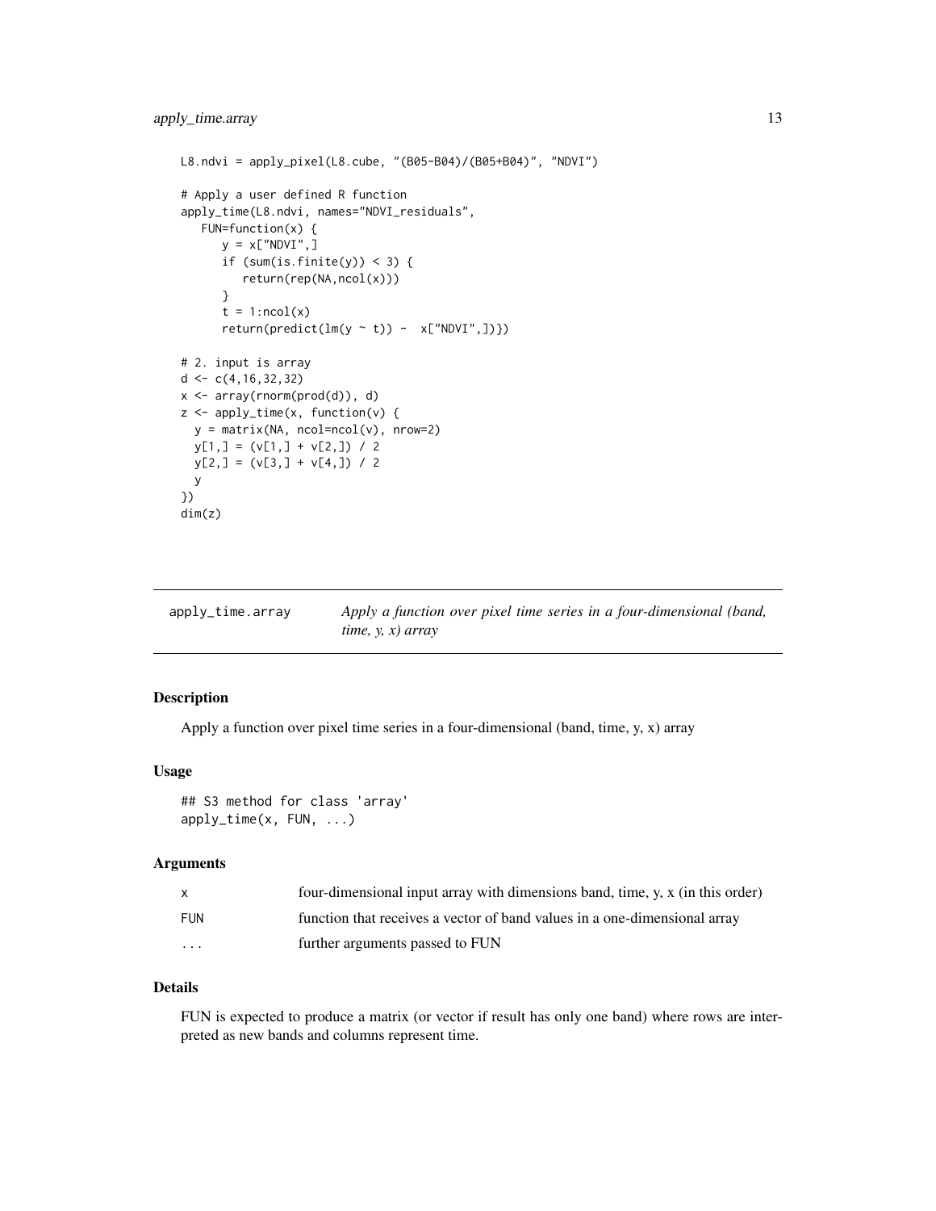```
L8.ndvi = apply_pixel(L8.cube, "(B05-B04)/(B05+B04)", "NDVI")

# Apply a user defined R function
apply_time(L8.ndvi, names="NDVI_residuals",
   FUN=function(x) {
      y = x["NDVI",]
      if (sum(is.finite(y)) < 3) {
         return(rep(NA,ncol(x)))
      }
      t = 1:ncol(x)
      return(predict(lm(y ~ t)) -  x["NDVI",])})

# 2. input is array
d <- c(4,16,32,32)
x <- array(rnorm(prod(d)), d)
z <- apply_time(x, function(v) {
  y = matrix(NA, ncol=ncol(v), nrow=2)
  y[1,] = (v[1,] + v[2,]) / 2
  y[2,] = (v[3,] + v[4,]) / 2
  y
})
dim(z)
```

## apply_time.array — *Apply a function over pixel time series in a four-dimensional (band, time, y, x) array*

### Description

Apply a function over pixel time series in a four-dimensional (band, time, y, x) array

### Usage

```
## S3 method for class 'array'
apply_time(x, FUN, ...)
```

### Arguments

| | |
|---|---|
| x | four-dimensional input array with dimensions band, time, y, x (in this order) |
| FUN | function that receives a vector of band values in a one-dimensional array |
| ... | further arguments passed to FUN |

### Details

FUN is expected to produce a matrix (or vector if result has only one band) where rows are interpreted as new bands and columns represent time.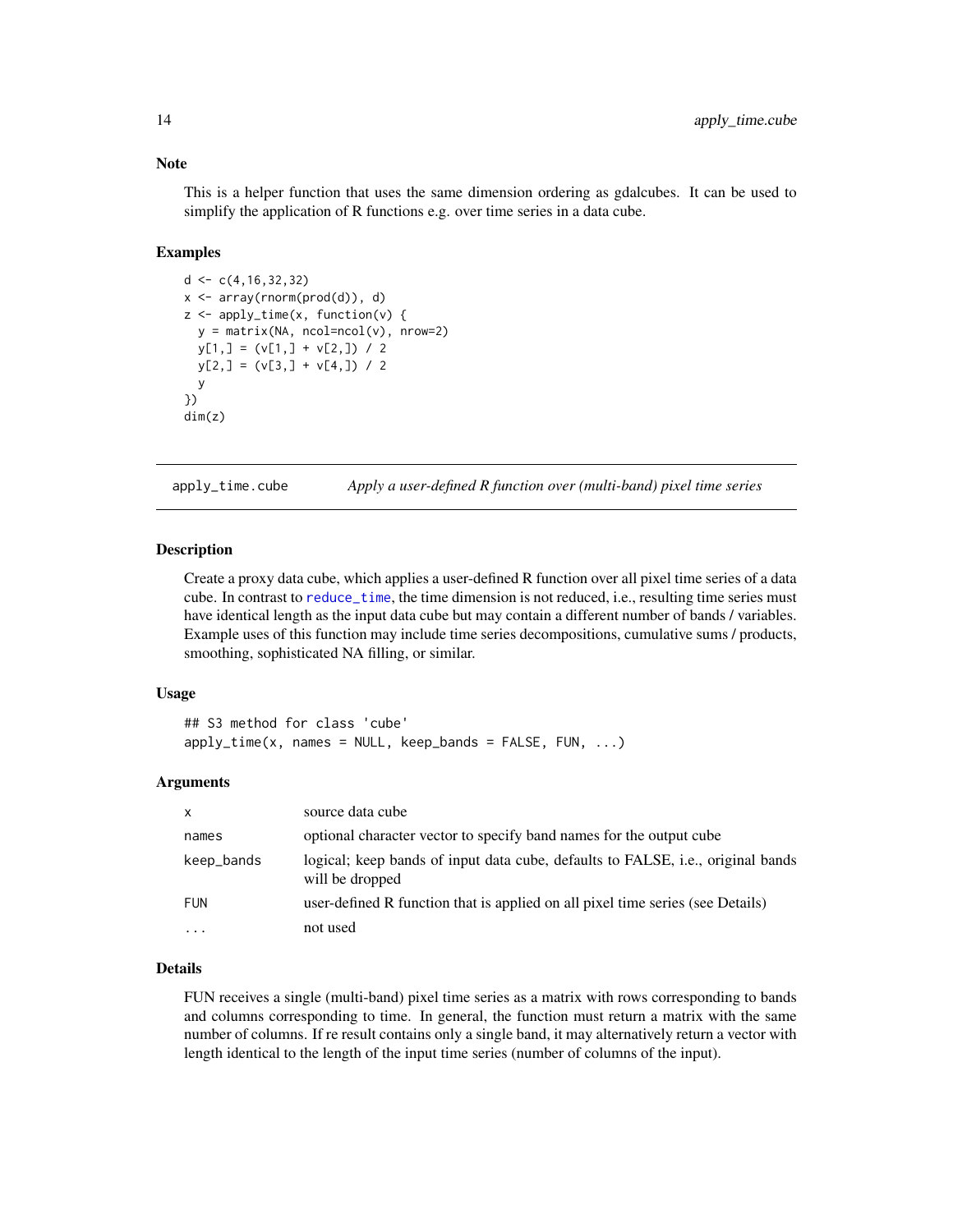## Note

This is a helper function that uses the same dimension ordering as gdalcubes. It can be used to simplify the application of R functions e.g. over time series in a data cube.

## Examples

```
d <- c(4,16,32,32)
x <- array(rnorm(prod(d)), d)
z <- apply_time(x, function(v) {
  y = matrix(NA, ncol=ncol(v), nrow=2)
  y[1,] = (v[1,] + v[2,]) / 2
  y[2,] = (v[3,] + v[4,]) / 2
  y
})
dim(z)
```

---

# apply_time.cube — *Apply a user-defined R function over (multi-band) pixel time series*

## Description

Create a proxy data cube, which applies a user-defined R function over all pixel time series of a data cube. In contrast to reduce_time, the time dimension is not reduced, i.e., resulting time series must have identical length as the input data cube but may contain a different number of bands / variables. Example uses of this function may include time series decompositions, cumulative sums / products, smoothing, sophisticated NA filling, or similar.

## Usage

```
## S3 method for class 'cube'
apply_time(x, names = NULL, keep_bands = FALSE, FUN, ...)
```

## Arguments

| | |
|---|---|
| x | source data cube |
| names | optional character vector to specify band names for the output cube |
| keep_bands | logical; keep bands of input data cube, defaults to FALSE, i.e., original bands will be dropped |
| FUN | user-defined R function that is applied on all pixel time series (see Details) |
| ... | not used |

## Details

FUN receives a single (multi-band) pixel time series as a matrix with rows corresponding to bands and columns corresponding to time. In general, the function must return a matrix with the same number of columns. If re result contains only a single band, it may alternatively return a vector with length identical to the length of the input time series (number of columns of the input).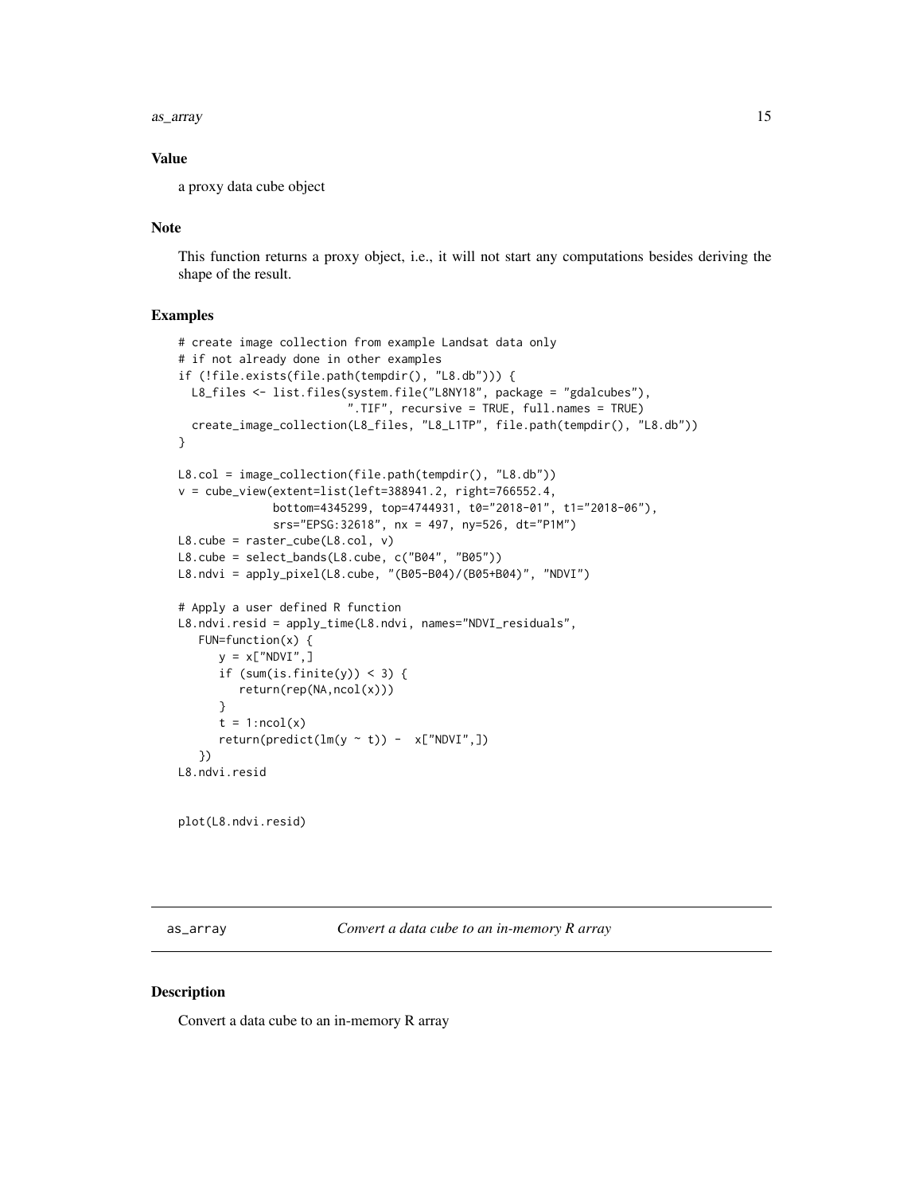### Value

a proxy data cube object

### Note

This function returns a proxy object, i.e., it will not start any computations besides deriving the shape of the result.

### Examples

```
# create image collection from example Landsat data only
# if not already done in other examples
if (!file.exists(file.path(tempdir(), "L8.db"))) {
  L8_files <- list.files(system.file("L8NY18", package = "gdalcubes"),
                         ".TIF", recursive = TRUE, full.names = TRUE)
  create_image_collection(L8_files, "L8_L1TP", file.path(tempdir(), "L8.db"))
}

L8.col = image_collection(file.path(tempdir(), "L8.db"))
v = cube_view(extent=list(left=388941.2, right=766552.4,
              bottom=4345299, top=4744931, t0="2018-01", t1="2018-06"),
              srs="EPSG:32618", nx = 497, ny=526, dt="P1M")
L8.cube = raster_cube(L8.col, v)
L8.cube = select_bands(L8.cube, c("B04", "B05"))
L8.ndvi = apply_pixel(L8.cube, "(B05-B04)/(B05+B04)", "NDVI")

# Apply a user defined R function
L8.ndvi.resid = apply_time(L8.ndvi, names="NDVI_residuals",
   FUN=function(x) {
      y = x["NDVI",]
      if (sum(is.finite(y)) < 3) {
         return(rep(NA,ncol(x)))
      }
      t = 1:ncol(x)
      return(predict(lm(y ~ t)) -  x["NDVI",])
   })
L8.ndvi.resid


plot(L8.ndvi.resid)
```

---

## as_array — *Convert a data cube to an in-memory R array*

### Description

Convert a data cube to an in-memory R array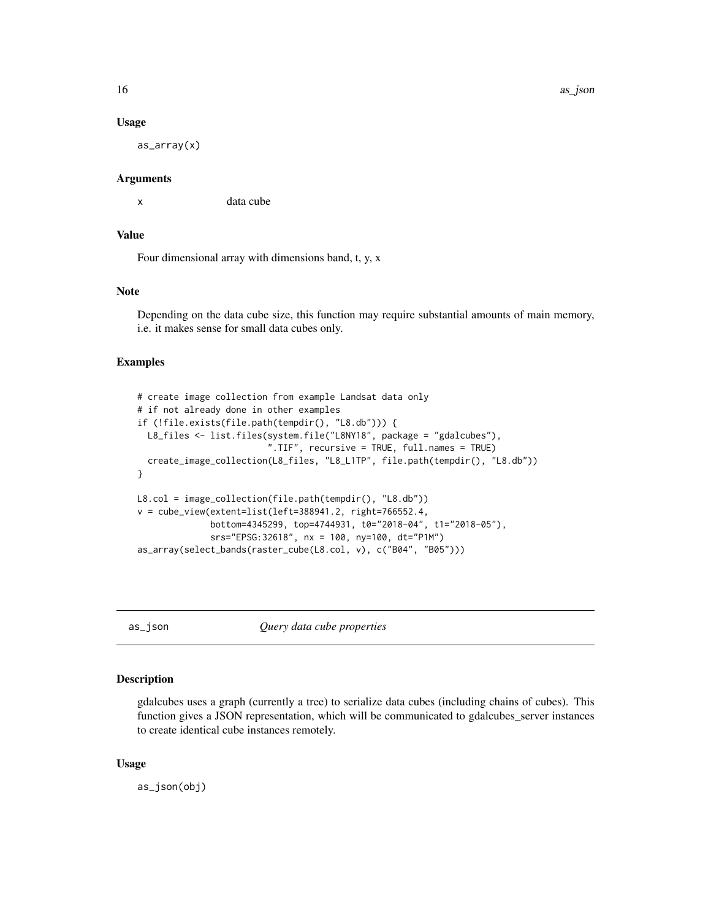### Usage

```
as_array(x)
```

### Arguments

x	data cube

### Value

Four dimensional array with dimensions band, t, y, x

### Note

Depending on the data cube size, this function may require substantial amounts of main memory, i.e. it makes sense for small data cubes only.

### Examples

```
# create image collection from example Landsat data only
# if not already done in other examples
if (!file.exists(file.path(tempdir(), "L8.db"))) {
  L8_files <- list.files(system.file("L8NY18", package = "gdalcubes"),
                         ".TIF", recursive = TRUE, full.names = TRUE)
  create_image_collection(L8_files, "L8_L1TP", file.path(tempdir(), "L8.db"))
}

L8.col = image_collection(file.path(tempdir(), "L8.db"))
v = cube_view(extent=list(left=388941.2, right=766552.4,
              bottom=4345299, top=4744931, t0="2018-04", t1="2018-05"),
              srs="EPSG:32618", nx = 100, ny=100, dt="P1M")
as_array(select_bands(raster_cube(L8.col, v), c("B04", "B05")))
```

---

## as_json — *Query data cube properties*

### Description

gdalcubes uses a graph (currently a tree) to serialize data cubes (including chains of cubes). This function gives a JSON representation, which will be communicated to gdalcubes_server instances to create identical cube instances remotely.

### Usage

```
as_json(obj)
```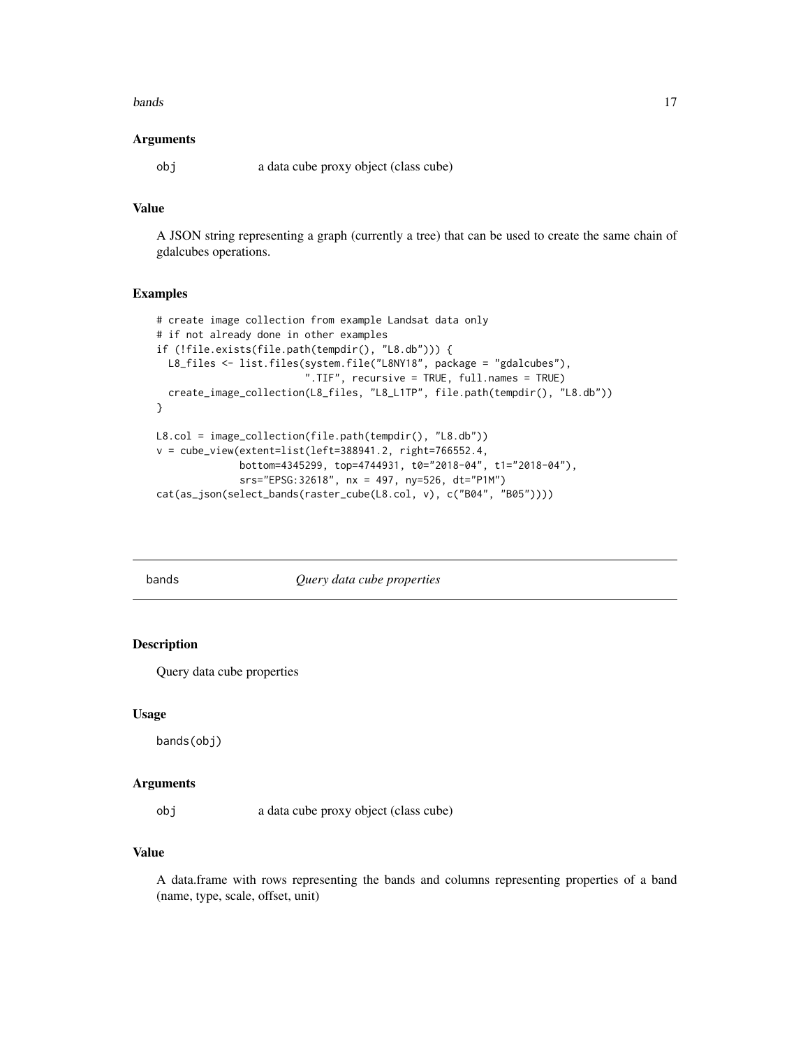### Arguments

`obj` a data cube proxy object (class cube)

### Value

A JSON string representing a graph (currently a tree) that can be used to create the same chain of gdalcubes operations.

### Examples

```
# create image collection from example Landsat data only
# if not already done in other examples
if (!file.exists(file.path(tempdir(), "L8.db"))) {
  L8_files <- list.files(system.file("L8NY18", package = "gdalcubes"),
                         ".TIF", recursive = TRUE, full.names = TRUE)
  create_image_collection(L8_files, "L8_L1TP", file.path(tempdir(), "L8.db"))
}

L8.col = image_collection(file.path(tempdir(), "L8.db"))
v = cube_view(extent=list(left=388941.2, right=766552.4,
              bottom=4345299, top=4744931, t0="2018-04", t1="2018-04"),
              srs="EPSG:32618", nx = 497, ny=526, dt="P1M")
cat(as_json(select_bands(raster_cube(L8.col, v), c("B04", "B05"))))
```

---

## bands *Query data cube properties*

### Description

Query data cube properties

### Usage

```
bands(obj)
```

### Arguments

`obj` a data cube proxy object (class cube)

### Value

A data.frame with rows representing the bands and columns representing properties of a band (name, type, scale, offset, unit)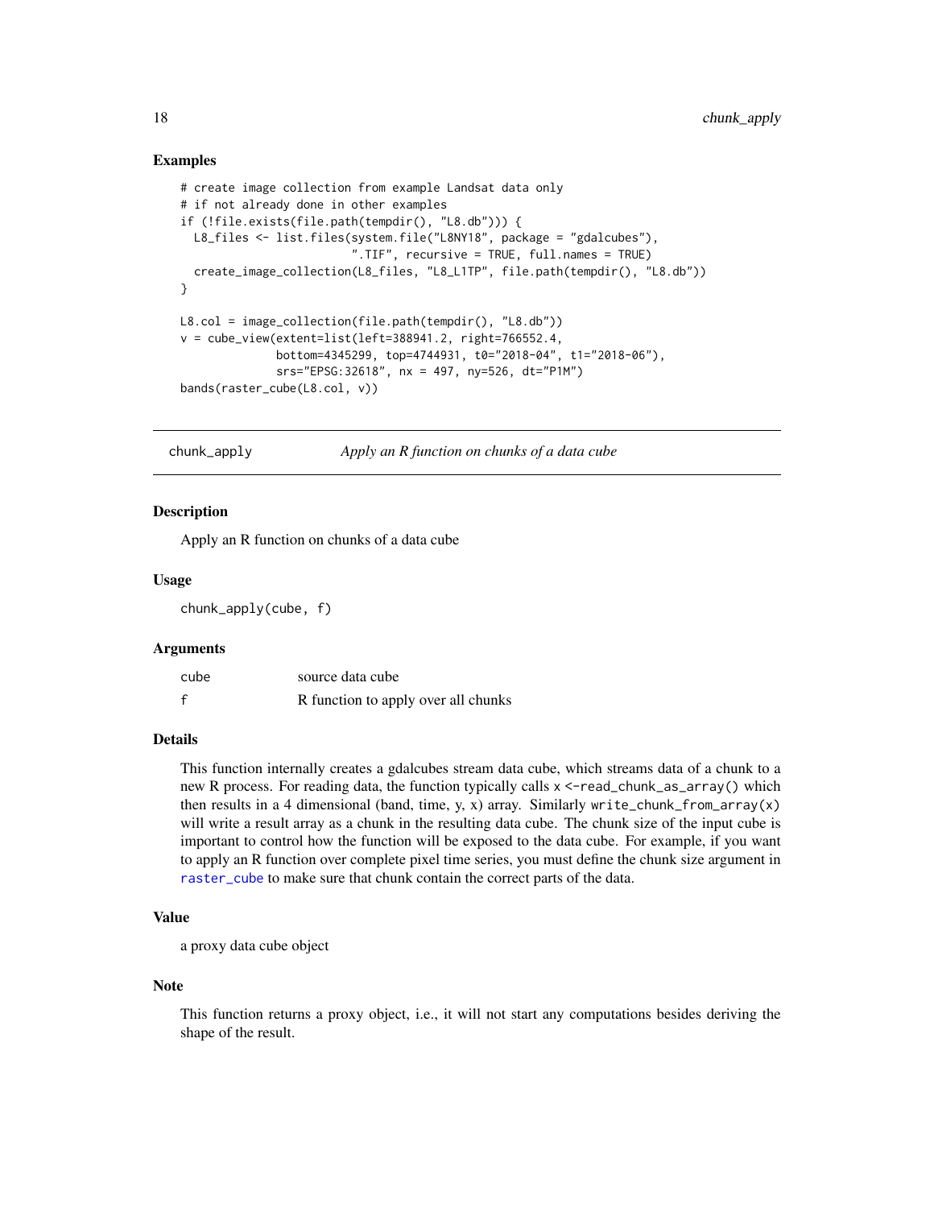## Examples

```
# create image collection from example Landsat data only
# if not already done in other examples
if (!file.exists(file.path(tempdir(), "L8.db"))) {
  L8_files <- list.files(system.file("L8NY18", package = "gdalcubes"),
                         ".TIF", recursive = TRUE, full.names = TRUE)
  create_image_collection(L8_files, "L8_L1TP", file.path(tempdir(), "L8.db"))
}

L8.col = image_collection(file.path(tempdir(), "L8.db"))
v = cube_view(extent=list(left=388941.2, right=766552.4,
              bottom=4345299, top=4744931, t0="2018-04", t1="2018-06"),
              srs="EPSG:32618", nx = 497, ny=526, dt="P1M")
bands(raster_cube(L8.col, v))
```

---

# chunk_apply — *Apply an R function on chunks of a data cube*

## Description

Apply an R function on chunks of a data cube

## Usage

```
chunk_apply(cube, f)
```

## Arguments

| | |
|---|---|
| cube | source data cube |
| f | R function to apply over all chunks |

## Details

This function internally creates a gdalcubes stream data cube, which streams data of a chunk to a new R process. For reading data, the function typically calls `x <-read_chunk_as_array()` which then results in a 4 dimensional (band, time, y, x) array. Similarly `write_chunk_from_array(x)` will write a result array as a chunk in the resulting data cube. The chunk size of the input cube is important to control how the function will be exposed to the data cube. For example, if you want to apply an R function over complete pixel time series, you must define the chunk size argument in `raster_cube` to make sure that chunk contain the correct parts of the data.

## Value

a proxy data cube object

## Note

This function returns a proxy object, i.e., it will not start any computations besides deriving the shape of the result.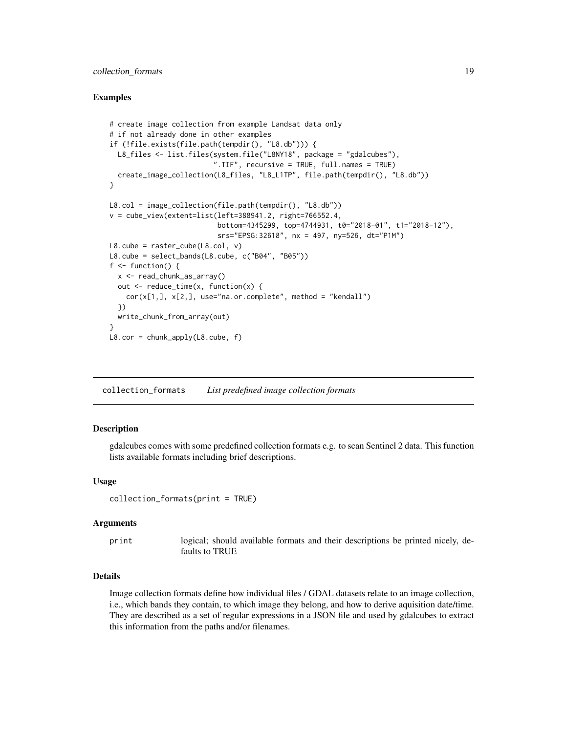### Examples

```
# create image collection from example Landsat data only
# if not already done in other examples
if (!file.exists(file.path(tempdir(), "L8.db"))) {
  L8_files <- list.files(system.file("L8NY18", package = "gdalcubes"),
                         ".TIF", recursive = TRUE, full.names = TRUE)
  create_image_collection(L8_files, "L8_L1TP", file.path(tempdir(), "L8.db"))
}

L8.col = image_collection(file.path(tempdir(), "L8.db"))
v = cube_view(extent=list(left=388941.2, right=766552.4,
                          bottom=4345299, top=4744931, t0="2018-01", t1="2018-12"),
                          srs="EPSG:32618", nx = 497, ny=526, dt="P1M")
L8.cube = raster_cube(L8.col, v)
L8.cube = select_bands(L8.cube, c("B04", "B05"))
f <- function() {
  x <- read_chunk_as_array()
  out <- reduce_time(x, function(x) {
    cor(x[1,], x[2,], use="na.or.complete", method = "kendall")
  })
  write_chunk_from_array(out)
}
L8.cor = chunk_apply(L8.cube, f)
```

## collection_formats *List predefined image collection formats*

### Description

gdalcubes comes with some predefined collection formats e.g. to scan Sentinel 2 data. This function lists available formats including brief descriptions.

### Usage

```
collection_formats(print = TRUE)
```

### Arguments

| | |
|---|---|
| print | logical; should available formats and their descriptions be printed nicely, defaults to TRUE |

### Details

Image collection formats define how individual files / GDAL datasets relate to an image collection, i.e., which bands they contain, to which image they belong, and how to derive aquisition date/time. They are described as a set of regular expressions in a JSON file and used by gdalcubes to extract this information from the paths and/or filenames.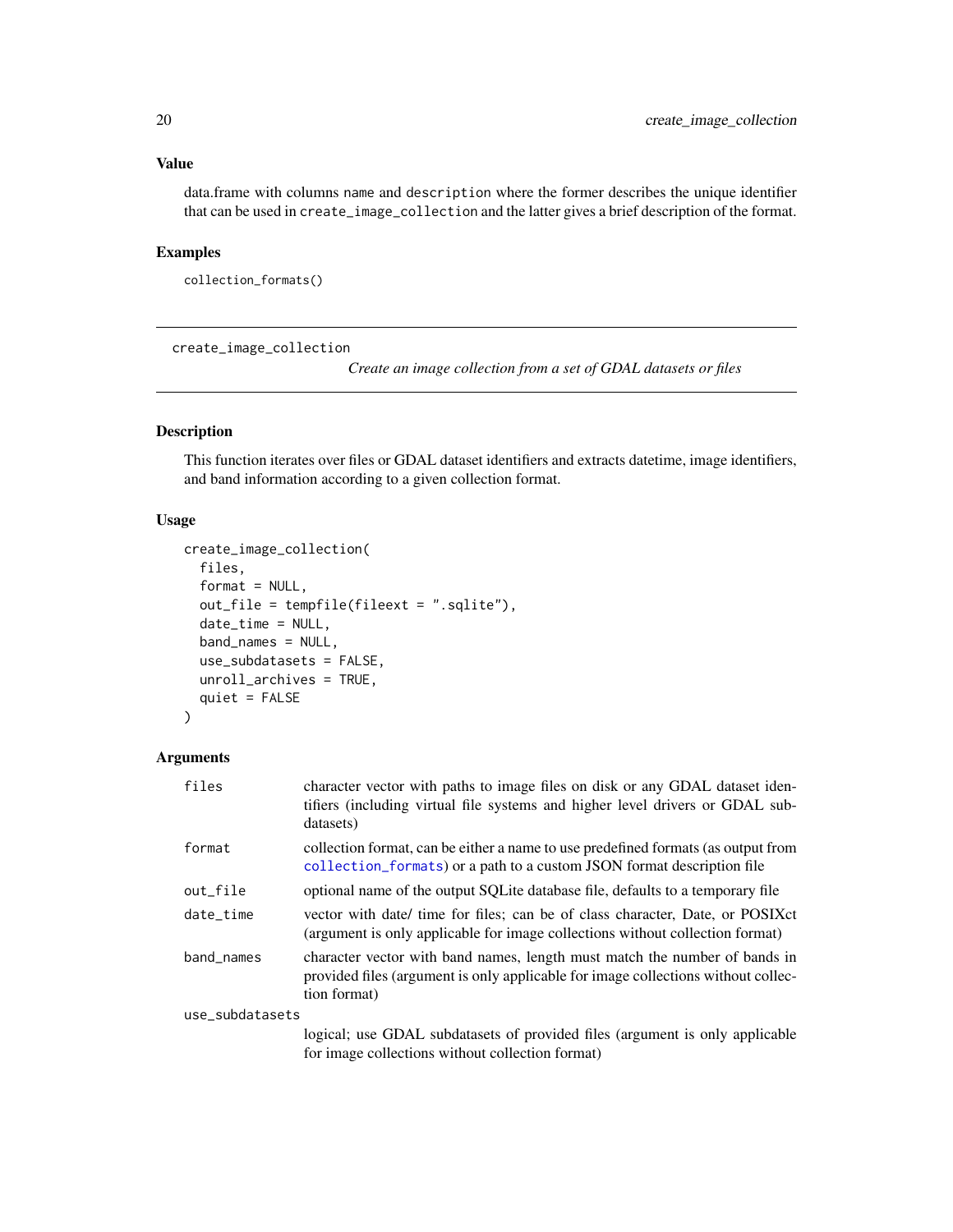### Value

data.frame with columns name and description where the former describes the unique identifier that can be used in create_image_collection and the latter gives a brief description of the format.

### Examples

```
collection_formats()
```

---

## create_image_collection

*Create an image collection from a set of GDAL datasets or files*

---

### Description

This function iterates over files or GDAL dataset identifiers and extracts datetime, image identifiers, and band information according to a given collection format.

### Usage

```
create_image_collection(
  files,
  format = NULL,
  out_file = tempfile(fileext = ".sqlite"),
  date_time = NULL,
  band_names = NULL,
  use_subdatasets = FALSE,
  unroll_archives = TRUE,
  quiet = FALSE
)
```

### Arguments

| | |
|---|---|
| files | character vector with paths to image files on disk or any GDAL dataset identifiers (including virtual file systems and higher level drivers or GDAL subdatasets) |
| format | collection format, can be either a name to use predefined formats (as output from collection_formats) or a path to a custom JSON format description file |
| out_file | optional name of the output SQLite database file, defaults to a temporary file |
| date_time | vector with date/ time for files; can be of class character, Date, or POSIXct (argument is only applicable for image collections without collection format) |
| band_names | character vector with band names, length must match the number of bands in provided files (argument is only applicable for image collections without collection format) |
| use_subdatasets | logical; use GDAL subdatasets of provided files (argument is only applicable for image collections without collection format) |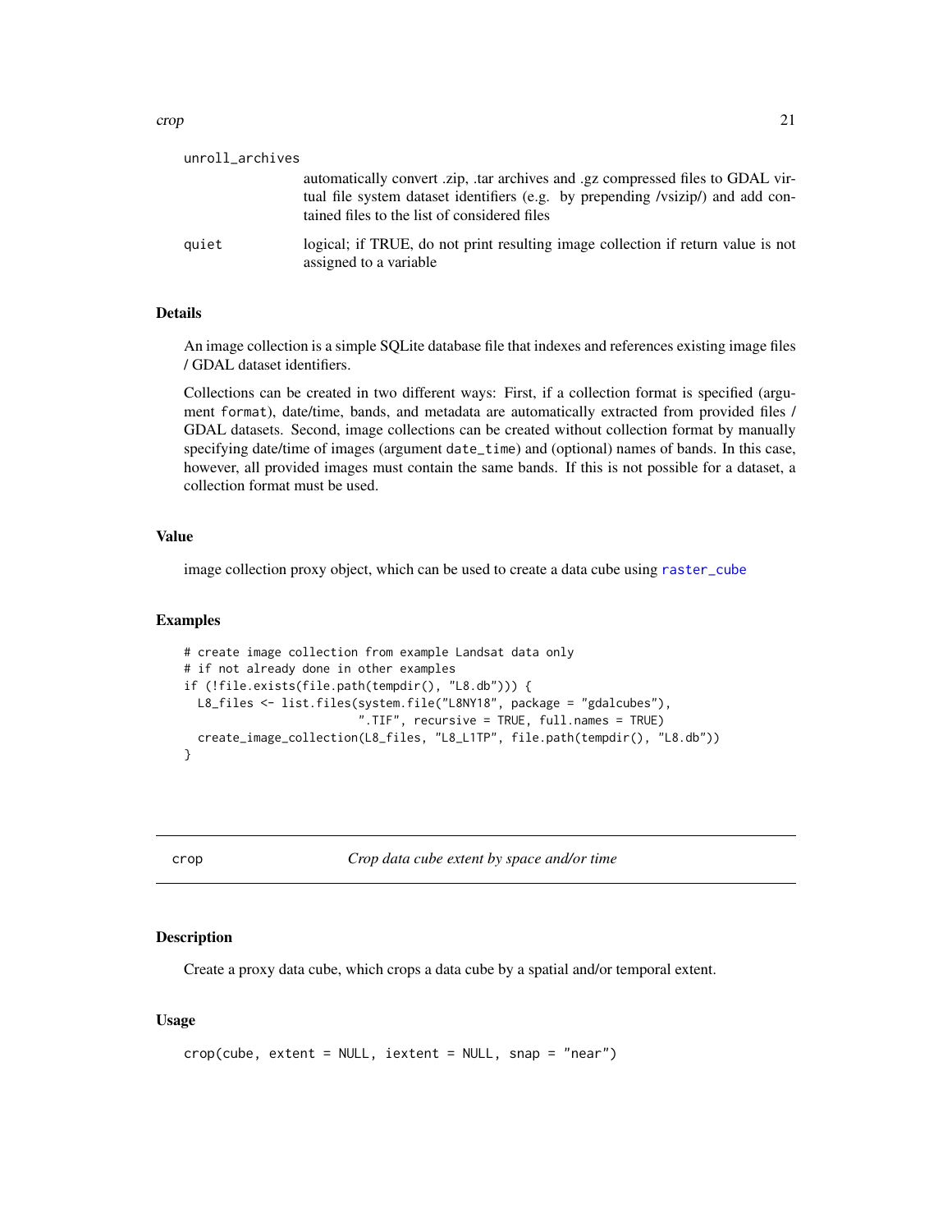| | |
|---|---|
| unroll_archives | automatically convert .zip, .tar archives and .gz compressed files to GDAL virtual file system dataset identifiers (e.g. by prepending /vsizip/) and add contained files to the list of considered files |
| quiet | logical; if TRUE, do not print resulting image collection if return value is not assigned to a variable |

### Details

An image collection is a simple SQLite database file that indexes and references existing image files / GDAL dataset identifiers.

Collections can be created in two different ways: First, if a collection format is specified (argument `format`), date/time, bands, and metadata are automatically extracted from provided files / GDAL datasets. Second, image collections can be created without collection format by manually specifying date/time of images (argument `date_time`) and (optional) names of bands. In this case, however, all provided images must contain the same bands. If this is not possible for a dataset, a collection format must be used.

### Value

image collection proxy object, which can be used to create a data cube using `raster_cube`

### Examples

```
# create image collection from example Landsat data only
# if not already done in other examples
if (!file.exists(file.path(tempdir(), "L8.db"))) {
  L8_files <- list.files(system.file("L8NY18", package = "gdalcubes"),
                         ".TIF", recursive = TRUE, full.names = TRUE)
  create_image_collection(L8_files, "L8_L1TP", file.path(tempdir(), "L8.db"))
}
```

---

## crop — *Crop data cube extent by space and/or time*

### Description

Create a proxy data cube, which crops a data cube by a spatial and/or temporal extent.

### Usage

```
crop(cube, extent = NULL, iextent = NULL, snap = "near")
```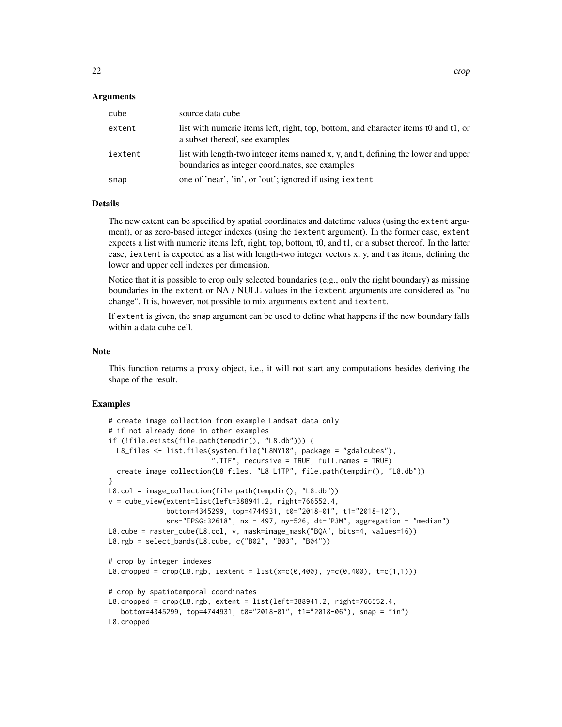### Arguments

| | |
|---|---|
| cube | source data cube |
| extent | list with numeric items left, right, top, bottom, and character items t0 and t1, or a subset thereof, see examples |
| iextent | list with length-two integer items named x, y, and t, defining the lower and upper boundaries as integer coordinates, see examples |
| snap | one of 'near', 'in', or 'out'; ignored if using iextent |

### Details

The new extent can be specified by spatial coordinates and datetime values (using the extent argument), or as zero-based integer indexes (using the iextent argument). In the former case, extent expects a list with numeric items left, right, top, bottom, t0, and t1, or a subset thereof. In the latter case, iextent is expected as a list with length-two integer vectors x, y, and t as items, defining the lower and upper cell indexes per dimension.

Notice that it is possible to crop only selected boundaries (e.g., only the right boundary) as missing boundaries in the extent or NA / NULL values in the iextent arguments are considered as "no change". It is, however, not possible to mix arguments extent and iextent.

If extent is given, the snap argument can be used to define what happens if the new boundary falls within a data cube cell.

### Note

This function returns a proxy object, i.e., it will not start any computations besides deriving the shape of the result.

### Examples

```
# create image collection from example Landsat data only
# if not already done in other examples
if (!file.exists(file.path(tempdir(), "L8.db"))) {
  L8_files <- list.files(system.file("L8NY18", package = "gdalcubes"),
                         ".TIF", recursive = TRUE, full.names = TRUE)
  create_image_collection(L8_files, "L8_L1TP", file.path(tempdir(), "L8.db"))
}
L8.col = image_collection(file.path(tempdir(), "L8.db"))
v = cube_view(extent=list(left=388941.2, right=766552.4,
              bottom=4345299, top=4744931, t0="2018-01", t1="2018-12"),
              srs="EPSG:32618", nx = 497, ny=526, dt="P3M", aggregation = "median")
L8.cube = raster_cube(L8.col, v, mask=image_mask("BQA", bits=4, values=16))
L8.rgb = select_bands(L8.cube, c("B02", "B03", "B04"))

# crop by integer indexes
L8.cropped = crop(L8.rgb, iextent = list(x=c(0,400), y=c(0,400), t=c(1,1)))

# crop by spatiotemporal coordinates
L8.cropped = crop(L8.rgb, extent = list(left=388941.2, right=766552.4,
   bottom=4345299, top=4744931, t0="2018-01", t1="2018-06"), snap = "in")
L8.cropped
```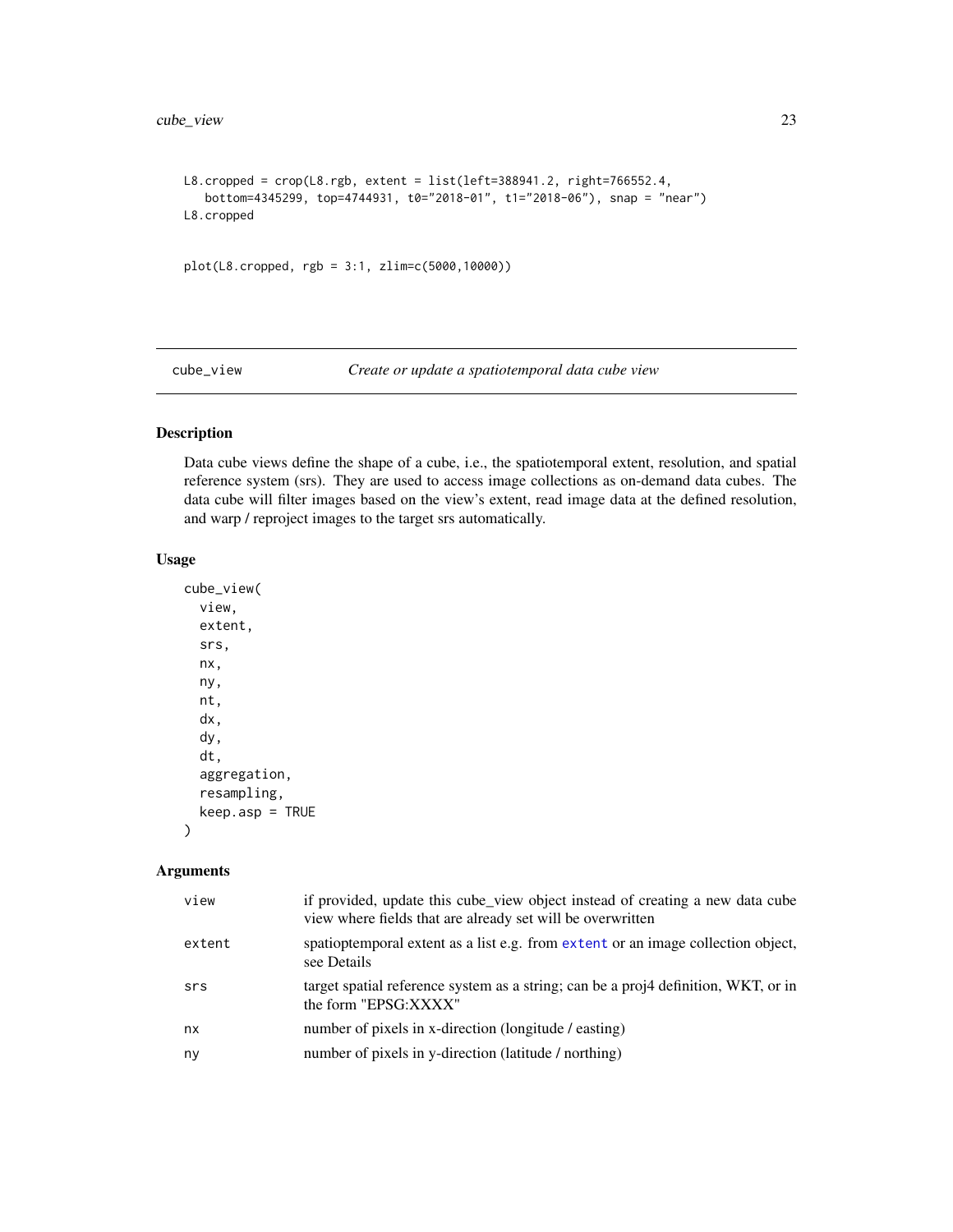```
L8.cropped = crop(L8.rgb, extent = list(left=388941.2, right=766552.4,
   bottom=4345299, top=4744931, t0="2018-01", t1="2018-06"), snap = "near")
L8.cropped


plot(L8.cropped, rgb = 3:1, zlim=c(5000,10000))
```

---

## cube_view *Create or update a spatiotemporal data cube view*

---

### Description

Data cube views define the shape of a cube, i.e., the spatiotemporal extent, resolution, and spatial reference system (srs). They are used to access image collections as on-demand data cubes. The data cube will filter images based on the view's extent, read image data at the defined resolution, and warp / reproject images to the target srs automatically.

### Usage

```
cube_view(
  view,
  extent,
  srs,
  nx,
  ny,
  nt,
  dx,
  dy,
  dt,
  aggregation,
  resampling,
  keep.asp = TRUE
)
```

### Arguments

| | |
|---|---|
| view | if provided, update this cube_view object instead of creating a new data cube view where fields that are already set will be overwritten |
| extent | spatioptemporal extent as a list e.g. from extent or an image collection object, see Details |
| srs | target spatial reference system as a string; can be a proj4 definition, WKT, or in the form "EPSG:XXXX" |
| nx | number of pixels in x-direction (longitude / easting) |
| ny | number of pixels in y-direction (latitude / northing) |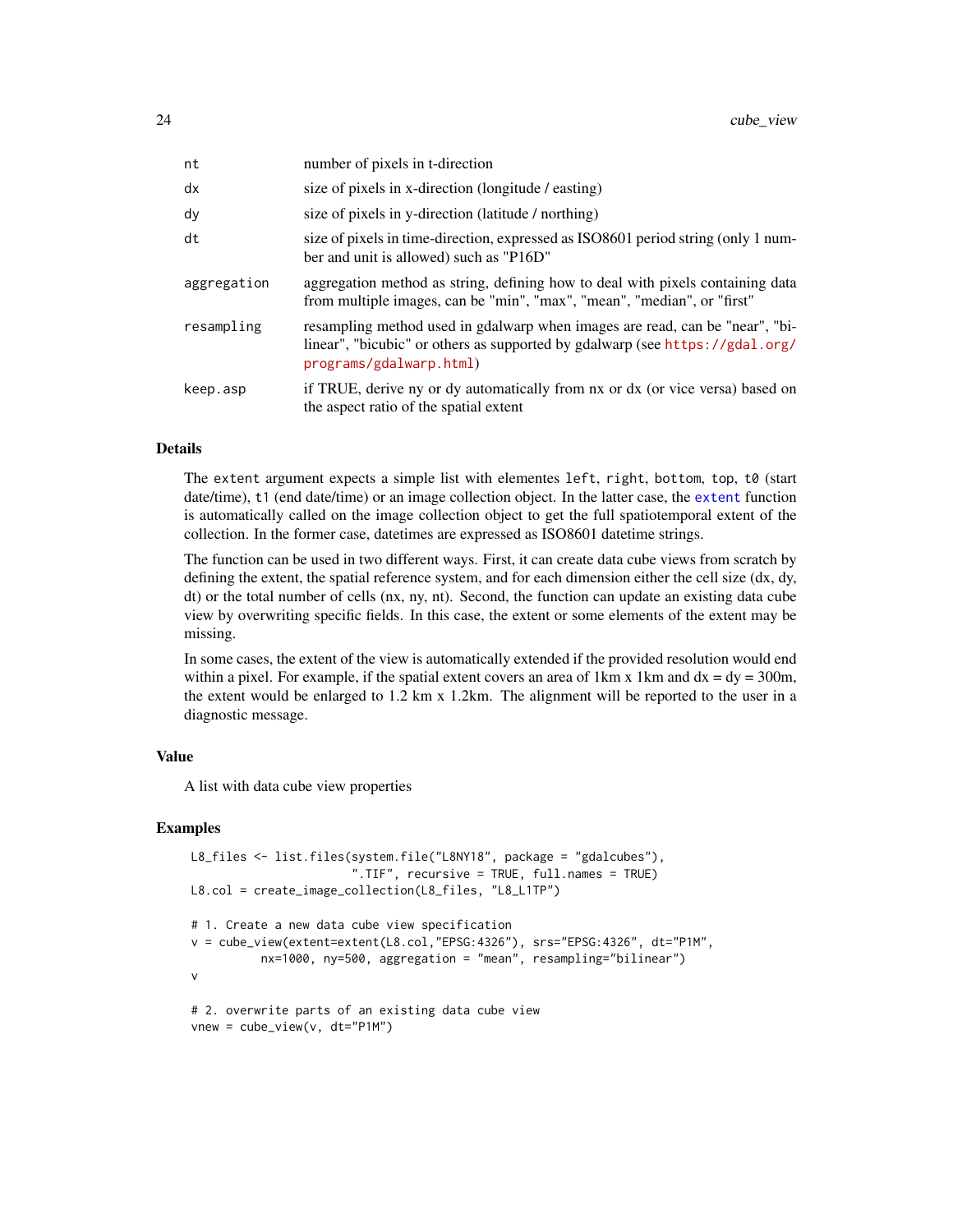| | |
|---|---|
| nt | number of pixels in t-direction |
| dx | size of pixels in x-direction (longitude / easting) |
| dy | size of pixels in y-direction (latitude / northing) |
| dt | size of pixels in time-direction, expressed as ISO8601 period string (only 1 number and unit is allowed) such as "P16D" |
| aggregation | aggregation method as string, defining how to deal with pixels containing data from multiple images, can be "min", "max", "mean", "median", or "first" |
| resampling | resampling method used in gdalwarp when images are read, can be "near", "bilinear", "bicubic" or others as supported by gdalwarp (see https://gdal.org/programs/gdalwarp.html) |
| keep.asp | if TRUE, derive ny or dy automatically from nx or dx (or vice versa) based on the aspect ratio of the spatial extent |

## Details

The `extent` argument expects a simple list with elementes `left`, `right`, `bottom`, `top`, `t0` (start date/time), `t1` (end date/time) or an image collection object. In the latter case, the `extent` function is automatically called on the image collection object to get the full spatiotemporal extent of the collection. In the former case, datetimes are expressed as ISO8601 datetime strings.

The function can be used in two different ways. First, it can create data cube views from scratch by defining the extent, the spatial reference system, and for each dimension either the cell size (dx, dy, dt) or the total number of cells (nx, ny, nt). Second, the function can update an existing data cube view by overwriting specific fields. In this case, the extent or some elements of the extent may be missing.

In some cases, the extent of the view is automatically extended if the provided resolution would end within a pixel. For example, if the spatial extent covers an area of 1km x 1km and dx = dy = 300m, the extent would be enlarged to 1.2 km x 1.2km. The alignment will be reported to the user in a diagnostic message.

## Value

A list with data cube view properties

## Examples

```
L8_files <- list.files(system.file("L8NY18", package = "gdalcubes"),
                       ".TIF", recursive = TRUE, full.names = TRUE)
L8.col = create_image_collection(L8_files, "L8_L1TP")

# 1. Create a new data cube view specification
v = cube_view(extent=extent(L8.col,"EPSG:4326"), srs="EPSG:4326", dt="P1M",
          nx=1000, ny=500, aggregation = "mean", resampling="bilinear")
v

# 2. overwrite parts of an existing data cube view
vnew = cube_view(v, dt="P1M")
```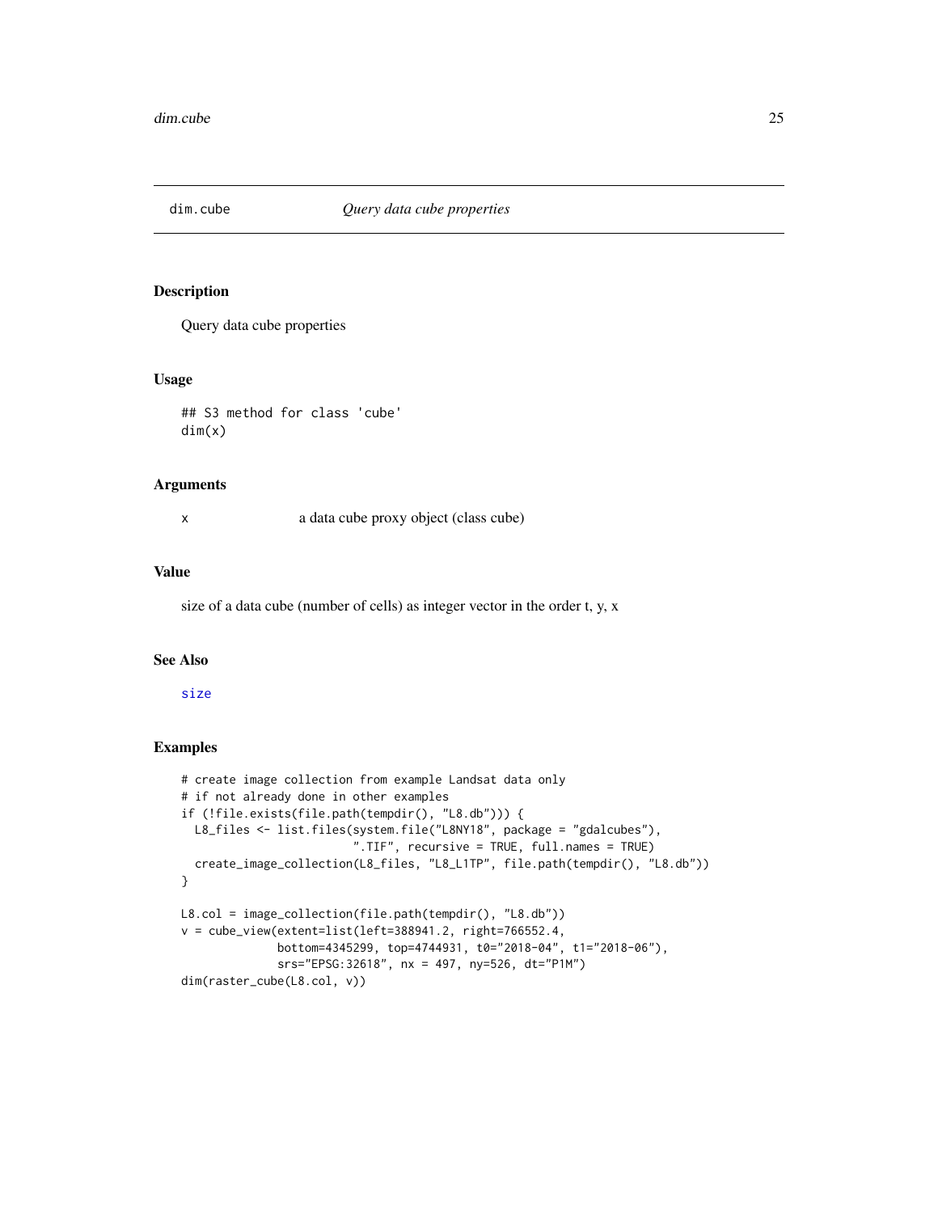## dim.cube *Query data cube properties*

### Description

Query data cube properties

### Usage

```
## S3 method for class 'cube'
dim(x)
```

### Arguments

x a data cube proxy object (class cube)

### Value

size of a data cube (number of cells) as integer vector in the order t, y, x

### See Also

size

### Examples

```
# create image collection from example Landsat data only
# if not already done in other examples
if (!file.exists(file.path(tempdir(), "L8.db"))) {
  L8_files <- list.files(system.file("L8NY18", package = "gdalcubes"),
                         ".TIF", recursive = TRUE, full.names = TRUE)
  create_image_collection(L8_files, "L8_L1TP", file.path(tempdir(), "L8.db"))
}

L8.col = image_collection(file.path(tempdir(), "L8.db"))
v = cube_view(extent=list(left=388941.2, right=766552.4,
              bottom=4345299, top=4744931, t0="2018-04", t1="2018-06"),
              srs="EPSG:32618", nx = 497, ny=526, dt="P1M")
dim(raster_cube(L8.col, v))
```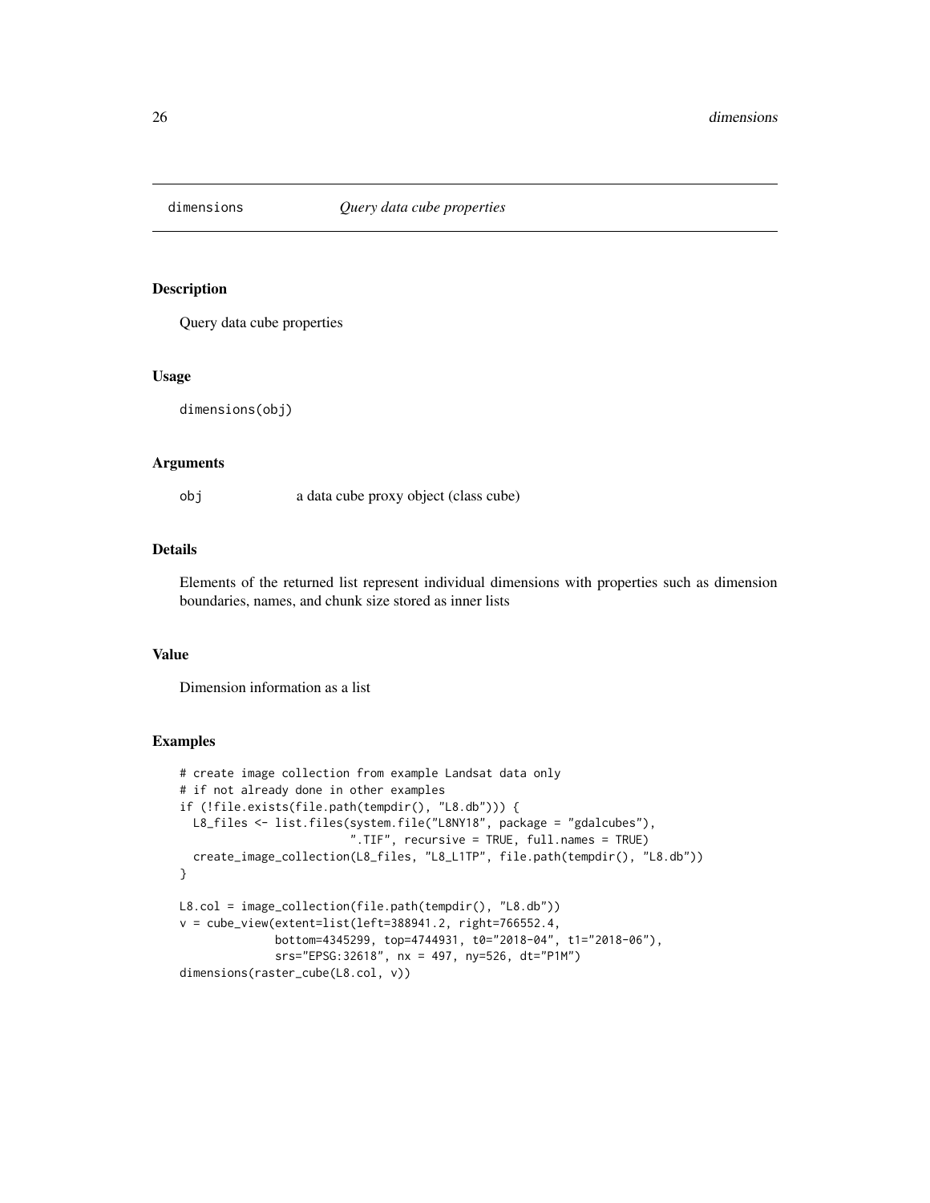dimensions *Query data cube properties*

## Description

Query data cube properties

## Usage

```
dimensions(obj)
```

## Arguments

| | |
|---|---|
| obj | a data cube proxy object (class cube) |

## Details

Elements of the returned list represent individual dimensions with properties such as dimension boundaries, names, and chunk size stored as inner lists

## Value

Dimension information as a list

## Examples

```
# create image collection from example Landsat data only
# if not already done in other examples
if (!file.exists(file.path(tempdir(), "L8.db"))) {
  L8_files <- list.files(system.file("L8NY18", package = "gdalcubes"),
                         ".TIF", recursive = TRUE, full.names = TRUE)
  create_image_collection(L8_files, "L8_L1TP", file.path(tempdir(), "L8.db"))
}

L8.col = image_collection(file.path(tempdir(), "L8.db"))
v = cube_view(extent=list(left=388941.2, right=766552.4,
              bottom=4345299, top=4744931, t0="2018-04", t1="2018-06"),
              srs="EPSG:32618", nx = 497, ny=526, dt="P1M")
dimensions(raster_cube(L8.col, v))
```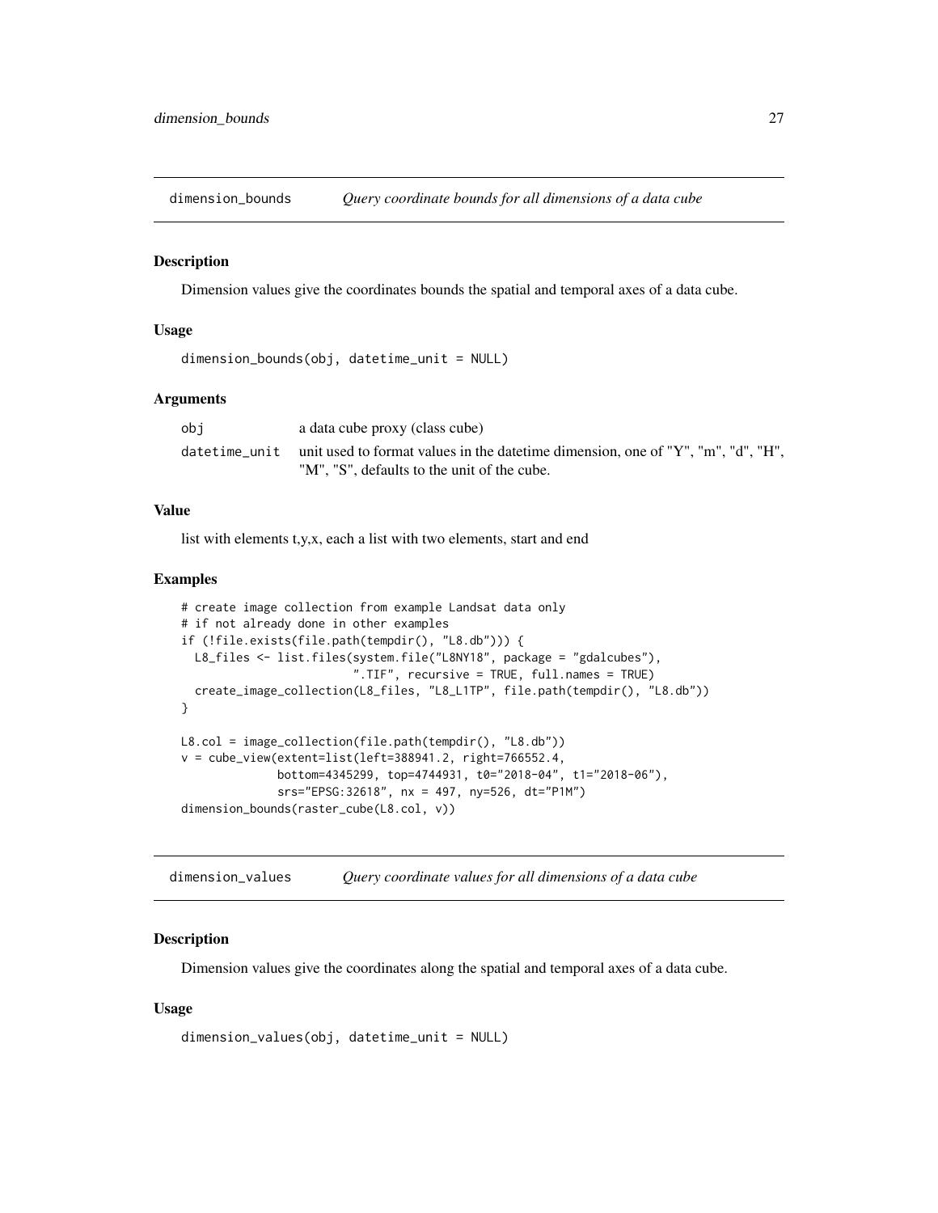## dimension_bounds *Query coordinate bounds for all dimensions of a data cube*

### Description

Dimension values give the coordinates bounds the spatial and temporal axes of a data cube.

### Usage

```
dimension_bounds(obj, datetime_unit = NULL)
```

### Arguments

| | |
|---|---|
| obj | a data cube proxy (class cube) |
| datetime_unit | unit used to format values in the datetime dimension, one of "Y", "m", "d", "H", "M", "S", defaults to the unit of the cube. |

### Value

list with elements t,y,x, each a list with two elements, start and end

### Examples

```
# create image collection from example Landsat data only
# if not already done in other examples
if (!file.exists(file.path(tempdir(), "L8.db"))) {
  L8_files <- list.files(system.file("L8NY18", package = "gdalcubes"),
                         ".TIF", recursive = TRUE, full.names = TRUE)
  create_image_collection(L8_files, "L8_L1TP", file.path(tempdir(), "L8.db"))
}

L8.col = image_collection(file.path(tempdir(), "L8.db"))
v = cube_view(extent=list(left=388941.2, right=766552.4,
              bottom=4345299, top=4744931, t0="2018-04", t1="2018-06"),
              srs="EPSG:32618", nx = 497, ny=526, dt="P1M")
dimension_bounds(raster_cube(L8.col, v))
```

## dimension_values *Query coordinate values for all dimensions of a data cube*

### Description

Dimension values give the coordinates along the spatial and temporal axes of a data cube.

### Usage

```
dimension_values(obj, datetime_unit = NULL)
```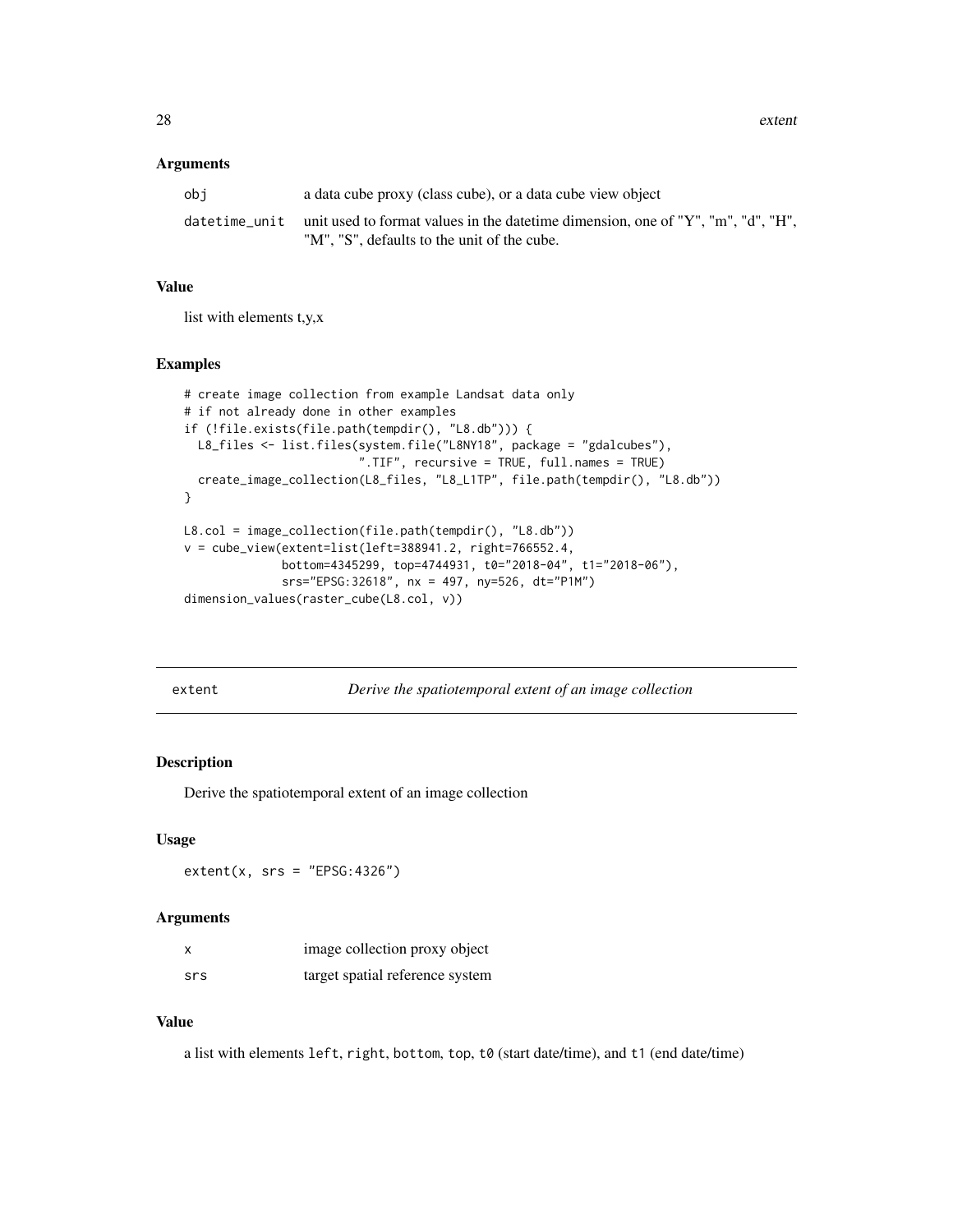### Arguments

| | |
|---|---|
| obj | a data cube proxy (class cube), or a data cube view object |
| datetime_unit | unit used to format values in the datetime dimension, one of "Y", "m", "d", "H", "M", "S", defaults to the unit of the cube. |

### Value

list with elements t,y,x

### Examples

```
# create image collection from example Landsat data only
# if not already done in other examples
if (!file.exists(file.path(tempdir(), "L8.db"))) {
  L8_files <- list.files(system.file("L8NY18", package = "gdalcubes"),
                         ".TIF", recursive = TRUE, full.names = TRUE)
  create_image_collection(L8_files, "L8_L1TP", file.path(tempdir(), "L8.db"))
}

L8.col = image_collection(file.path(tempdir(), "L8.db"))
v = cube_view(extent=list(left=388941.2, right=766552.4,
              bottom=4345299, top=4744931, t0="2018-04", t1="2018-06"),
              srs="EPSG:32618", nx = 497, ny=526, dt="P1M")
dimension_values(raster_cube(L8.col, v))
```

---

## extent — *Derive the spatiotemporal extent of an image collection*

### Description

Derive the spatiotemporal extent of an image collection

### Usage

```
extent(x, srs = "EPSG:4326")
```

### Arguments

| | |
|---|---|
| x | image collection proxy object |
| srs | target spatial reference system |

### Value

a list with elements `left`, `right`, `bottom`, `top`, `t0` (start date/time), and `t1` (end date/time)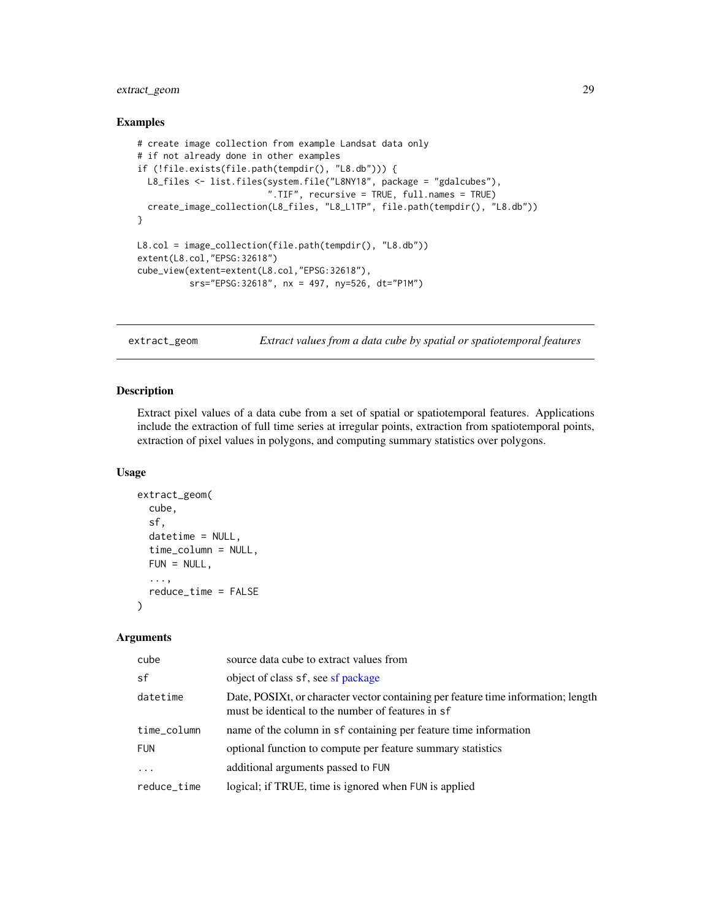## Examples

```
# create image collection from example Landsat data only
# if not already done in other examples
if (!file.exists(file.path(tempdir(), "L8.db"))) {
  L8_files <- list.files(system.file("L8NY18", package = "gdalcubes"),
                         ".TIF", recursive = TRUE, full.names = TRUE)
  create_image_collection(L8_files, "L8_L1TP", file.path(tempdir(), "L8.db"))
}

L8.col = image_collection(file.path(tempdir(), "L8.db"))
extent(L8.col,"EPSG:32618")
cube_view(extent=extent(L8.col,"EPSG:32618"),
          srs="EPSG:32618", nx = 497, ny=526, dt="P1M")
```

---

# extract_geom — *Extract values from a data cube by spatial or spatiotemporal features*

---

## Description

Extract pixel values of a data cube from a set of spatial or spatiotemporal features. Applications include the extraction of full time series at irregular points, extraction from spatiotemporal points, extraction of pixel values in polygons, and computing summary statistics over polygons.

## Usage

```
extract_geom(
  cube,
  sf,
  datetime = NULL,
  time_column = NULL,
  FUN = NULL,
  ...,
  reduce_time = FALSE
)
```

## Arguments

| | |
|---|---|
| `cube` | source data cube to extract values from |
| `sf` | object of class `sf`, see sf package |
| `datetime` | Date, POSIXt, or character vector containing per feature time information; length must be identical to the number of features in `sf` |
| `time_column` | name of the column in `sf` containing per feature time information |
| `FUN` | optional function to compute per feature summary statistics |
| `...` | additional arguments passed to `FUN` |
| `reduce_time` | logical; if TRUE, time is ignored when `FUN` is applied |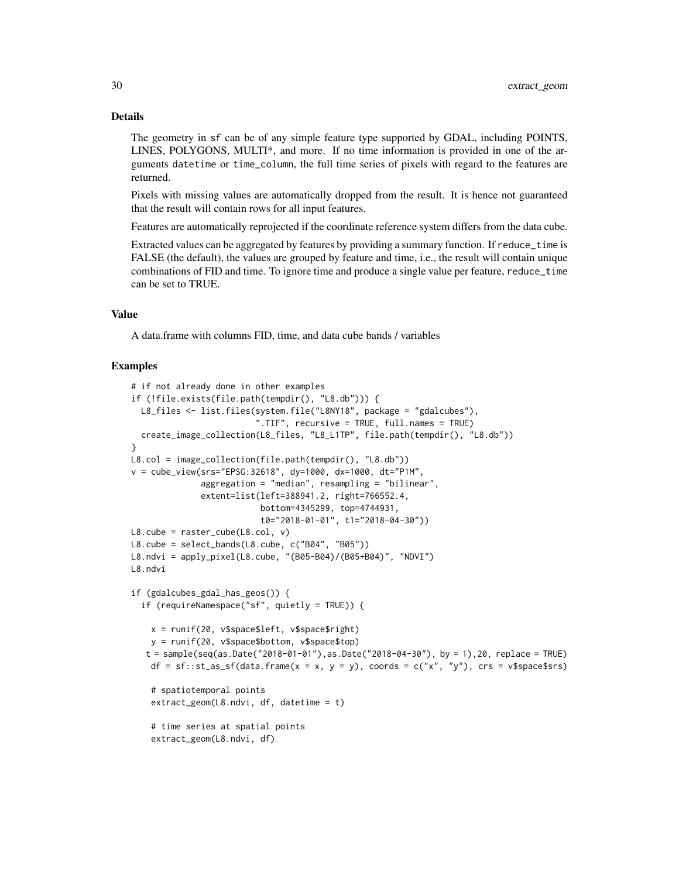## Details

The geometry in `sf` can be of any simple feature type supported by GDAL, including POINTS, LINES, POLYGONS, MULTI*, and more. If no time information is provided in one of the arguments `datetime` or `time_column`, the full time series of pixels with regard to the features are returned.

Pixels with missing values are automatically dropped from the result. It is hence not guaranteed that the result will contain rows for all input features.

Features are automatically reprojected if the coordinate reference system differs from the data cube.

Extracted values can be aggregated by features by providing a summary function. If `reduce_time` is FALSE (the default), the values are grouped by feature and time, i.e., the result will contain unique combinations of FID and time. To ignore time and produce a single value per feature, `reduce_time` can be set to TRUE.

## Value

A data.frame with columns FID, time, and data cube bands / variables

## Examples

```
# if not already done in other examples
if (!file.exists(file.path(tempdir(), "L8.db"))) {
  L8_files <- list.files(system.file("L8NY18", package = "gdalcubes"),
                         ".TIF", recursive = TRUE, full.names = TRUE)
  create_image_collection(L8_files, "L8_L1TP", file.path(tempdir(), "L8.db"))
}
L8.col = image_collection(file.path(tempdir(), "L8.db"))
v = cube_view(srs="EPSG:32618", dy=1000, dx=1000, dt="P1M",
              aggregation = "median", resampling = "bilinear",
              extent=list(left=388941.2, right=766552.4,
                          bottom=4345299, top=4744931,
                          t0="2018-01-01", t1="2018-04-30"))
L8.cube = raster_cube(L8.col, v)
L8.cube = select_bands(L8.cube, c("B04", "B05"))
L8.ndvi = apply_pixel(L8.cube, "(B05-B04)/(B05+B04)", "NDVI")
L8.ndvi

if (gdalcubes_gdal_has_geos()) {
  if (requireNamespace("sf", quietly = TRUE)) {

    x = runif(20, v$space$left, v$space$right)
    y = runif(20, v$space$bottom, v$space$top)
   t = sample(seq(as.Date("2018-01-01"),as.Date("2018-04-30"), by = 1),20, replace = TRUE)
    df = sf::st_as_sf(data.frame(x = x, y = y), coords = c("x", "y"), crs = v$space$srs)

    # spatiotemporal points
    extract_geom(L8.ndvi, df, datetime = t)

    # time series at spatial points
    extract_geom(L8.ndvi, df)
```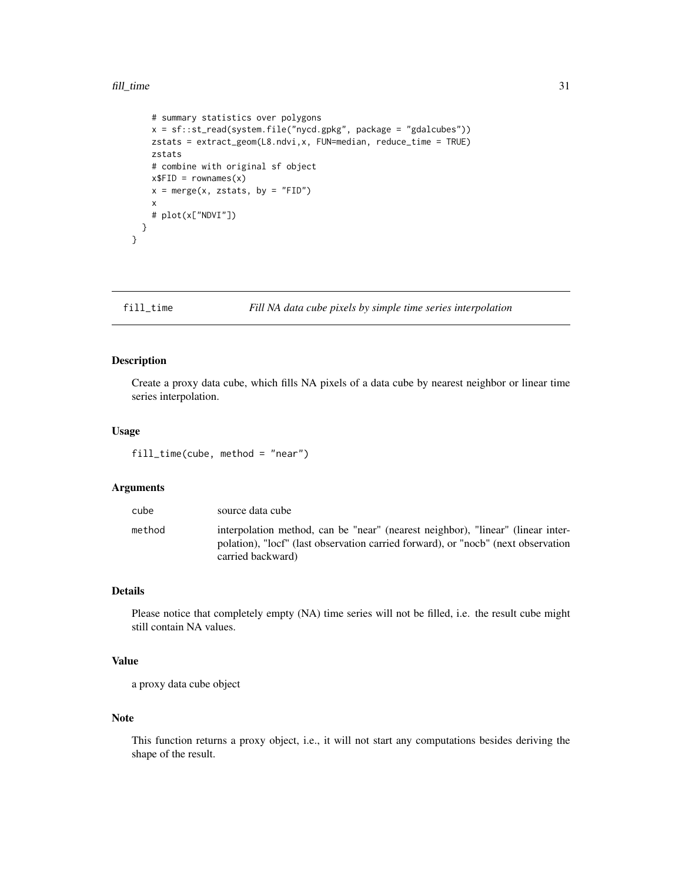```
    # summary statistics over polygons
    x = sf::st_read(system.file("nycd.gpkg", package = "gdalcubes"))
    zstats = extract_geom(L8.ndvi,x, FUN=median, reduce_time = TRUE)
    zstats
    # combine with original sf object
    x$FID = rownames(x)
    x = merge(x, zstats, by = "FID")
    x
    # plot(x["NDVI"])
  }
}
```

---

## fill_time — *Fill NA data cube pixels by simple time series interpolation*

### Description

Create a proxy data cube, which fills NA pixels of a data cube by nearest neighbor or linear time series interpolation.

### Usage

```
fill_time(cube, method = "near")
```

### Arguments

| | |
|---|---|
| cube | source data cube |
| method | interpolation method, can be "near" (nearest neighbor), "linear" (linear interpolation), "locf" (last observation carried forward), or "nocb" (next observation carried backward) |

### Details

Please notice that completely empty (NA) time series will not be filled, i.e. the result cube might still contain NA values.

### Value

a proxy data cube object

### Note

This function returns a proxy object, i.e., it will not start any computations besides deriving the shape of the result.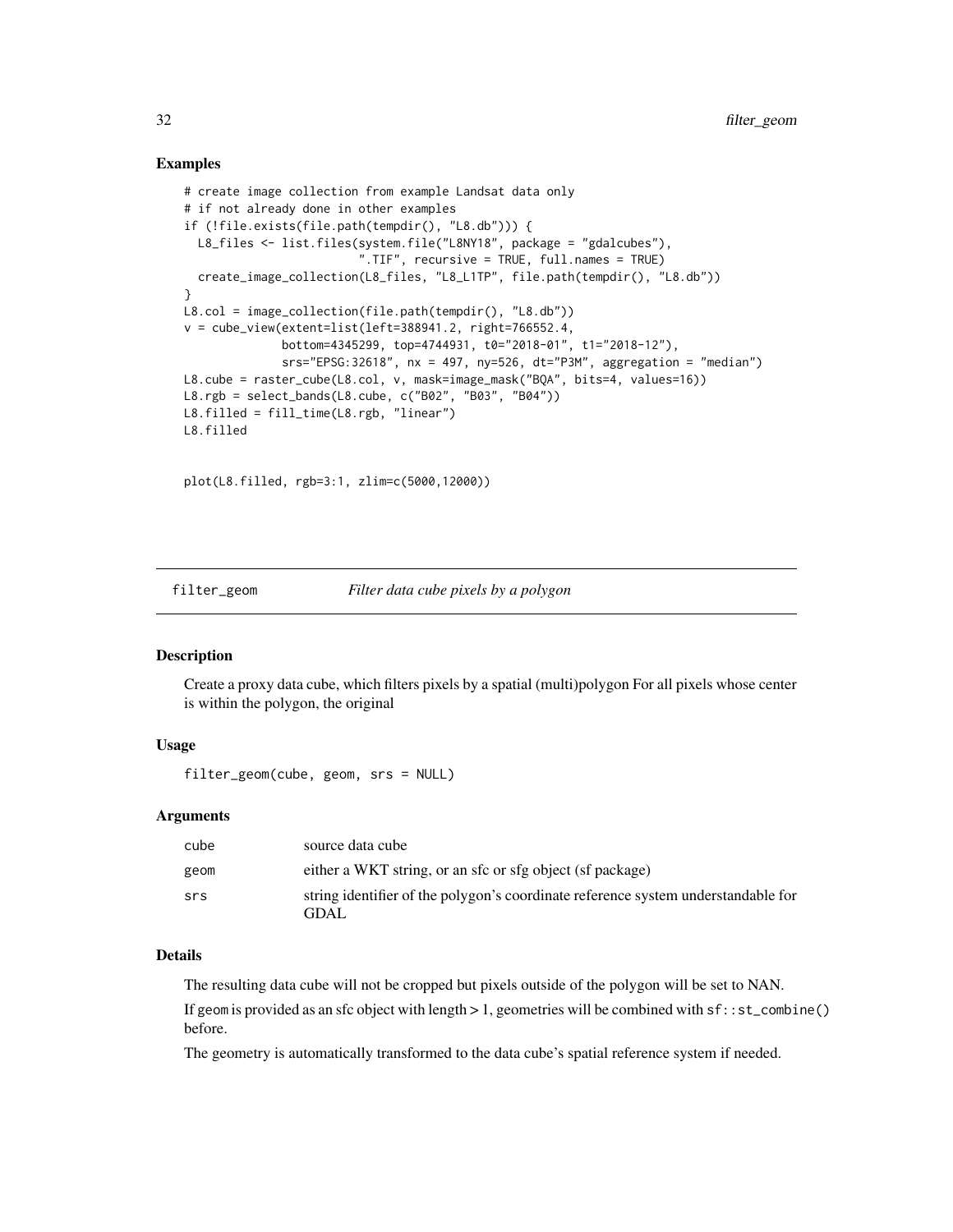## Examples

```
# create image collection from example Landsat data only
# if not already done in other examples
if (!file.exists(file.path(tempdir(), "L8.db"))) {
  L8_files <- list.files(system.file("L8NY18", package = "gdalcubes"),
                         ".TIF", recursive = TRUE, full.names = TRUE)
  create_image_collection(L8_files, "L8_L1TP", file.path(tempdir(), "L8.db"))
}
L8.col = image_collection(file.path(tempdir(), "L8.db"))
v = cube_view(extent=list(left=388941.2, right=766552.4,
              bottom=4345299, top=4744931, t0="2018-01", t1="2018-12"),
              srs="EPSG:32618", nx = 497, ny=526, dt="P3M", aggregation = "median")
L8.cube = raster_cube(L8.col, v, mask=image_mask("BQA", bits=4, values=16))
L8.rgb = select_bands(L8.cube, c("B02", "B03", "B04"))
L8.filled = fill_time(L8.rgb, "linear")
L8.filled


plot(L8.filled, rgb=3:1, zlim=c(5000,12000))
```

---

# filter_geom — *Filter data cube pixels by a polygon*

## Description

Create a proxy data cube, which filters pixels by a spatial (multi)polygon For all pixels whose center is within the polygon, the original

## Usage

```
filter_geom(cube, geom, srs = NULL)
```

## Arguments

| | |
|---|---|
| cube | source data cube |
| geom | either a WKT string, or an sfc or sfg object (sf package) |
| srs | string identifier of the polygon's coordinate reference system understandable for GDAL |

## Details

The resulting data cube will not be cropped but pixels outside of the polygon will be set to NAN.

If geom is provided as an sfc object with length > 1, geometries will be combined with `sf::st_combine()` before.

The geometry is automatically transformed to the data cube's spatial reference system if needed.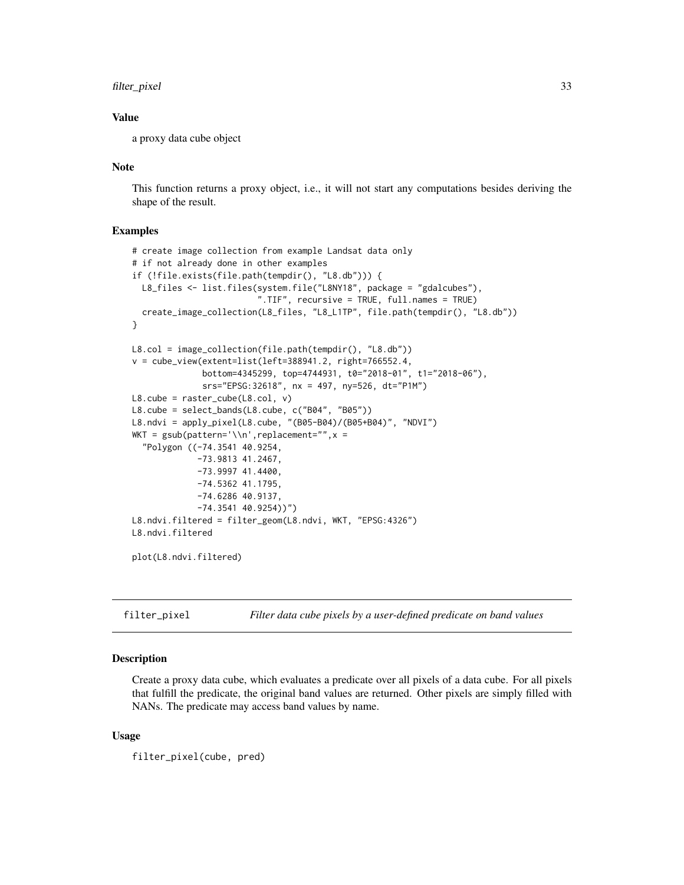### Value

a proxy data cube object

### Note

This function returns a proxy object, i.e., it will not start any computations besides deriving the shape of the result.

### Examples

```
# create image collection from example Landsat data only
# if not already done in other examples
if (!file.exists(file.path(tempdir(), "L8.db"))) {
  L8_files <- list.files(system.file("L8NY18", package = "gdalcubes"),
                         ".TIF", recursive = TRUE, full.names = TRUE)
  create_image_collection(L8_files, "L8_L1TP", file.path(tempdir(), "L8.db"))
}

L8.col = image_collection(file.path(tempdir(), "L8.db"))
v = cube_view(extent=list(left=388941.2, right=766552.4,
              bottom=4345299, top=4744931, t0="2018-01", t1="2018-06"),
              srs="EPSG:32618", nx = 497, ny=526, dt="P1M")
L8.cube = raster_cube(L8.col, v)
L8.cube = select_bands(L8.cube, c("B04", "B05"))
L8.ndvi = apply_pixel(L8.cube, "(B05-B04)/(B05+B04)", "NDVI")
WKT = gsub(pattern='\\n',replacement="",x =
  "Polygon ((-74.3541 40.9254,
            -73.9813 41.2467,
            -73.9997 41.4400,
            -74.5362 41.1795,
            -74.6286 40.9137,
            -74.3541 40.9254))")
L8.ndvi.filtered = filter_geom(L8.ndvi, WKT, "EPSG:4326")
L8.ndvi.filtered

plot(L8.ndvi.filtered)
```

## filter_pixel *Filter data cube pixels by a user-defined predicate on band values*

### Description

Create a proxy data cube, which evaluates a predicate over all pixels of a data cube. For all pixels that fulfill the predicate, the original band values are returned. Other pixels are simply filled with NANs. The predicate may access band values by name.

### Usage

```
filter_pixel(cube, pred)
```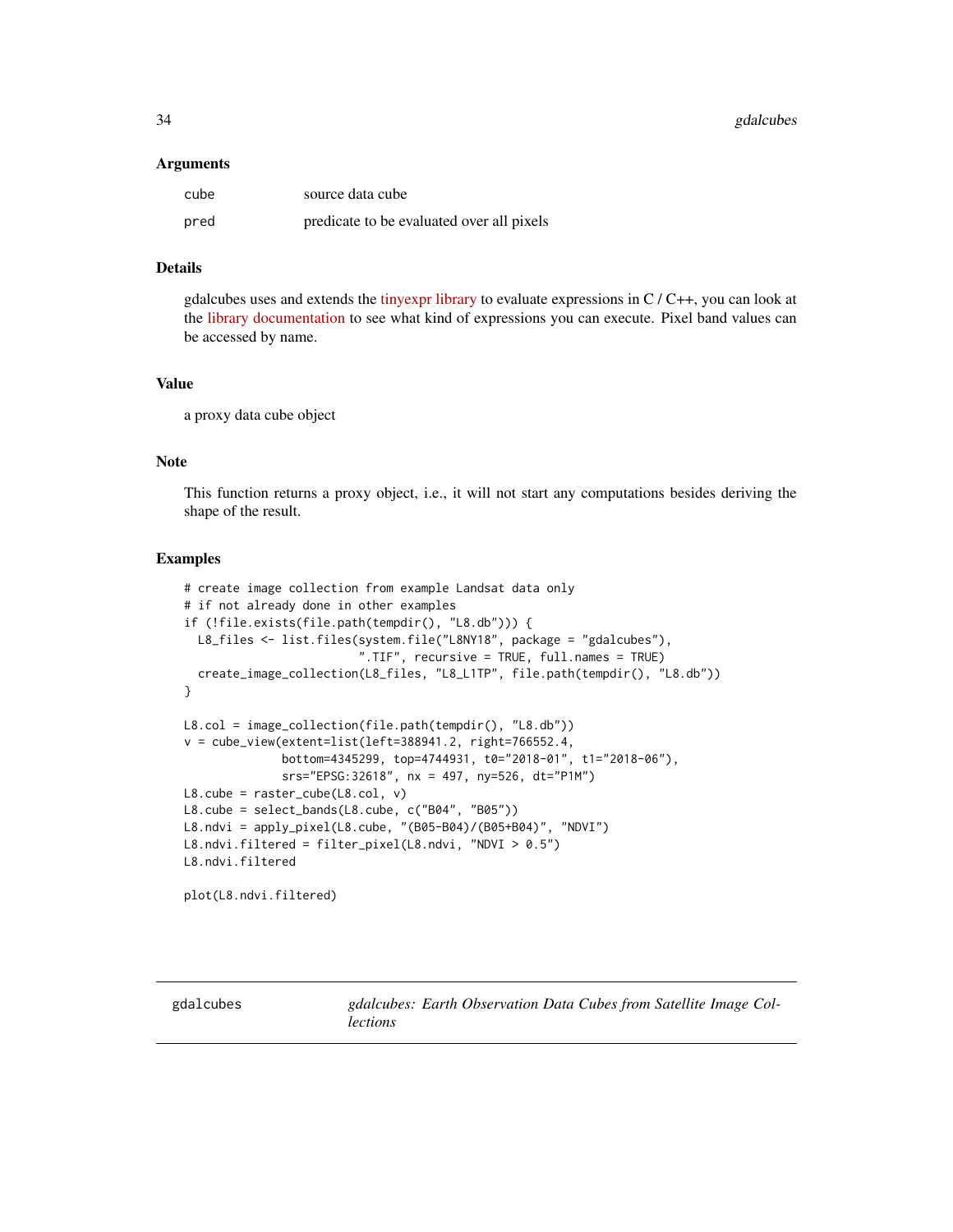### Arguments

| | |
|---|---|
| cube | source data cube |
| pred | predicate to be evaluated over all pixels |

### Details

gdalcubes uses and extends the tinyexpr library to evaluate expressions in C / C++, you can look at the library documentation to see what kind of expressions you can execute. Pixel band values can be accessed by name.

### Value

a proxy data cube object

### Note

This function returns a proxy object, i.e., it will not start any computations besides deriving the shape of the result.

### Examples

```
# create image collection from example Landsat data only
# if not already done in other examples
if (!file.exists(file.path(tempdir(), "L8.db"))) {
  L8_files <- list.files(system.file("L8NY18", package = "gdalcubes"),
                         ".TIF", recursive = TRUE, full.names = TRUE)
  create_image_collection(L8_files, "L8_L1TP", file.path(tempdir(), "L8.db"))
}

L8.col = image_collection(file.path(tempdir(), "L8.db"))
v = cube_view(extent=list(left=388941.2, right=766552.4,
              bottom=4345299, top=4744931, t0="2018-01", t1="2018-06"),
              srs="EPSG:32618", nx = 497, ny=526, dt="P1M")
L8.cube = raster_cube(L8.col, v)
L8.cube = select_bands(L8.cube, c("B04", "B05"))
L8.ndvi = apply_pixel(L8.cube, "(B05-B04)/(B05+B04)", "NDVI")
L8.ndvi.filtered = filter_pixel(L8.ndvi, "NDVI > 0.5")
L8.ndvi.filtered

plot(L8.ndvi.filtered)
```

---

## gdalcubes — *gdalcubes: Earth Observation Data Cubes from Satellite Image Collections*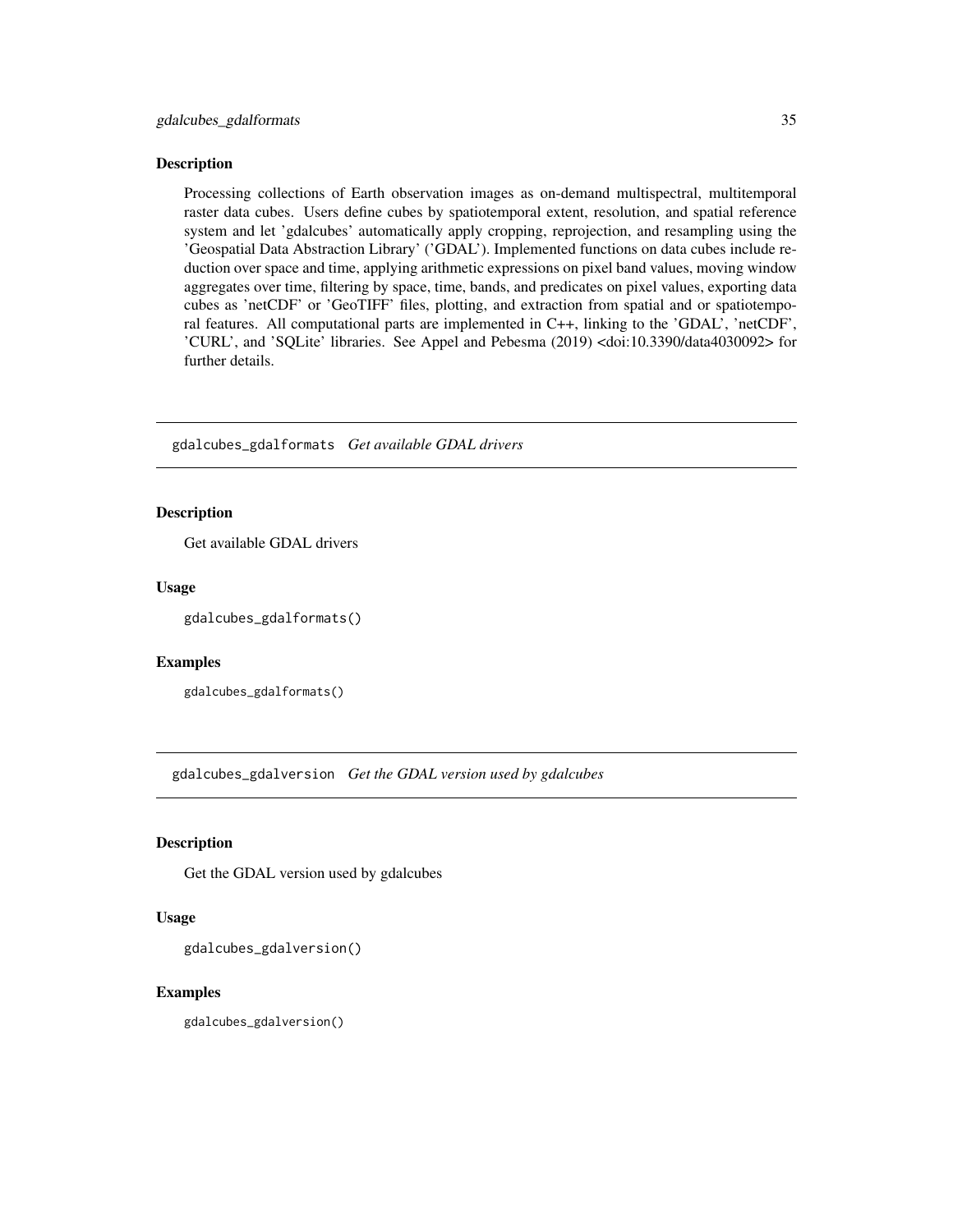### Description

Processing collections of Earth observation images as on-demand multispectral, multitemporal raster data cubes. Users define cubes by spatiotemporal extent, resolution, and spatial reference system and let 'gdalcubes' automatically apply cropping, reprojection, and resampling using the 'Geospatial Data Abstraction Library' ('GDAL'). Implemented functions on data cubes include reduction over space and time, applying arithmetic expressions on pixel band values, moving window aggregates over time, filtering by space, time, bands, and predicates on pixel values, exporting data cubes as 'netCDF' or 'GeoTIFF' files, plotting, and extraction from spatial and or spatiotemporal features. All computational parts are implemented in C++, linking to the 'GDAL', 'netCDF', 'CURL', and 'SQLite' libraries. See Appel and Pebesma (2019) <doi:10.3390/data4030092> for further details.

---

## gdalcubes_gdalformats *Get available GDAL drivers*

### Description

Get available GDAL drivers

### Usage

```
gdalcubes_gdalformats()
```

### Examples

```
gdalcubes_gdalformats()
```

---

## gdalcubes_gdalversion *Get the GDAL version used by gdalcubes*

### Description

Get the GDAL version used by gdalcubes

### Usage

```
gdalcubes_gdalversion()
```

### Examples

```
gdalcubes_gdalversion()
```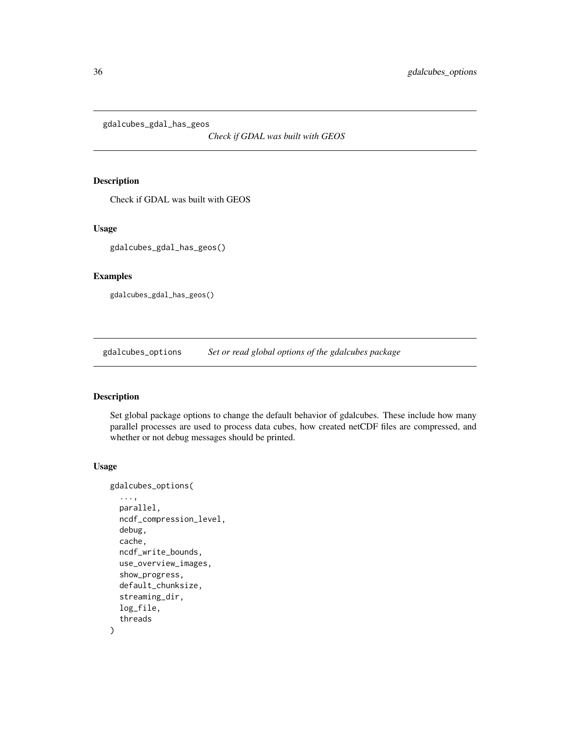## gdalcubes_gdal_has_geos

*Check if GDAL was built with GEOS*

### Description

Check if GDAL was built with GEOS

### Usage

```
gdalcubes_gdal_has_geos()
```

### Examples

```
gdalcubes_gdal_has_geos()
```

## gdalcubes_options

*Set or read global options of the gdalcubes package*

### Description

Set global package options to change the default behavior of gdalcubes. These include how many parallel processes are used to process data cubes, how created netCDF files are compressed, and whether or not debug messages should be printed.

### Usage

```
gdalcubes_options(
  ...,
  parallel,
  ncdf_compression_level,
  debug,
  cache,
  ncdf_write_bounds,
  use_overview_images,
  show_progress,
  default_chunksize,
  streaming_dir,
  log_file,
  threads
)
```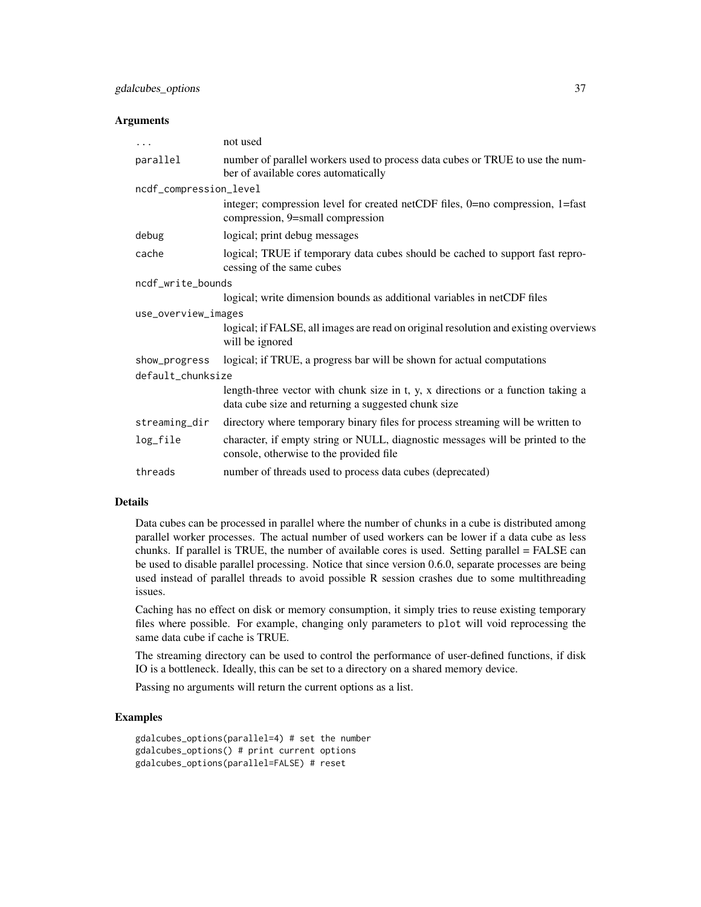### Arguments

| | |
|---|---|
| ... | not used |
| parallel | number of parallel workers used to process data cubes or TRUE to use the number of available cores automatically |
| ncdf_compression_level | integer; compression level for created netCDF files, 0=no compression, 1=fast compression, 9=small compression |
| debug | logical; print debug messages |
| cache | logical; TRUE if temporary data cubes should be cached to support fast reprocessing of the same cubes |
| ncdf_write_bounds | logical; write dimension bounds as additional variables in netCDF files |
| use_overview_images | logical; if FALSE, all images are read on original resolution and existing overviews will be ignored |
| show_progress | logical; if TRUE, a progress bar will be shown for actual computations |
| default_chunksize | length-three vector with chunk size in t, y, x directions or a function taking a data cube size and returning a suggested chunk size |
| streaming_dir | directory where temporary binary files for process streaming will be written to |
| log_file | character, if empty string or NULL, diagnostic messages will be printed to the console, otherwise to the provided file |
| threads | number of threads used to process data cubes (deprecated) |

### Details

Data cubes can be processed in parallel where the number of chunks in a cube is distributed among parallel worker processes. The actual number of used workers can be lower if a data cube as less chunks. If parallel is TRUE, the number of available cores is used. Setting parallel = FALSE can be used to disable parallel processing. Notice that since version 0.6.0, separate processes are being used instead of parallel threads to avoid possible R session crashes due to some multithreading issues.

Caching has no effect on disk or memory consumption, it simply tries to reuse existing temporary files where possible. For example, changing only parameters to `plot` will void reprocessing the same data cube if cache is TRUE.

The streaming directory can be used to control the performance of user-defined functions, if disk IO is a bottleneck. Ideally, this can be set to a directory on a shared memory device.

Passing no arguments will return the current options as a list.

### Examples

```
gdalcubes_options(parallel=4) # set the number
gdalcubes_options() # print current options
gdalcubes_options(parallel=FALSE) # reset
```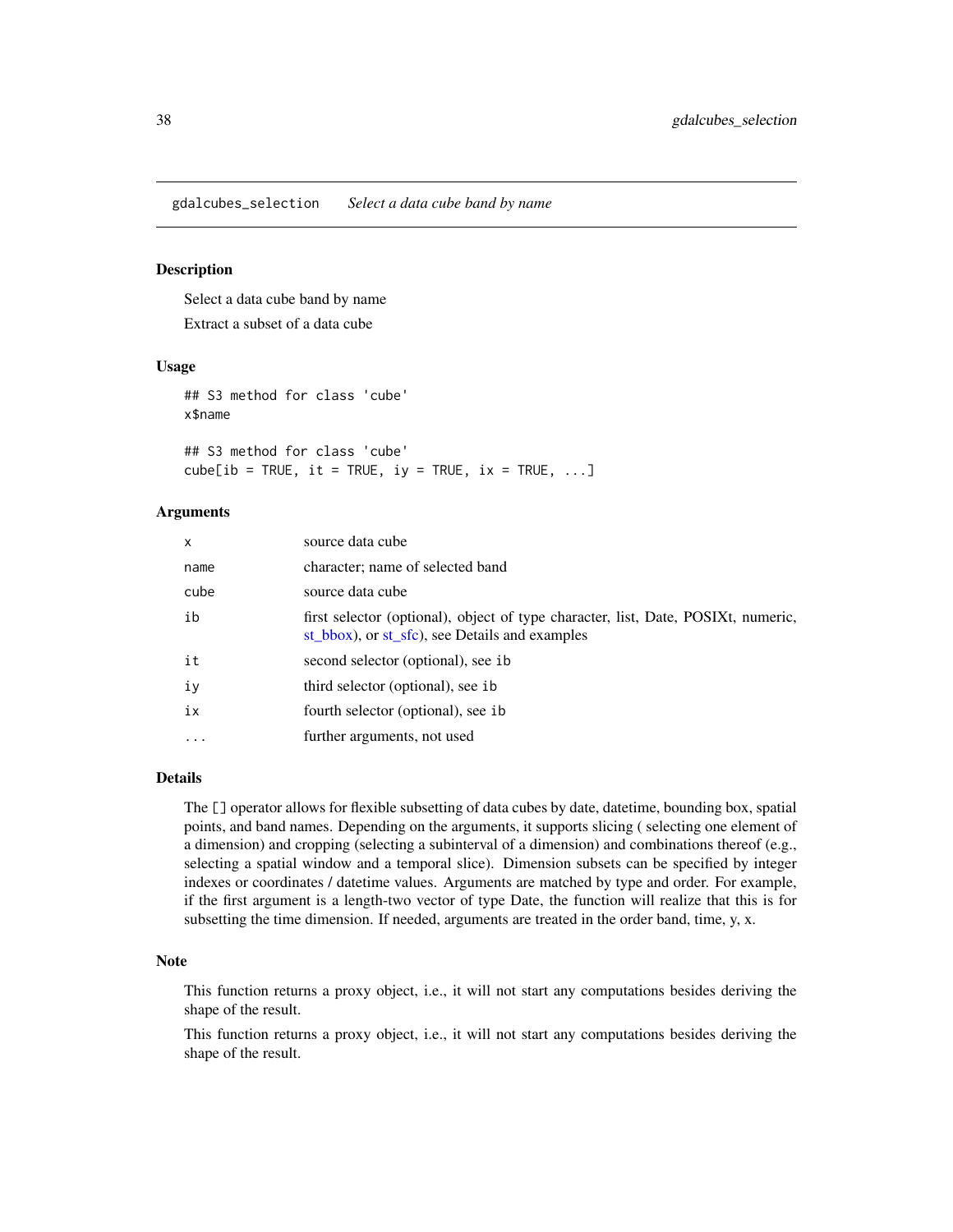## gdalcubes_selection *Select a data cube band by name*

### Description

Select a data cube band by name

Extract a subset of a data cube

### Usage

```
## S3 method for class 'cube'
x$name

## S3 method for class 'cube'
cube[ib = TRUE, it = TRUE, iy = TRUE, ix = TRUE, ...]
```

### Arguments

| | |
|---|---|
| x | source data cube |
| name | character; name of selected band |
| cube | source data cube |
| ib | first selector (optional), object of type character, list, Date, POSIXt, numeric, st_bbox), or st_sfc), see Details and examples |
| it | second selector (optional), see ib |
| iy | third selector (optional), see ib |
| ix | fourth selector (optional), see ib |
| ... | further arguments, not used |

### Details

The [] operator allows for flexible subsetting of data cubes by date, datetime, bounding box, spatial points, and band names. Depending on the arguments, it supports slicing ( selecting one element of a dimension) and cropping (selecting a subinterval of a dimension) and combinations thereof (e.g., selecting a spatial window and a temporal slice). Dimension subsets can be specified by integer indexes or coordinates / datetime values. Arguments are matched by type and order. For example, if the first argument is a length-two vector of type Date, the function will realize that this is for subsetting the time dimension. If needed, arguments are treated in the order band, time, y, x.

### Note

This function returns a proxy object, i.e., it will not start any computations besides deriving the shape of the result.

This function returns a proxy object, i.e., it will not start any computations besides deriving the shape of the result.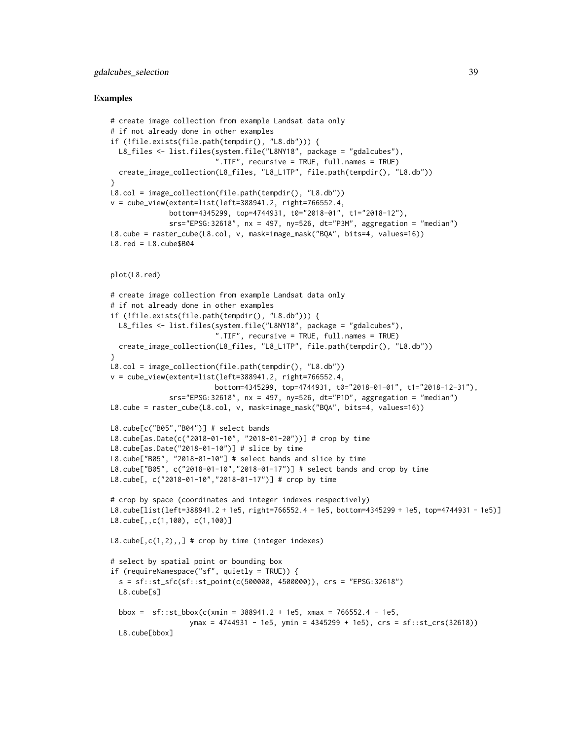## Examples

```
# create image collection from example Landsat data only
# if not already done in other examples
if (!file.exists(file.path(tempdir(), "L8.db"))) {
  L8_files <- list.files(system.file("L8NY18", package = "gdalcubes"),
                         ".TIF", recursive = TRUE, full.names = TRUE)
  create_image_collection(L8_files, "L8_L1TP", file.path(tempdir(), "L8.db"))
}
L8.col = image_collection(file.path(tempdir(), "L8.db"))
v = cube_view(extent=list(left=388941.2, right=766552.4,
              bottom=4345299, top=4744931, t0="2018-01", t1="2018-12"),
              srs="EPSG:32618", nx = 497, ny=526, dt="P3M", aggregation = "median")
L8.cube = raster_cube(L8.col, v, mask=image_mask("BQA", bits=4, values=16))
L8.red = L8.cube$B04


plot(L8.red)

# create image collection from example Landsat data only
# if not already done in other examples
if (!file.exists(file.path(tempdir(), "L8.db"))) {
  L8_files <- list.files(system.file("L8NY18", package = "gdalcubes"),
                         ".TIF", recursive = TRUE, full.names = TRUE)
  create_image_collection(L8_files, "L8_L1TP", file.path(tempdir(), "L8.db"))
}
L8.col = image_collection(file.path(tempdir(), "L8.db"))
v = cube_view(extent=list(left=388941.2, right=766552.4,
                         bottom=4345299, top=4744931, t0="2018-01-01", t1="2018-12-31"),
              srs="EPSG:32618", nx = 497, ny=526, dt="P1D", aggregation = "median")
L8.cube = raster_cube(L8.col, v, mask=image_mask("BQA", bits=4, values=16))

L8.cube[c("B05","B04")] # select bands
L8.cube[as.Date(c("2018-01-10", "2018-01-20"))] # crop by time
L8.cube[as.Date("2018-01-10")] # slice by time
L8.cube["B05", "2018-01-10"] # select bands and slice by time
L8.cube["B05", c("2018-01-10","2018-01-17")] # select bands and crop by time
L8.cube[, c("2018-01-10","2018-01-17")] # crop by time

# crop by space (coordinates and integer indexes respectively)
L8.cube[list(left=388941.2 + 1e5, right=766552.4 - 1e5, bottom=4345299 + 1e5, top=4744931 - 1e5)]
L8.cube[,,c(1,100), c(1,100)]

L8.cube[,c(1,2),,] # crop by time (integer indexes)

# select by spatial point or bounding box
if (requireNamespace("sf", quietly = TRUE)) {
  s = sf::st_sfc(sf::st_point(c(500000, 4500000)), crs = "EPSG:32618")
  L8.cube[s]

  bbox =  sf::st_bbox(c(xmin = 388941.2 + 1e5, xmax = 766552.4 - 1e5,
                  ymax = 4744931 - 1e5, ymin = 4345299 + 1e5), crs = sf::st_crs(32618))
  L8.cube[bbox]
```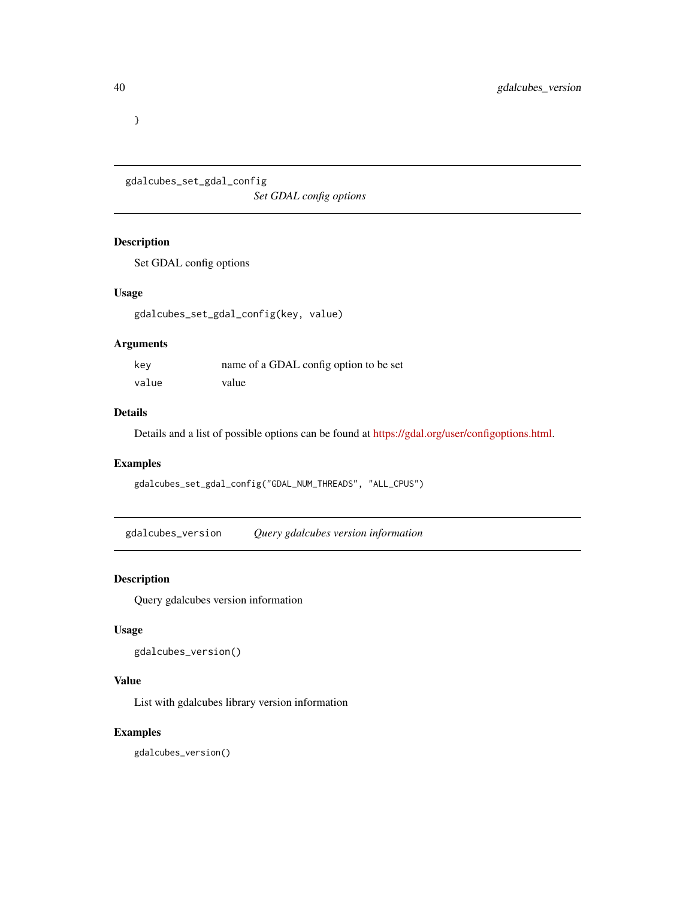```
}
```

---

## gdalcubes_set_gdal_config — *Set GDAL config options*

### Description

Set GDAL config options

### Usage

```
gdalcubes_set_gdal_config(key, value)
```

### Arguments

| | |
|---|---|
| key | name of a GDAL config option to be set |
| value | value |

### Details

Details and a list of possible options can be found at https://gdal.org/user/configoptions.html.

### Examples

```
gdalcubes_set_gdal_config("GDAL_NUM_THREADS", "ALL_CPUS")
```

---

## gdalcubes_version — *Query gdalcubes version information*

### Description

Query gdalcubes version information

### Usage

```
gdalcubes_version()
```

### Value

List with gdalcubes library version information

### Examples

```
gdalcubes_version()
```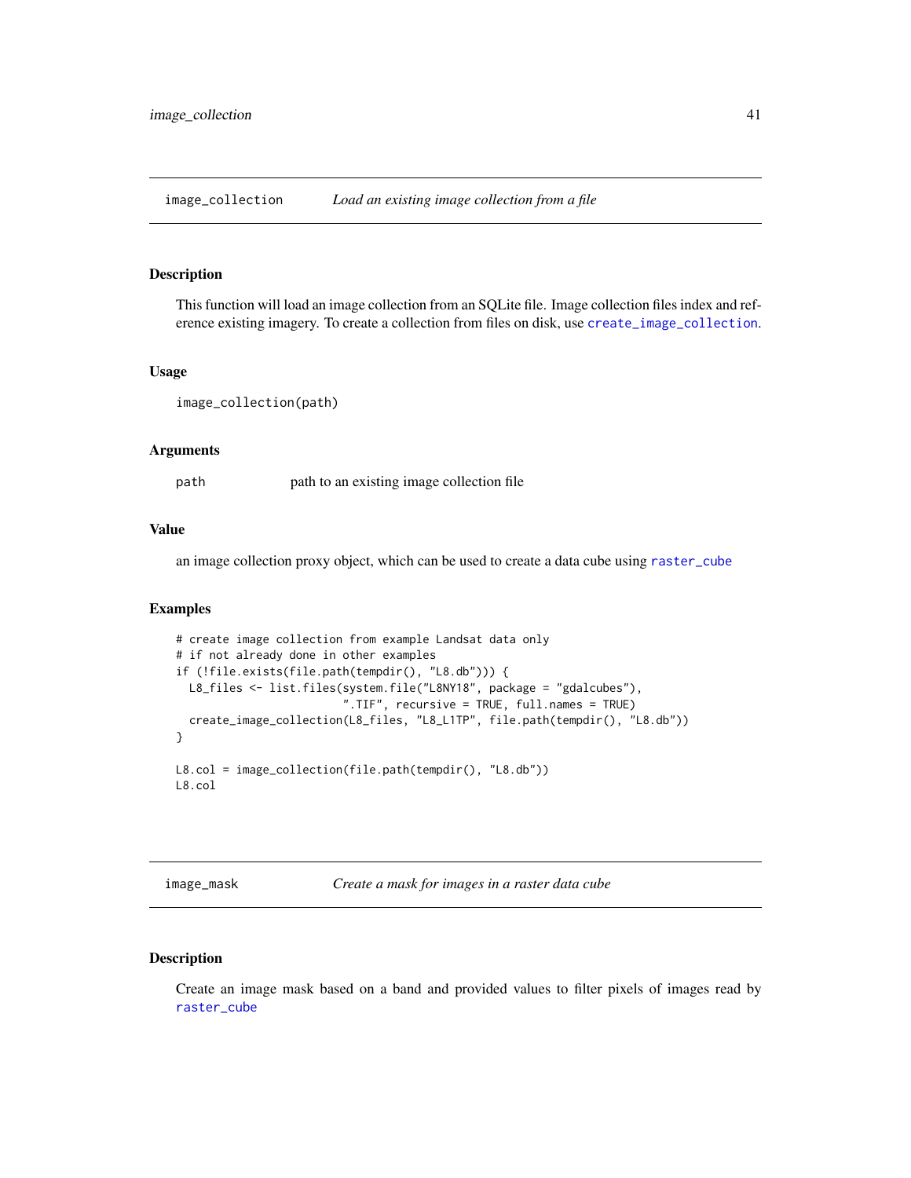## image_collection    *Load an existing image collection from a file*

### Description

This function will load an image collection from an SQLite file. Image collection files index and reference existing imagery. To create a collection from files on disk, use create_image_collection.

### Usage

```
image_collection(path)
```

### Arguments

| | |
|---|---|
| path | path to an existing image collection file |

### Value

an image collection proxy object, which can be used to create a data cube using raster_cube

### Examples

```
# create image collection from example Landsat data only
# if not already done in other examples
if (!file.exists(file.path(tempdir(), "L8.db"))) {
  L8_files <- list.files(system.file("L8NY18", package = "gdalcubes"),
                         ".TIF", recursive = TRUE, full.names = TRUE)
  create_image_collection(L8_files, "L8_L1TP", file.path(tempdir(), "L8.db"))
}

L8.col = image_collection(file.path(tempdir(), "L8.db"))
L8.col
```

## image_mask    *Create a mask for images in a raster data cube*

### Description

Create an image mask based on a band and provided values to filter pixels of images read by raster_cube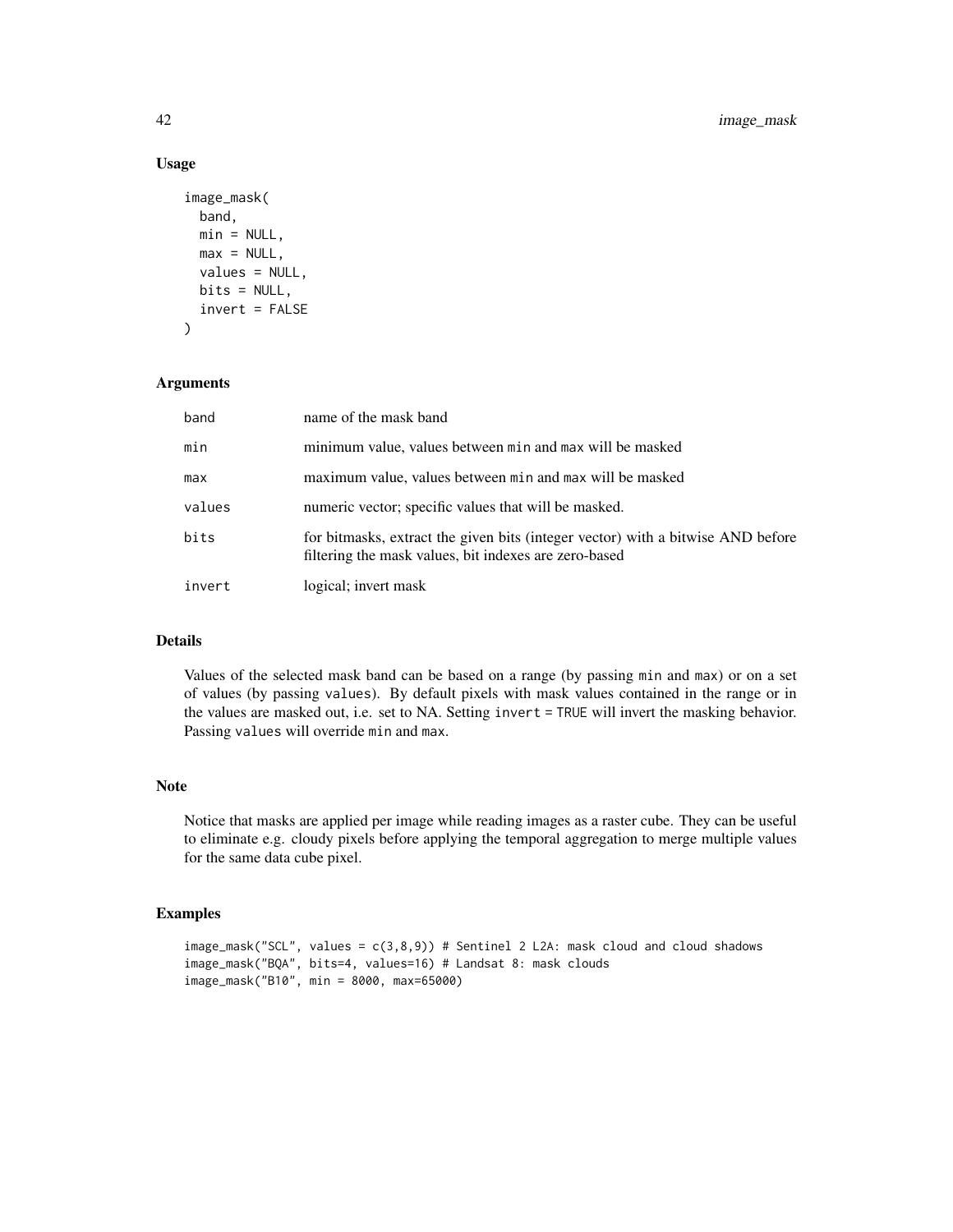### Usage

```
image_mask(
  band,
  min = NULL,
  max = NULL,
  values = NULL,
  bits = NULL,
  invert = FALSE
)
```

### Arguments

| | |
|---|---|
| band | name of the mask band |
| min | minimum value, values between min and max will be masked |
| max | maximum value, values between min and max will be masked |
| values | numeric vector; specific values that will be masked. |
| bits | for bitmasks, extract the given bits (integer vector) with a bitwise AND before filtering the mask values, bit indexes are zero-based |
| invert | logical; invert mask |

### Details

Values of the selected mask band can be based on a range (by passing `min` and `max`) or on a set of values (by passing `values`). By default pixels with mask values contained in the range or in the values are masked out, i.e. set to NA. Setting `invert = TRUE` will invert the masking behavior. Passing `values` will override `min` and `max`.

### Note

Notice that masks are applied per image while reading images as a raster cube. They can be useful to eliminate e.g. cloudy pixels before applying the temporal aggregation to merge multiple values for the same data cube pixel.

### Examples

```
image_mask("SCL", values = c(3,8,9)) # Sentinel 2 L2A: mask cloud and cloud shadows
image_mask("BQA", bits=4, values=16) # Landsat 8: mask clouds
image_mask("B10", min = 8000, max=65000)
```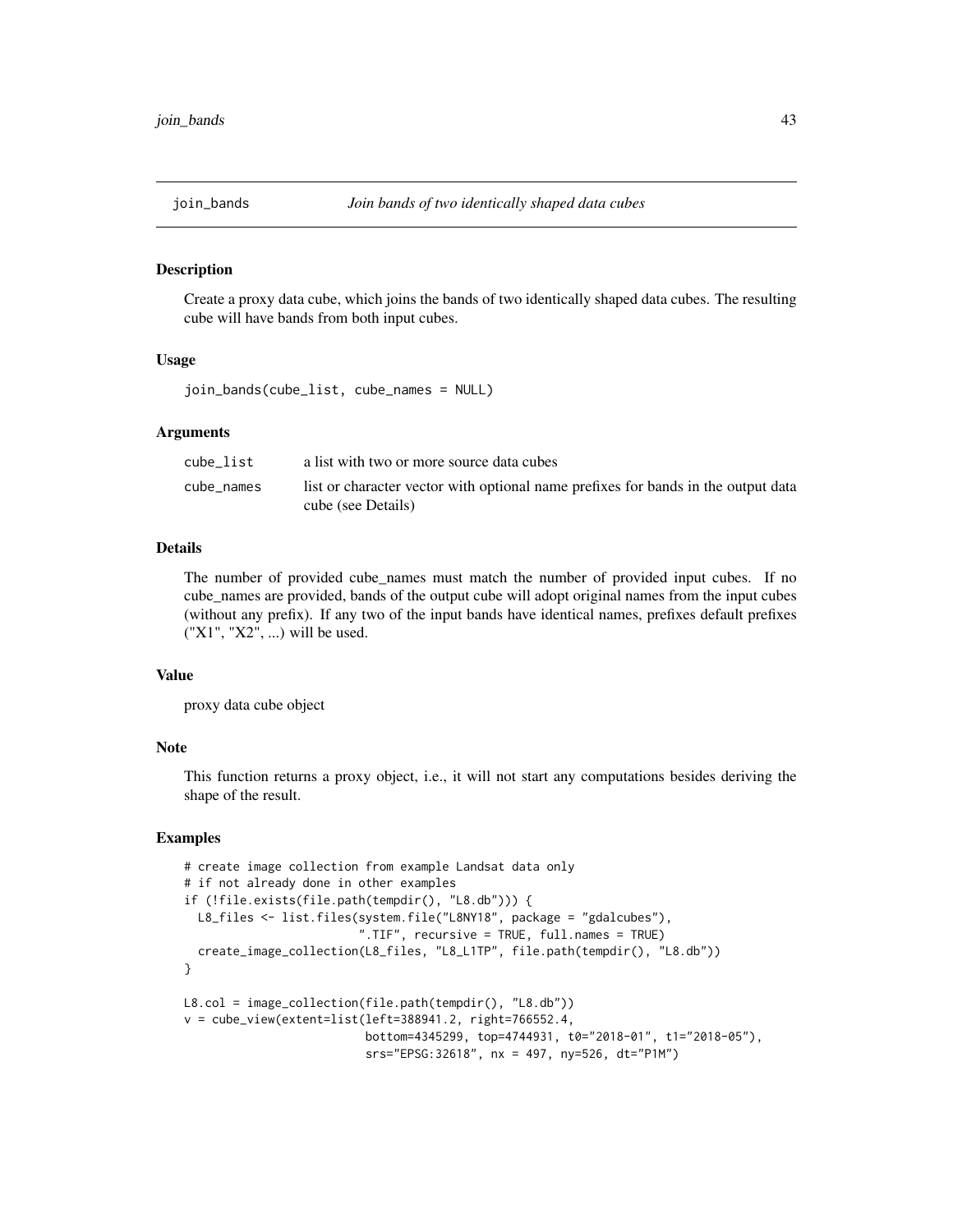join_bands *Join bands of two identically shaped data cubes*

### Description

Create a proxy data cube, which joins the bands of two identically shaped data cubes. The resulting cube will have bands from both input cubes.

### Usage

```
join_bands(cube_list, cube_names = NULL)
```

### Arguments

| | |
|---|---|
| cube_list | a list with two or more source data cubes |
| cube_names | list or character vector with optional name prefixes for bands in the output data cube (see Details) |

### Details

The number of provided cube_names must match the number of provided input cubes. If no cube_names are provided, bands of the output cube will adopt original names from the input cubes (without any prefix). If any two of the input bands have identical names, prefixes default prefixes ("X1", "X2", ...) will be used.

### Value

proxy data cube object

### Note

This function returns a proxy object, i.e., it will not start any computations besides deriving the shape of the result.

### Examples

```
# create image collection from example Landsat data only
# if not already done in other examples
if (!file.exists(file.path(tempdir(), "L8.db"))) {
  L8_files <- list.files(system.file("L8NY18", package = "gdalcubes"),
                         ".TIF", recursive = TRUE, full.names = TRUE)
  create_image_collection(L8_files, "L8_L1TP", file.path(tempdir(), "L8.db"))
}

L8.col = image_collection(file.path(tempdir(), "L8.db"))
v = cube_view(extent=list(left=388941.2, right=766552.4,
                          bottom=4345299, top=4744931, t0="2018-01", t1="2018-05"),
                          srs="EPSG:32618", nx = 497, ny=526, dt="P1M")
```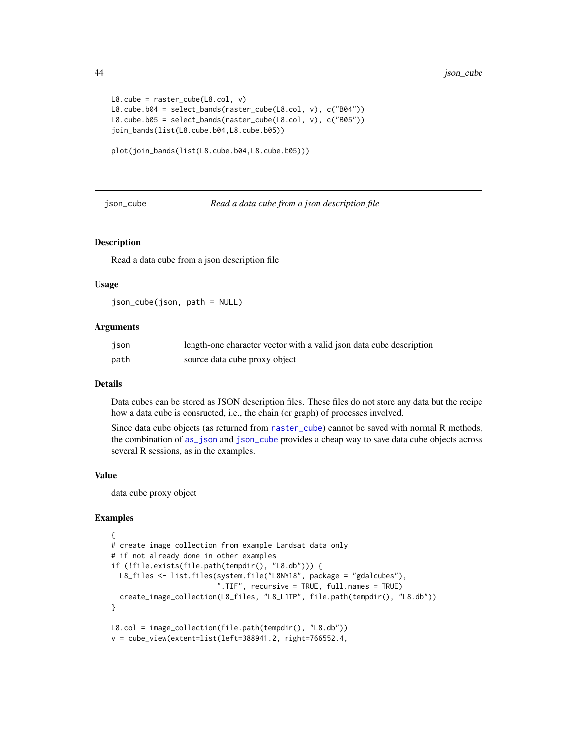```
L8.cube = raster_cube(L8.col, v)
L8.cube.b04 = select_bands(raster_cube(L8.col, v), c("B04"))
L8.cube.b05 = select_bands(raster_cube(L8.col, v), c("B05"))
join_bands(list(L8.cube.b04,L8.cube.b05))

plot(join_bands(list(L8.cube.b04,L8.cube.b05)))
```

---

## json_cube — *Read a data cube from a json description file*

### Description

Read a data cube from a json description file

### Usage

```
json_cube(json, path = NULL)
```

### Arguments

| | |
|---|---|
| json | length-one character vector with a valid json data cube description |
| path | source data cube proxy object |

### Details

Data cubes can be stored as JSON description files. These files do not store any data but the recipe how a data cube is consructed, i.e., the chain (or graph) of processes involved.

Since data cube objects (as returned from raster_cube) cannot be saved with normal R methods, the combination of as_json and json_cube provides a cheap way to save data cube objects across several R sessions, as in the examples.

### Value

data cube proxy object

### Examples

```
{
# create image collection from example Landsat data only
# if not already done in other examples
if (!file.exists(file.path(tempdir(), "L8.db"))) {
  L8_files <- list.files(system.file("L8NY18", package = "gdalcubes"),
                         ".TIF", recursive = TRUE, full.names = TRUE)
  create_image_collection(L8_files, "L8_L1TP", file.path(tempdir(), "L8.db"))
}

L8.col = image_collection(file.path(tempdir(), "L8.db"))
v = cube_view(extent=list(left=388941.2, right=766552.4,
```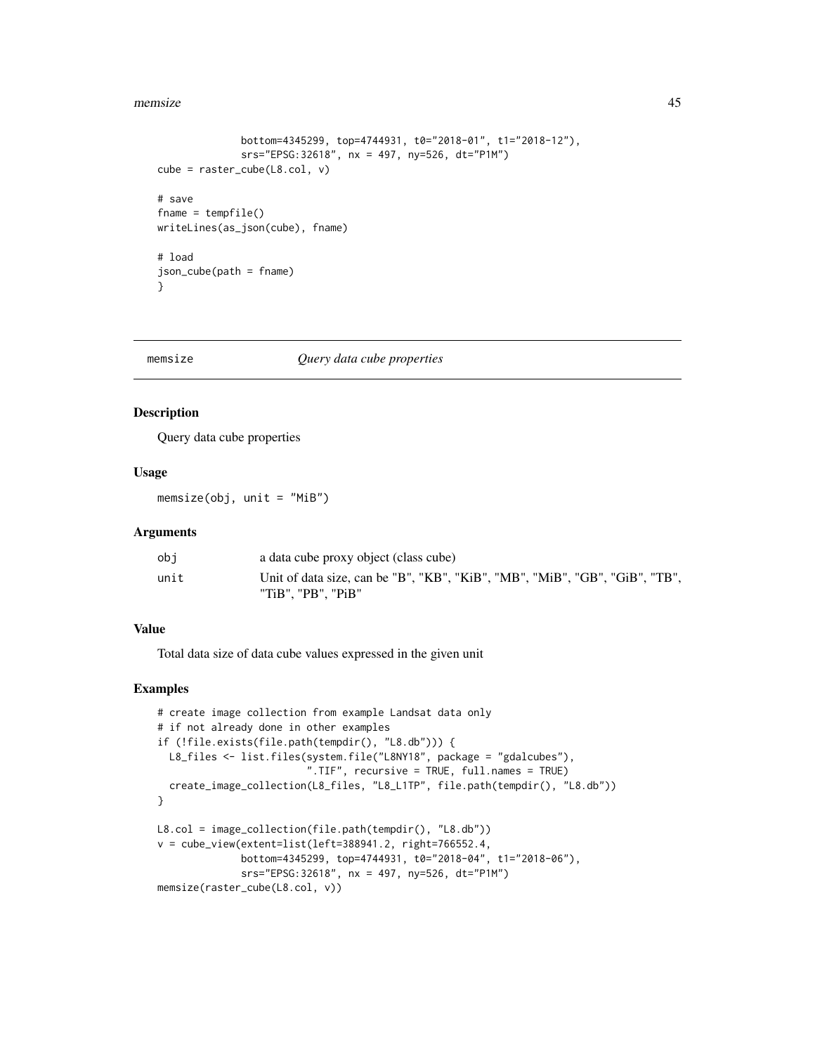```
              bottom=4345299, top=4744931, t0="2018-01", t1="2018-12"),
              srs="EPSG:32618", nx = 497, ny=526, dt="P1M")
cube = raster_cube(L8.col, v)

# save
fname = tempfile()
writeLines(as_json(cube), fname)

# load
json_cube(path = fname)
}
```

---

## memsize — *Query data cube properties*

### Description

Query data cube properties

### Usage

```
memsize(obj, unit = "MiB")
```

### Arguments

| | |
|---|---|
| obj | a data cube proxy object (class cube) |
| unit | Unit of data size, can be "B", "KB", "KiB", "MB", "MiB", "GB", "GiB", "TB", "TiB", "PB", "PiB" |

### Value

Total data size of data cube values expressed in the given unit

### Examples

```
# create image collection from example Landsat data only
# if not already done in other examples
if (!file.exists(file.path(tempdir(), "L8.db"))) {
  L8_files <- list.files(system.file("L8NY18", package = "gdalcubes"),
                         ".TIF", recursive = TRUE, full.names = TRUE)
  create_image_collection(L8_files, "L8_L1TP", file.path(tempdir(), "L8.db"))
}

L8.col = image_collection(file.path(tempdir(), "L8.db"))
v = cube_view(extent=list(left=388941.2, right=766552.4,
              bottom=4345299, top=4744931, t0="2018-04", t1="2018-06"),
              srs="EPSG:32618", nx = 497, ny=526, dt="P1M")
memsize(raster_cube(L8.col, v))
```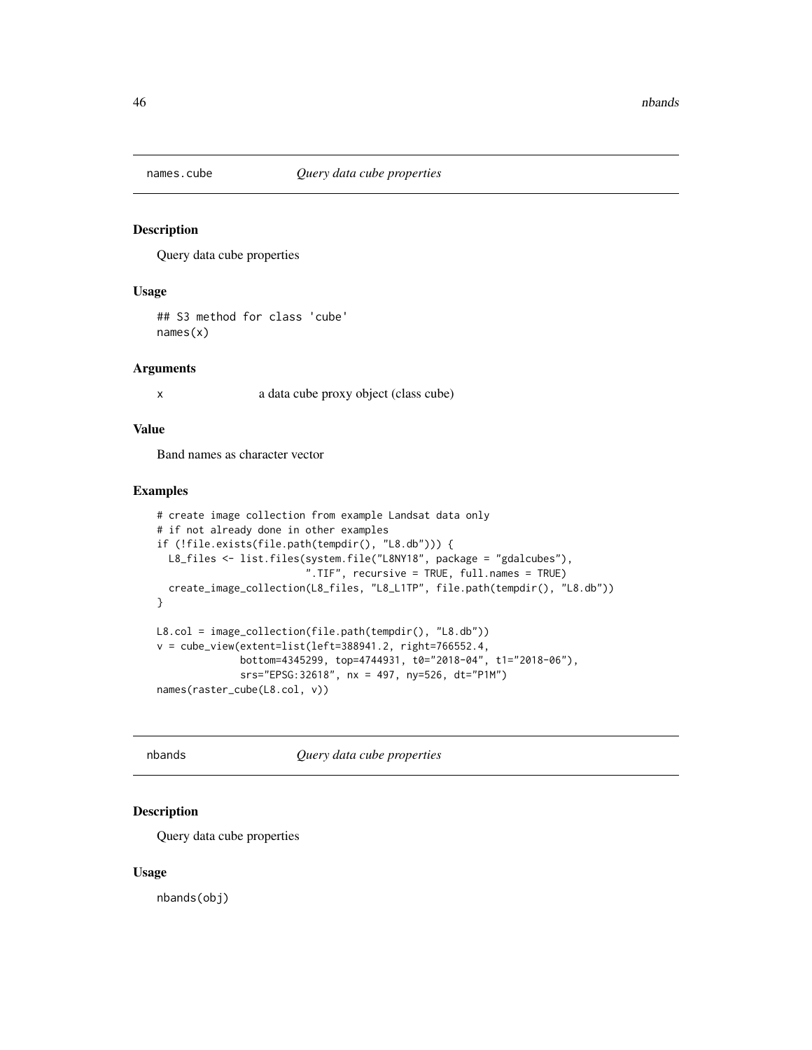## names.cube *Query data cube properties*

### Description

Query data cube properties

### Usage

```
## S3 method for class 'cube'
names(x)
```

### Arguments

| | |
|---|---|
| x | a data cube proxy object (class cube) |

### Value

Band names as character vector

### Examples

```
# create image collection from example Landsat data only
# if not already done in other examples
if (!file.exists(file.path(tempdir(), "L8.db"))) {
  L8_files <- list.files(system.file("L8NY18", package = "gdalcubes"),
                         ".TIF", recursive = TRUE, full.names = TRUE)
  create_image_collection(L8_files, "L8_L1TP", file.path(tempdir(), "L8.db"))
}

L8.col = image_collection(file.path(tempdir(), "L8.db"))
v = cube_view(extent=list(left=388941.2, right=766552.4,
              bottom=4345299, top=4744931, t0="2018-04", t1="2018-06"),
              srs="EPSG:32618", nx = 497, ny=526, dt="P1M")
names(raster_cube(L8.col, v))
```

## nbands *Query data cube properties*

### Description

Query data cube properties

### Usage

```
nbands(obj)
```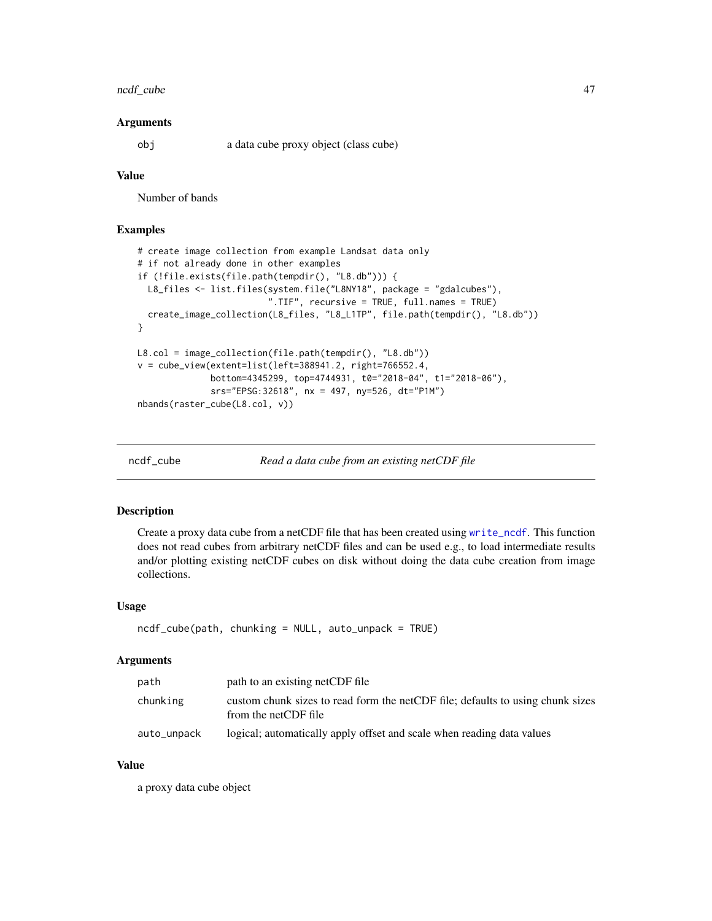### Arguments

| | |
|---|---|
| `obj` | a data cube proxy object (class cube) |

### Value

Number of bands

### Examples

```
# create image collection from example Landsat data only
# if not already done in other examples
if (!file.exists(file.path(tempdir(), "L8.db"))) {
  L8_files <- list.files(system.file("L8NY18", package = "gdalcubes"),
                         ".TIF", recursive = TRUE, full.names = TRUE)
  create_image_collection(L8_files, "L8_L1TP", file.path(tempdir(), "L8.db"))
}

L8.col = image_collection(file.path(tempdir(), "L8.db"))
v = cube_view(extent=list(left=388941.2, right=766552.4,
              bottom=4345299, top=4744931, t0="2018-04", t1="2018-06"),
              srs="EPSG:32618", nx = 497, ny=526, dt="P1M")
nbands(raster_cube(L8.col, v))
```

---

## ncdf_cube — *Read a data cube from an existing netCDF file*

### Description

Create a proxy data cube from a netCDF file that has been created using `write_ncdf`. This function does not read cubes from arbitrary netCDF files and can be used e.g., to load intermediate results and/or plotting existing netCDF cubes on disk without doing the data cube creation from image collections.

### Usage

```
ncdf_cube(path, chunking = NULL, auto_unpack = TRUE)
```

### Arguments

| | |
|---|---|
| `path` | path to an existing netCDF file |
| `chunking` | custom chunk sizes to read form the netCDF file; defaults to using chunk sizes from the netCDF file |
| `auto_unpack` | logical; automatically apply offset and scale when reading data values |

### Value

a proxy data cube object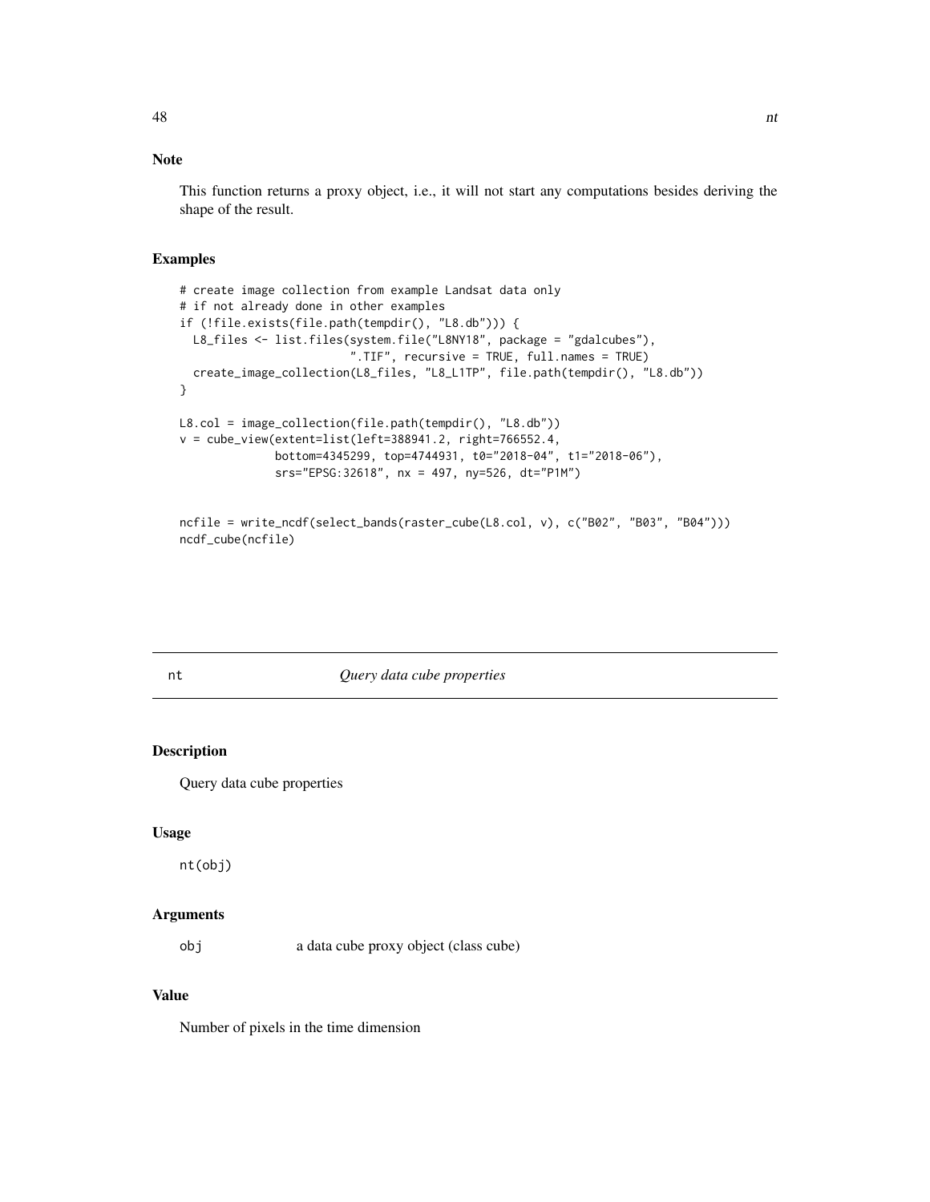## Note

This function returns a proxy object, i.e., it will not start any computations besides deriving the shape of the result.

## Examples

```
# create image collection from example Landsat data only
# if not already done in other examples
if (!file.exists(file.path(tempdir(), "L8.db"))) {
  L8_files <- list.files(system.file("L8NY18", package = "gdalcubes"),
                         ".TIF", recursive = TRUE, full.names = TRUE)
  create_image_collection(L8_files, "L8_L1TP", file.path(tempdir(), "L8.db"))
}

L8.col = image_collection(file.path(tempdir(), "L8.db"))
v = cube_view(extent=list(left=388941.2, right=766552.4,
              bottom=4345299, top=4744931, t0="2018-04", t1="2018-06"),
              srs="EPSG:32618", nx = 497, ny=526, dt="P1M")


ncfile = write_ncdf(select_bands(raster_cube(L8.col, v), c("B02", "B03", "B04")))
ncdf_cube(ncfile)
```

---

# nt — *Query data cube properties*

## Description

Query data cube properties

## Usage

```
nt(obj)
```

## Arguments

| | |
|---|---|
| obj | a data cube proxy object (class cube) |

## Value

Number of pixels in the time dimension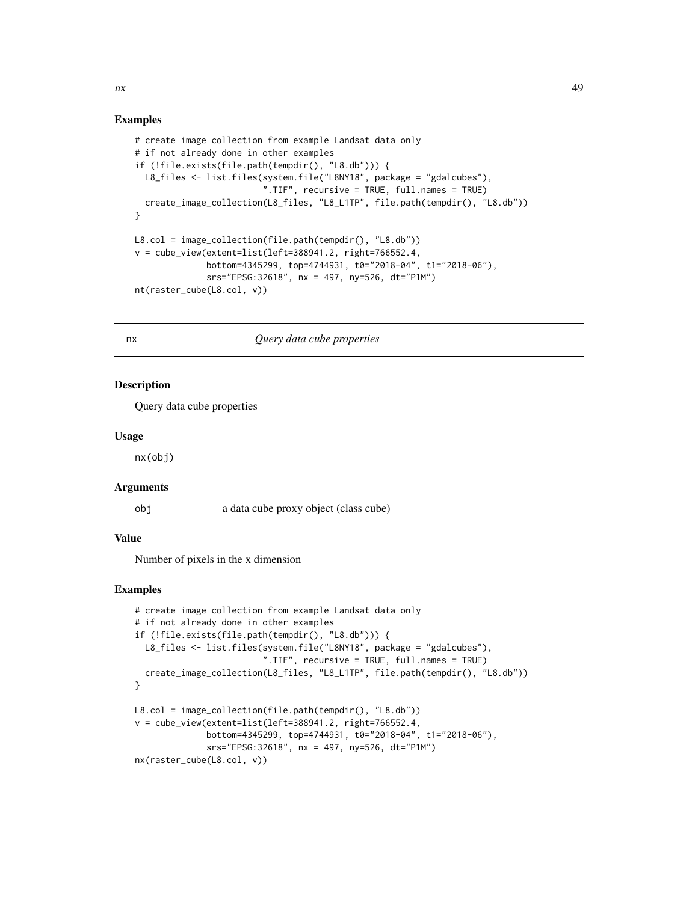### Examples

```
# create image collection from example Landsat data only
# if not already done in other examples
if (!file.exists(file.path(tempdir(), "L8.db"))) {
  L8_files <- list.files(system.file("L8NY18", package = "gdalcubes"),
                         ".TIF", recursive = TRUE, full.names = TRUE)
  create_image_collection(L8_files, "L8_L1TP", file.path(tempdir(), "L8.db"))
}

L8.col = image_collection(file.path(tempdir(), "L8.db"))
v = cube_view(extent=list(left=388941.2, right=766552.4,
              bottom=4345299, top=4744931, t0="2018-04", t1="2018-06"),
              srs="EPSG:32618", nx = 497, ny=526, dt="P1M")
nt(raster_cube(L8.col, v))
```

---

## nx    *Query data cube properties*

### Description

Query data cube properties

### Usage

```
nx(obj)
```

### Arguments

| | |
|---|---|
| obj | a data cube proxy object (class cube) |

### Value

Number of pixels in the x dimension

### Examples

```
# create image collection from example Landsat data only
# if not already done in other examples
if (!file.exists(file.path(tempdir(), "L8.db"))) {
  L8_files <- list.files(system.file("L8NY18", package = "gdalcubes"),
                         ".TIF", recursive = TRUE, full.names = TRUE)
  create_image_collection(L8_files, "L8_L1TP", file.path(tempdir(), "L8.db"))
}

L8.col = image_collection(file.path(tempdir(), "L8.db"))
v = cube_view(extent=list(left=388941.2, right=766552.4,
              bottom=4345299, top=4744931, t0="2018-04", t1="2018-06"),
              srs="EPSG:32618", nx = 497, ny=526, dt="P1M")
nx(raster_cube(L8.col, v))
```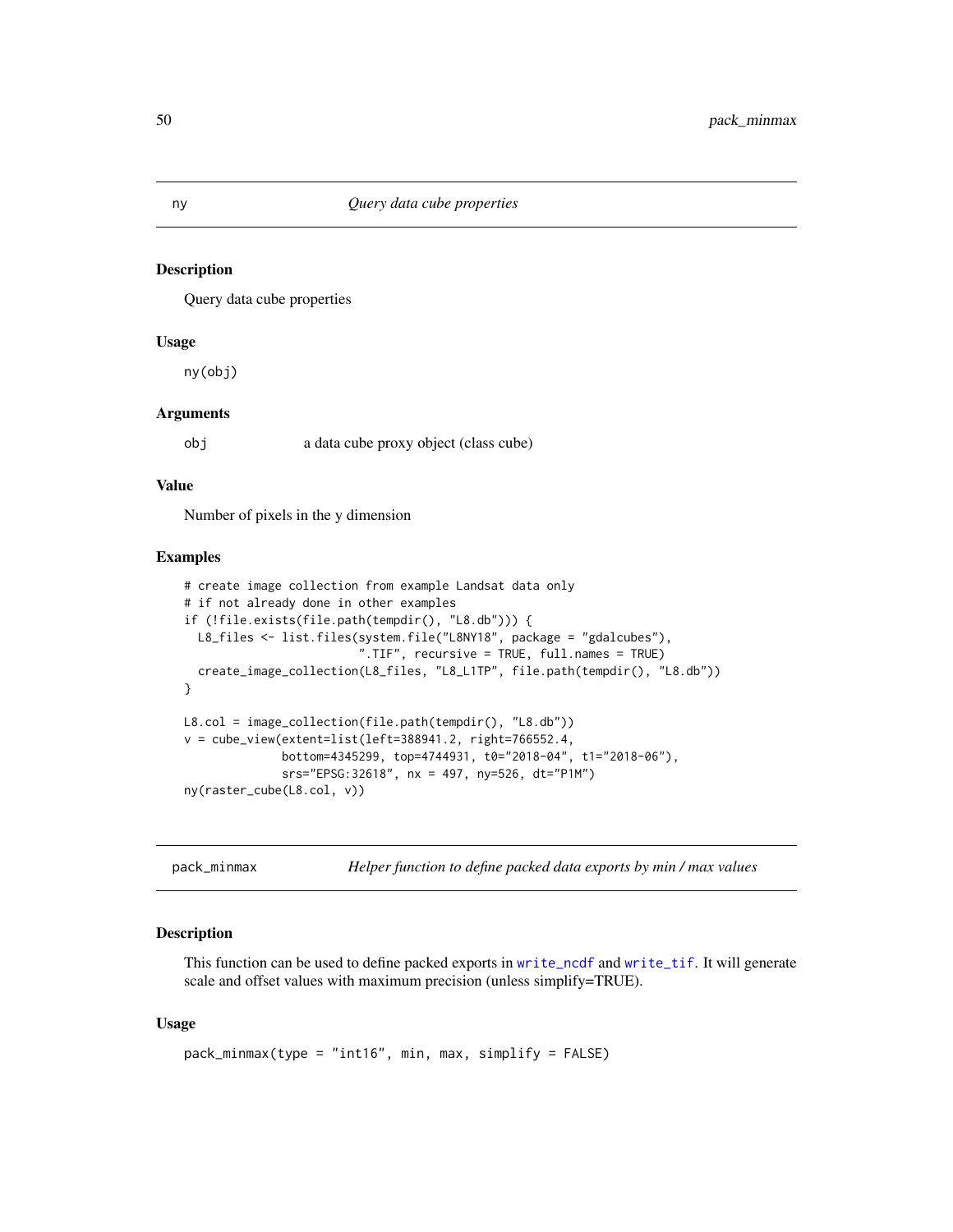## ny *Query data cube properties*

### Description

Query data cube properties

### Usage

```
ny(obj)
```

### Arguments

| | |
|---|---|
| obj | a data cube proxy object (class cube) |

### Value

Number of pixels in the y dimension

### Examples

```
# create image collection from example Landsat data only
# if not already done in other examples
if (!file.exists(file.path(tempdir(), "L8.db"))) {
  L8_files <- list.files(system.file("L8NY18", package = "gdalcubes"),
                         ".TIF", recursive = TRUE, full.names = TRUE)
  create_image_collection(L8_files, "L8_L1TP", file.path(tempdir(), "L8.db"))
}

L8.col = image_collection(file.path(tempdir(), "L8.db"))
v = cube_view(extent=list(left=388941.2, right=766552.4,
              bottom=4345299, top=4744931, t0="2018-04", t1="2018-06"),
              srs="EPSG:32618", nx = 497, ny=526, dt="P1M")
ny(raster_cube(L8.col, v))
```

## pack_minmax *Helper function to define packed data exports by min / max values*

### Description

This function can be used to define packed exports in write_ncdf and write_tif. It will generate scale and offset values with maximum precision (unless simplify=TRUE).

### Usage

```
pack_minmax(type = "int16", min, max, simplify = FALSE)
```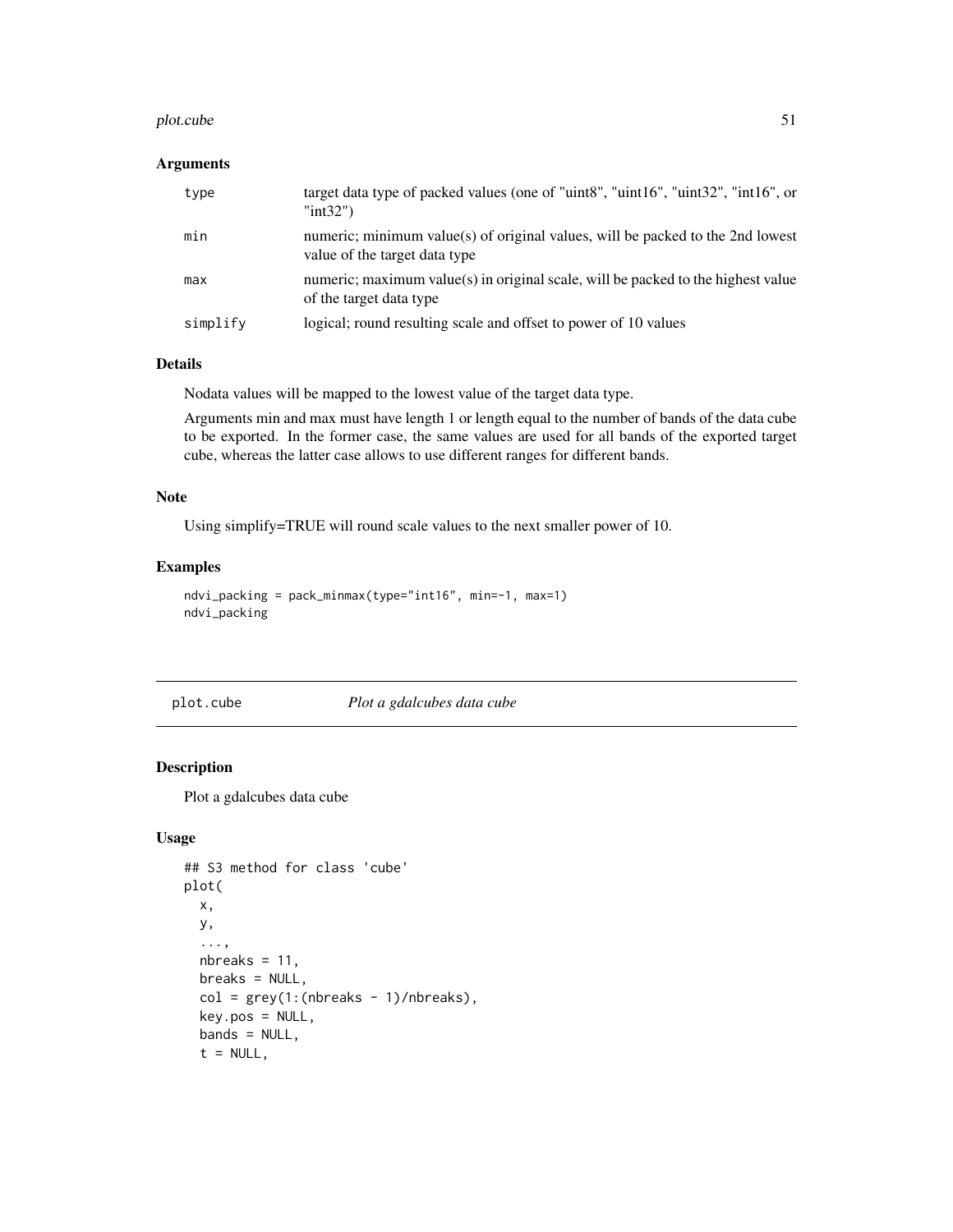### Arguments

| | |
|---|---|
| type | target data type of packed values (one of "uint8", "uint16", "uint32", "int16", or "int32") |
| min | numeric; minimum value(s) of original values, will be packed to the 2nd lowest value of the target data type |
| max | numeric; maximum value(s) in original scale, will be packed to the highest value of the target data type |
| simplify | logical; round resulting scale and offset to power of 10 values |

### Details

Nodata values will be mapped to the lowest value of the target data type.

Arguments min and max must have length 1 or length equal to the number of bands of the data cube to be exported. In the former case, the same values are used for all bands of the exported target cube, whereas the latter case allows to use different ranges for different bands.

### Note

Using simplify=TRUE will round scale values to the next smaller power of 10.

### Examples

```
ndvi_packing = pack_minmax(type="int16", min=-1, max=1)
ndvi_packing
```

---

## plot.cube — *Plot a gdalcubes data cube*

### Description

Plot a gdalcubes data cube

### Usage

```
## S3 method for class 'cube'
plot(
  x,
  y,
  ...,
  nbreaks = 11,
  breaks = NULL,
  col = grey(1:(nbreaks - 1)/nbreaks),
  key.pos = NULL,
  bands = NULL,
  t = NULL,
```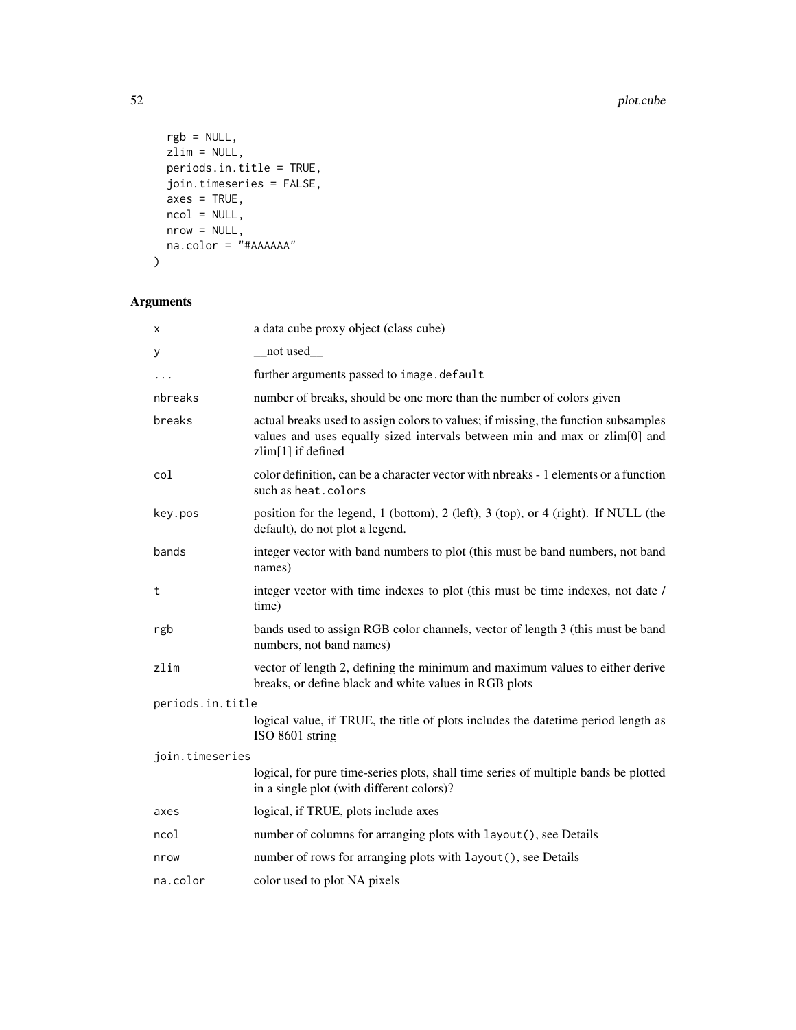```
  rgb = NULL,
  zlim = NULL,
  periods.in.title = TRUE,
  join.timeseries = FALSE,
  axes = TRUE,
  ncol = NULL,
  nrow = NULL,
  na.color = "#AAAAAA"
)
```

## Arguments

| | |
|---|---|
| `x` | a data cube proxy object (class cube) |
| `y` | __not used__ |
| `...` | further arguments passed to `image.default` |
| `nbreaks` | number of breaks, should be one more than the number of colors given |
| `breaks` | actual breaks used to assign colors to values; if missing, the function subsamples values and uses equally sized intervals between min and max or zlim[0] and zlim[1] if defined |
| `col` | color definition, can be a character vector with nbreaks - 1 elements or a function such as `heat.colors` |
| `key.pos` | position for the legend, 1 (bottom), 2 (left), 3 (top), or 4 (right). If NULL (the default), do not plot a legend. |
| `bands` | integer vector with band numbers to plot (this must be band numbers, not band names) |
| `t` | integer vector with time indexes to plot (this must be time indexes, not date / time) |
| `rgb` | bands used to assign RGB color channels, vector of length 3 (this must be band numbers, not band names) |
| `zlim` | vector of length 2, defining the minimum and maximum values to either derive breaks, or define black and white values in RGB plots |
| `periods.in.title` | logical value, if TRUE, the title of plots includes the datetime period length as ISO 8601 string |
| `join.timeseries` | logical, for pure time-series plots, shall time series of multiple bands be plotted in a single plot (with different colors)? |
| `axes` | logical, if TRUE, plots include axes |
| `ncol` | number of columns for arranging plots with `layout()`, see Details |
| `nrow` | number of rows for arranging plots with `layout()`, see Details |
| `na.color` | color used to plot NA pixels |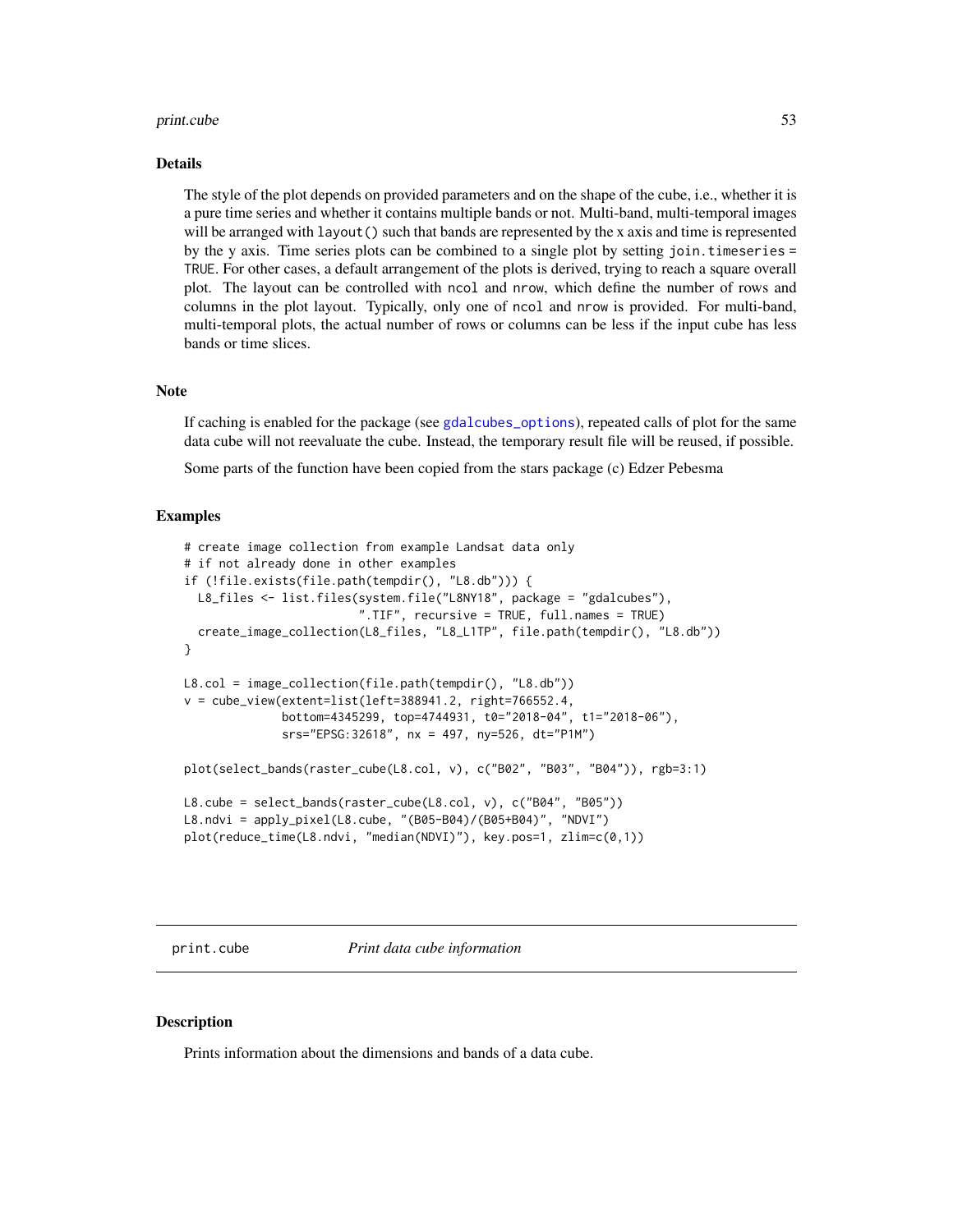### Details

The style of the plot depends on provided parameters and on the shape of the cube, i.e., whether it is a pure time series and whether it contains multiple bands or not. Multi-band, multi-temporal images will be arranged with `layout()` such that bands are represented by the x axis and time is represented by the y axis. Time series plots can be combined to a single plot by setting `join.timeseries = TRUE`. For other cases, a default arrangement of the plots is derived, trying to reach a square overall plot. The layout can be controlled with `ncol` and `nrow`, which define the number of rows and columns in the plot layout. Typically, only one of `ncol` and `nrow` is provided. For multi-band, multi-temporal plots, the actual number of rows or columns can be less if the input cube has less bands or time slices.

### Note

If caching is enabled for the package (see `gdalcubes_options`), repeated calls of plot for the same data cube will not reevaluate the cube. Instead, the temporary result file will be reused, if possible.

Some parts of the function have been copied from the stars package (c) Edzer Pebesma

### Examples

```
# create image collection from example Landsat data only
# if not already done in other examples
if (!file.exists(file.path(tempdir(), "L8.db"))) {
  L8_files <- list.files(system.file("L8NY18", package = "gdalcubes"),
                         ".TIF", recursive = TRUE, full.names = TRUE)
  create_image_collection(L8_files, "L8_L1TP", file.path(tempdir(), "L8.db"))
}

L8.col = image_collection(file.path(tempdir(), "L8.db"))
v = cube_view(extent=list(left=388941.2, right=766552.4,
              bottom=4345299, top=4744931, t0="2018-04", t1="2018-06"),
              srs="EPSG:32618", nx = 497, ny=526, dt="P1M")

plot(select_bands(raster_cube(L8.col, v), c("B02", "B03", "B04")), rgb=3:1)

L8.cube = select_bands(raster_cube(L8.col, v), c("B04", "B05"))
L8.ndvi = apply_pixel(L8.cube, "(B05-B04)/(B05+B04)", "NDVI")
plot(reduce_time(L8.ndvi, "median(NDVI)"), key.pos=1, zlim=c(0,1))
```

## print.cube — *Print data cube information*

### Description

Prints information about the dimensions and bands of a data cube.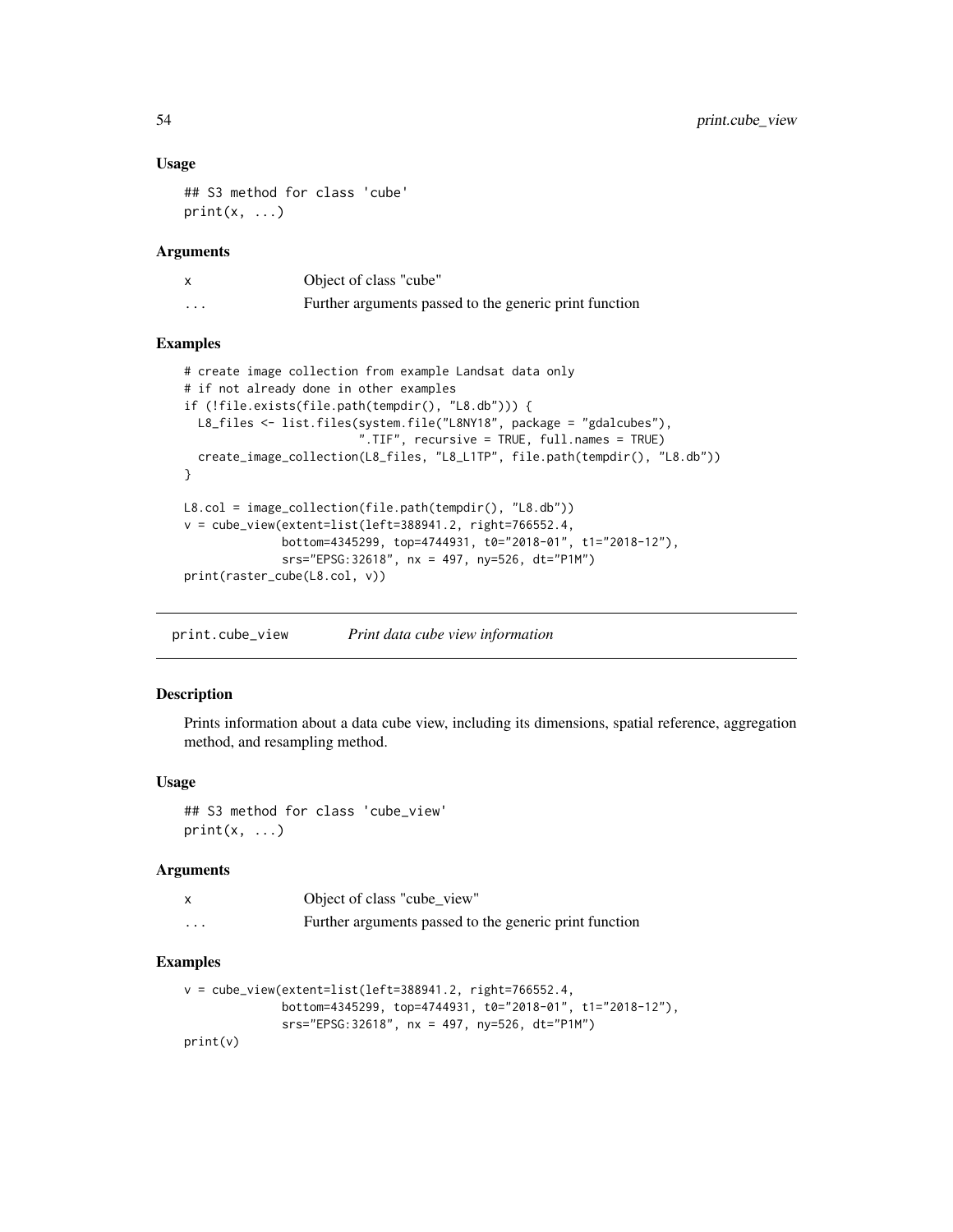### Usage

```
## S3 method for class 'cube'
print(x, ...)
```

### Arguments

| | |
|---|---|
| x | Object of class "cube" |
| ... | Further arguments passed to the generic print function |

### Examples

```
# create image collection from example Landsat data only
# if not already done in other examples
if (!file.exists(file.path(tempdir(), "L8.db"))) {
  L8_files <- list.files(system.file("L8NY18", package = "gdalcubes"),
                         ".TIF", recursive = TRUE, full.names = TRUE)
  create_image_collection(L8_files, "L8_L1TP", file.path(tempdir(), "L8.db"))
}

L8.col = image_collection(file.path(tempdir(), "L8.db"))
v = cube_view(extent=list(left=388941.2, right=766552.4,
              bottom=4345299, top=4744931, t0="2018-01", t1="2018-12"),
              srs="EPSG:32618", nx = 497, ny=526, dt="P1M")
print(raster_cube(L8.col, v))
```

## print.cube_view — *Print data cube view information*

### Description

Prints information about a data cube view, including its dimensions, spatial reference, aggregation method, and resampling method.

### Usage

```
## S3 method for class 'cube_view'
print(x, ...)
```

### Arguments

| | |
|---|---|
| x | Object of class "cube_view" |
| ... | Further arguments passed to the generic print function |

### Examples

```
v = cube_view(extent=list(left=388941.2, right=766552.4,
              bottom=4345299, top=4744931, t0="2018-01", t1="2018-12"),
              srs="EPSG:32618", nx = 497, ny=526, dt="P1M")
print(v)
```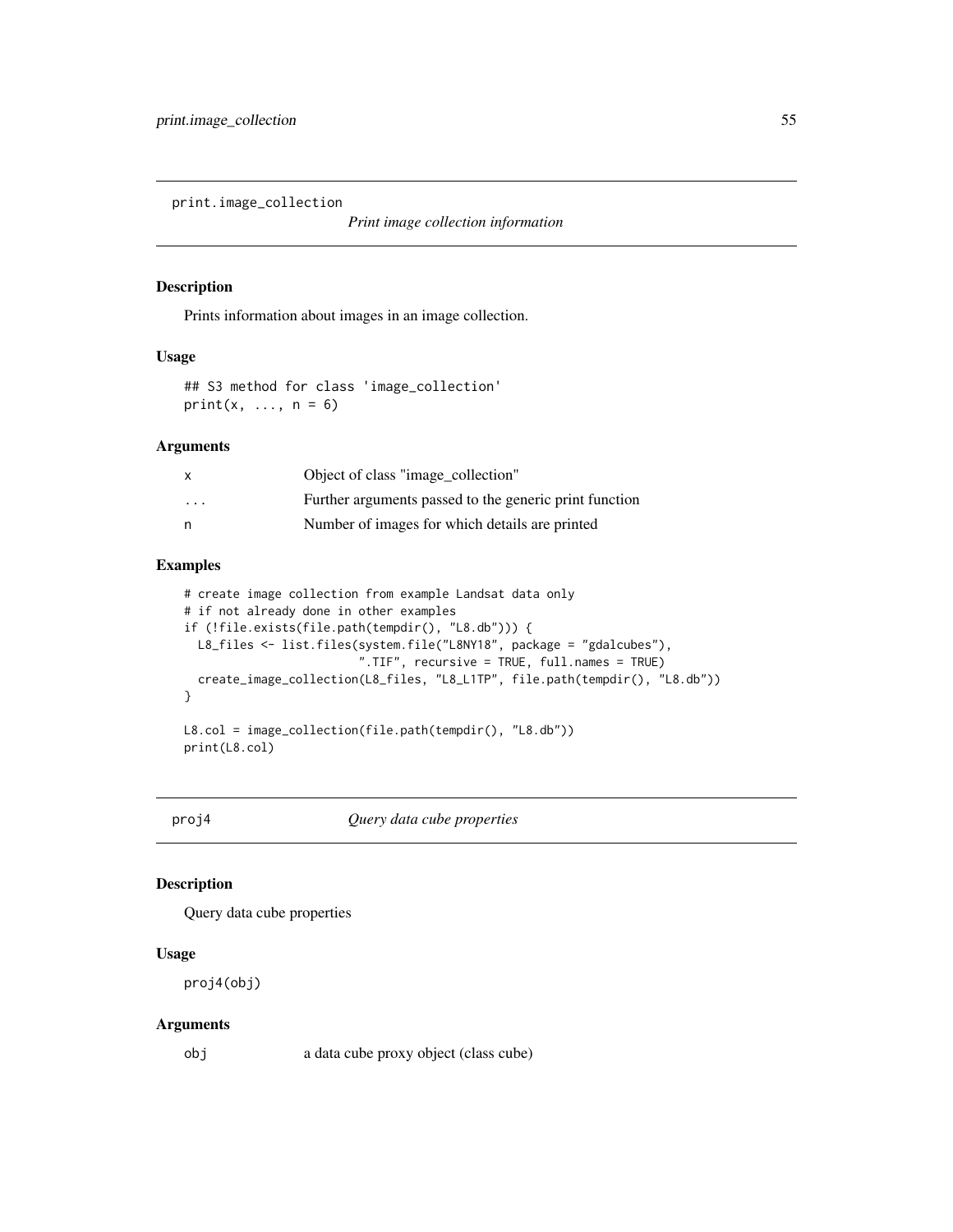## print.image_collection *Print image collection information*

### Description

Prints information about images in an image collection.

### Usage

```
## S3 method for class 'image_collection'
print(x, ..., n = 6)
```

### Arguments

| | |
|---|---|
| x | Object of class "image_collection" |
| ... | Further arguments passed to the generic print function |
| n | Number of images for which details are printed |

### Examples

```
# create image collection from example Landsat data only
# if not already done in other examples
if (!file.exists(file.path(tempdir(), "L8.db"))) {
  L8_files <- list.files(system.file("L8NY18", package = "gdalcubes"),
                         ".TIF", recursive = TRUE, full.names = TRUE)
  create_image_collection(L8_files, "L8_L1TP", file.path(tempdir(), "L8.db"))
}

L8.col = image_collection(file.path(tempdir(), "L8.db"))
print(L8.col)
```

## proj4 *Query data cube properties*

### Description

Query data cube properties

### Usage

```
proj4(obj)
```

### Arguments

| | |
|---|---|
| obj | a data cube proxy object (class cube) |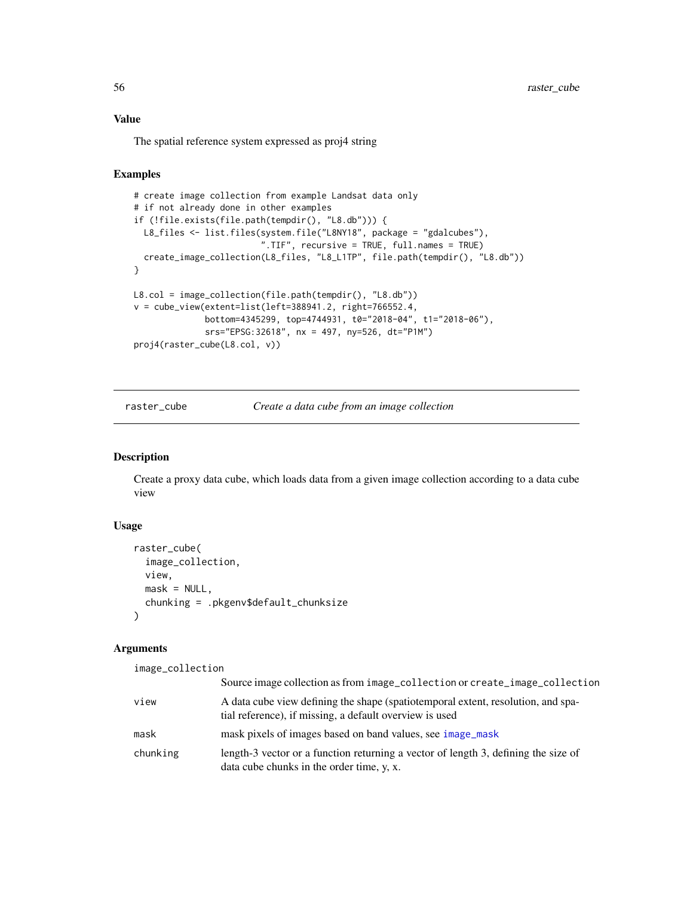### Value

The spatial reference system expressed as proj4 string

### Examples

```
# create image collection from example Landsat data only
# if not already done in other examples
if (!file.exists(file.path(tempdir(), "L8.db"))) {
  L8_files <- list.files(system.file("L8NY18", package = "gdalcubes"),
                         ".TIF", recursive = TRUE, full.names = TRUE)
  create_image_collection(L8_files, "L8_L1TP", file.path(tempdir(), "L8.db"))
}

L8.col = image_collection(file.path(tempdir(), "L8.db"))
v = cube_view(extent=list(left=388941.2, right=766552.4,
              bottom=4345299, top=4744931, t0="2018-04", t1="2018-06"),
              srs="EPSG:32618", nx = 497, ny=526, dt="P1M")
proj4(raster_cube(L8.col, v))
```

---

## raster_cube — *Create a data cube from an image collection*

### Description

Create a proxy data cube, which loads data from a given image collection according to a data cube view

### Usage

```
raster_cube(
  image_collection,
  view,
  mask = NULL,
  chunking = .pkgenv$default_chunksize
)
```

### Arguments

| | |
|---|---|
| `image_collection` | Source image collection as from `image_collection` or `create_image_collection` |
| `view` | A data cube view defining the shape (spatiotemporal extent, resolution, and spatial reference), if missing, a default overview is used |
| `mask` | mask pixels of images based on band values, see `image_mask` |
| `chunking` | length-3 vector or a function returning a vector of length 3, defining the size of data cube chunks in the order time, y, x. |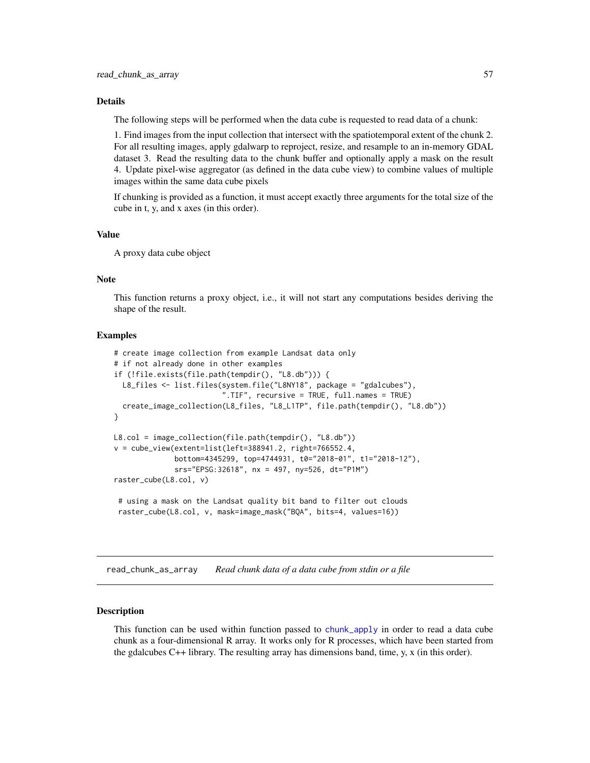### Details

The following steps will be performed when the data cube is requested to read data of a chunk:

1. Find images from the input collection that intersect with the spatiotemporal extent of the chunk 2. For all resulting images, apply gdalwarp to reproject, resize, and resample to an in-memory GDAL dataset 3. Read the resulting data to the chunk buffer and optionally apply a mask on the result 4. Update pixel-wise aggregator (as defined in the data cube view) to combine values of multiple images within the same data cube pixels

If chunking is provided as a function, it must accept exactly three arguments for the total size of the cube in t, y, and x axes (in this order).

### Value

A proxy data cube object

### Note

This function returns a proxy object, i.e., it will not start any computations besides deriving the shape of the result.

### Examples

```
# create image collection from example Landsat data only
# if not already done in other examples
if (!file.exists(file.path(tempdir(), "L8.db"))) {
  L8_files <- list.files(system.file("L8NY18", package = "gdalcubes"),
                         ".TIF", recursive = TRUE, full.names = TRUE)
  create_image_collection(L8_files, "L8_L1TP", file.path(tempdir(), "L8.db"))
}

L8.col = image_collection(file.path(tempdir(), "L8.db"))
v = cube_view(extent=list(left=388941.2, right=766552.4,
              bottom=4345299, top=4744931, t0="2018-01", t1="2018-12"),
              srs="EPSG:32618", nx = 497, ny=526, dt="P1M")
raster_cube(L8.col, v)

 # using a mask on the Landsat quality bit band to filter out clouds
 raster_cube(L8.col, v, mask=image_mask("BQA", bits=4, values=16))
```

---

## read_chunk_as_array — *Read chunk data of a data cube from stdin or a file*

### Description

This function can be used within function passed to chunk_apply in order to read a data cube chunk as a four-dimensional R array. It works only for R processes, which have been started from the gdalcubes C++ library. The resulting array has dimensions band, time, y, x (in this order).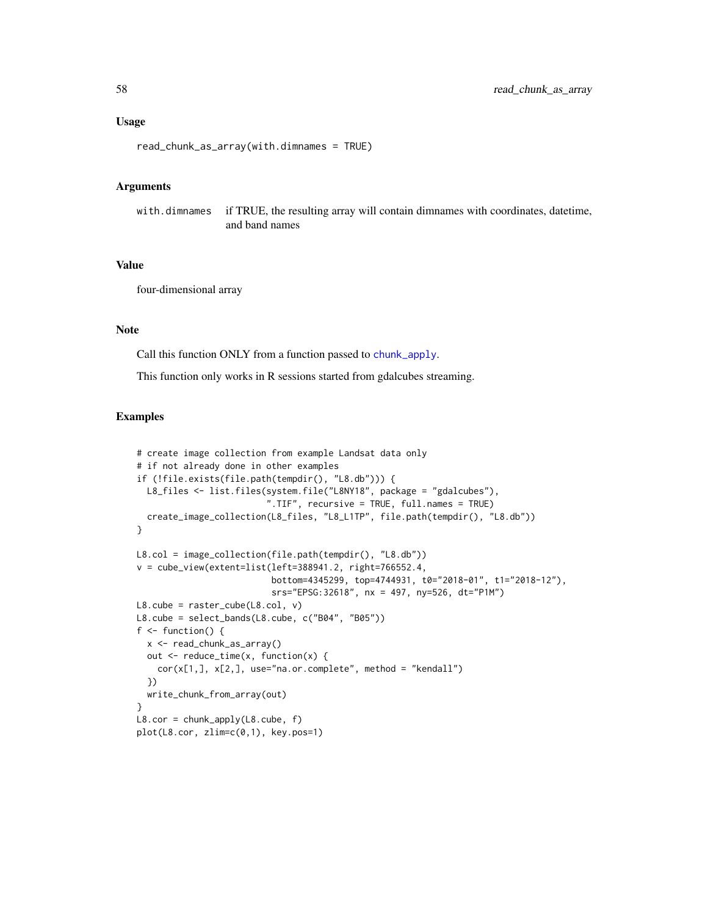### Usage

```
read_chunk_as_array(with.dimnames = TRUE)
```

### Arguments

| | |
|---|---|
| with.dimnames | if TRUE, the resulting array will contain dimnames with coordinates, datetime, and band names |

### Value

four-dimensional array

### Note

Call this function ONLY from a function passed to chunk_apply.

This function only works in R sessions started from gdalcubes streaming.

### Examples

```
# create image collection from example Landsat data only
# if not already done in other examples
if (!file.exists(file.path(tempdir(), "L8.db"))) {
  L8_files <- list.files(system.file("L8NY18", package = "gdalcubes"),
                         ".TIF", recursive = TRUE, full.names = TRUE)
  create_image_collection(L8_files, "L8_L1TP", file.path(tempdir(), "L8.db"))
}

L8.col = image_collection(file.path(tempdir(), "L8.db"))
v = cube_view(extent=list(left=388941.2, right=766552.4,
                          bottom=4345299, top=4744931, t0="2018-01", t1="2018-12"),
                          srs="EPSG:32618", nx = 497, ny=526, dt="P1M")
L8.cube = raster_cube(L8.col, v)
L8.cube = select_bands(L8.cube, c("B04", "B05"))
f <- function() {
  x <- read_chunk_as_array()
  out <- reduce_time(x, function(x) {
    cor(x[1,], x[2,], use="na.or.complete", method = "kendall")
  })
  write_chunk_from_array(out)
}
L8.cor = chunk_apply(L8.cube, f)
plot(L8.cor, zlim=c(0,1), key.pos=1)
```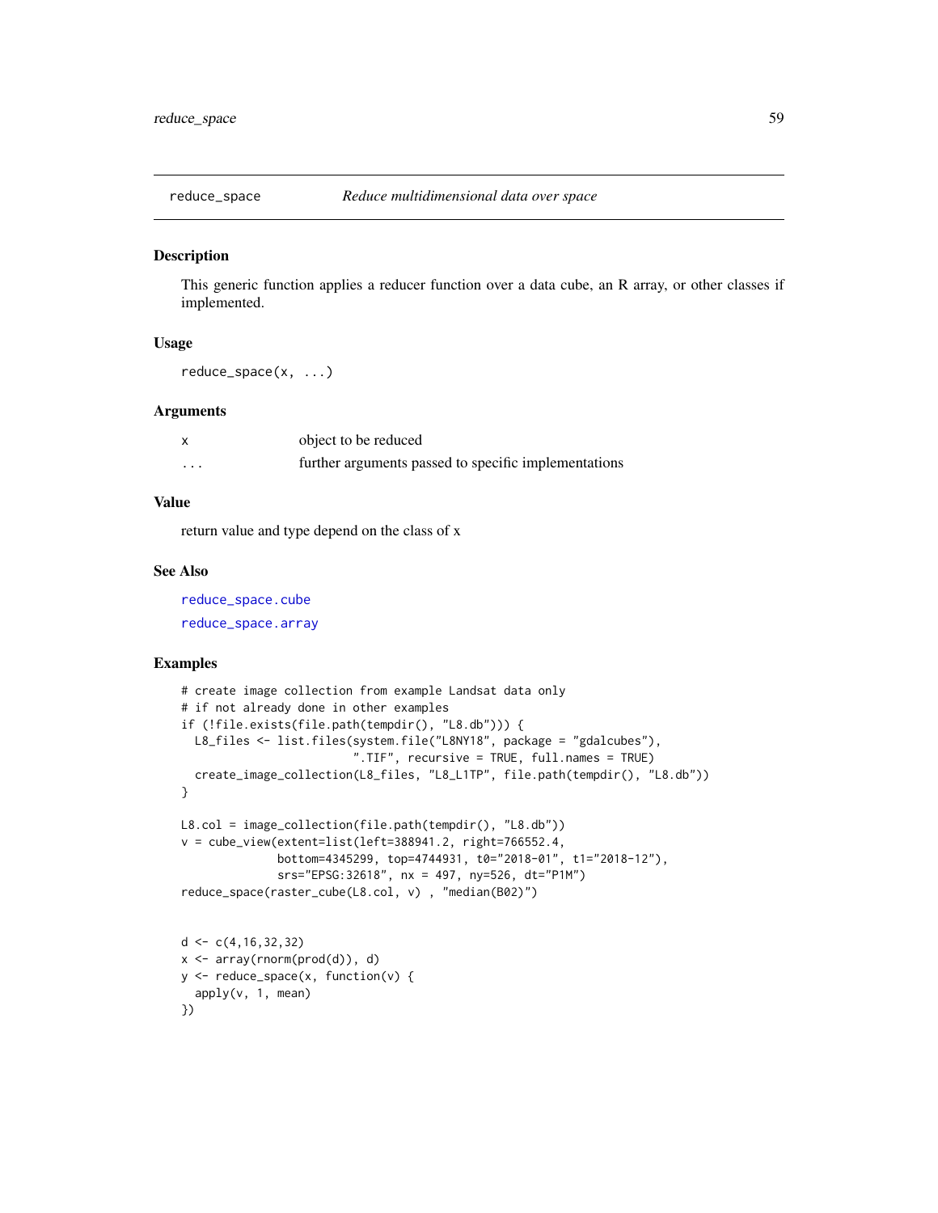## reduce_space — *Reduce multidimensional data over space*

### Description

This generic function applies a reducer function over a data cube, an R array, or other classes if implemented.

### Usage

```
reduce_space(x, ...)
```

### Arguments

| | |
|---|---|
| x | object to be reduced |
| ... | further arguments passed to specific implementations |

### Value

return value and type depend on the class of x

### See Also

reduce_space.cube

reduce_space.array

### Examples

```
# create image collection from example Landsat data only
# if not already done in other examples
if (!file.exists(file.path(tempdir(), "L8.db"))) {
  L8_files <- list.files(system.file("L8NY18", package = "gdalcubes"),
                        ".TIF", recursive = TRUE, full.names = TRUE)
  create_image_collection(L8_files, "L8_L1TP", file.path(tempdir(), "L8.db"))
}

L8.col = image_collection(file.path(tempdir(), "L8.db"))
v = cube_view(extent=list(left=388941.2, right=766552.4,
              bottom=4345299, top=4744931, t0="2018-01", t1="2018-12"),
              srs="EPSG:32618", nx = 497, ny=526, dt="P1M")
reduce_space(raster_cube(L8.col, v) , "median(B02)")


d <- c(4,16,32,32)
x <- array(rnorm(prod(d)), d)
y <- reduce_space(x, function(v) {
  apply(v, 1, mean)
})
```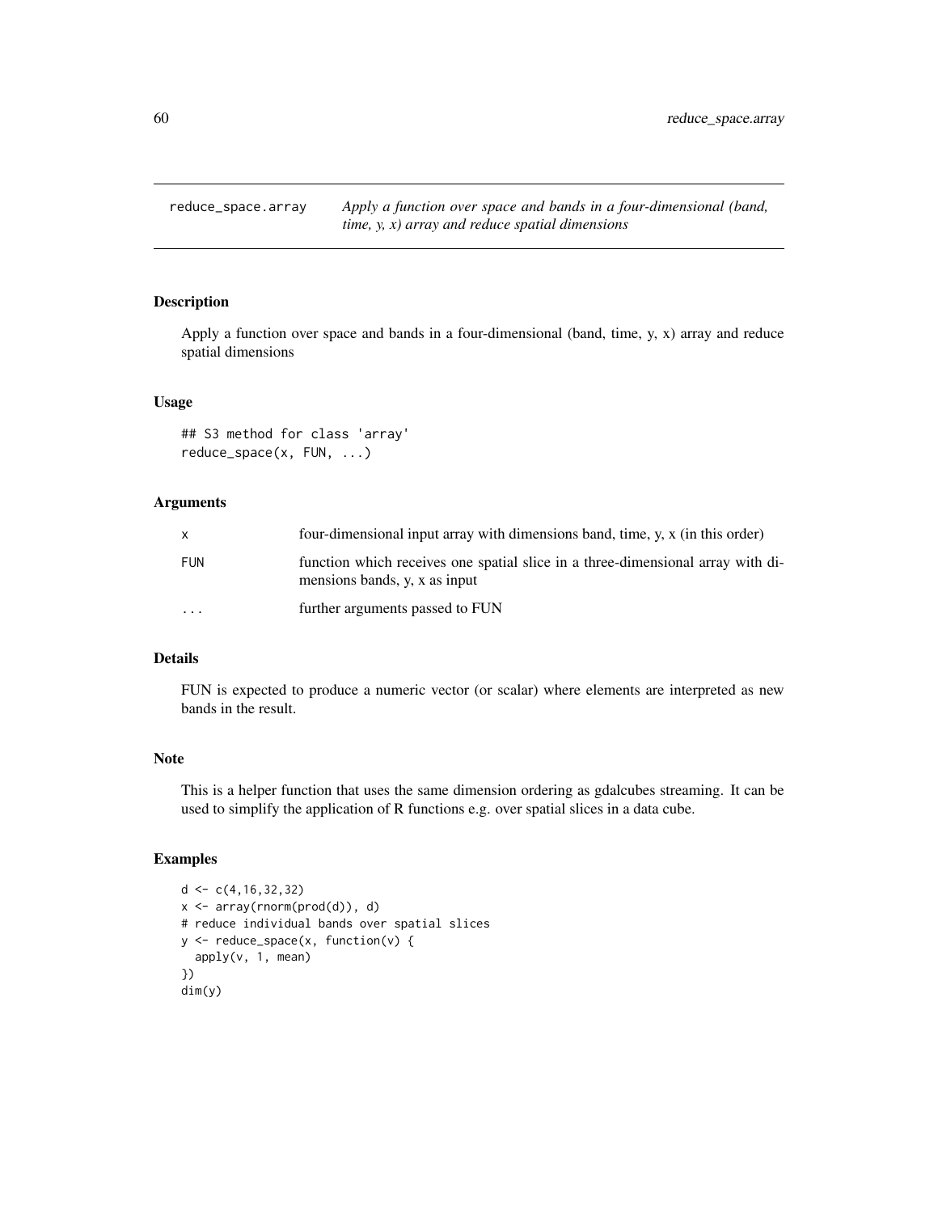## reduce_space.array

*Apply a function over space and bands in a four-dimensional (band, time, y, x) array and reduce spatial dimensions*

### Description

Apply a function over space and bands in a four-dimensional (band, time, y, x) array and reduce spatial dimensions

### Usage

```
## S3 method for class 'array'
reduce_space(x, FUN, ...)
```

### Arguments

| | |
|---|---|
| x | four-dimensional input array with dimensions band, time, y, x (in this order) |
| FUN | function which receives one spatial slice in a three-dimensional array with dimensions bands, y, x as input |
| ... | further arguments passed to FUN |

### Details

FUN is expected to produce a numeric vector (or scalar) where elements are interpreted as new bands in the result.

### Note

This is a helper function that uses the same dimension ordering as gdalcubes streaming. It can be used to simplify the application of R functions e.g. over spatial slices in a data cube.

### Examples

```
d <- c(4,16,32,32)
x <- array(rnorm(prod(d)), d)
# reduce individual bands over spatial slices
y <- reduce_space(x, function(v) {
  apply(v, 1, mean)
})
dim(y)
```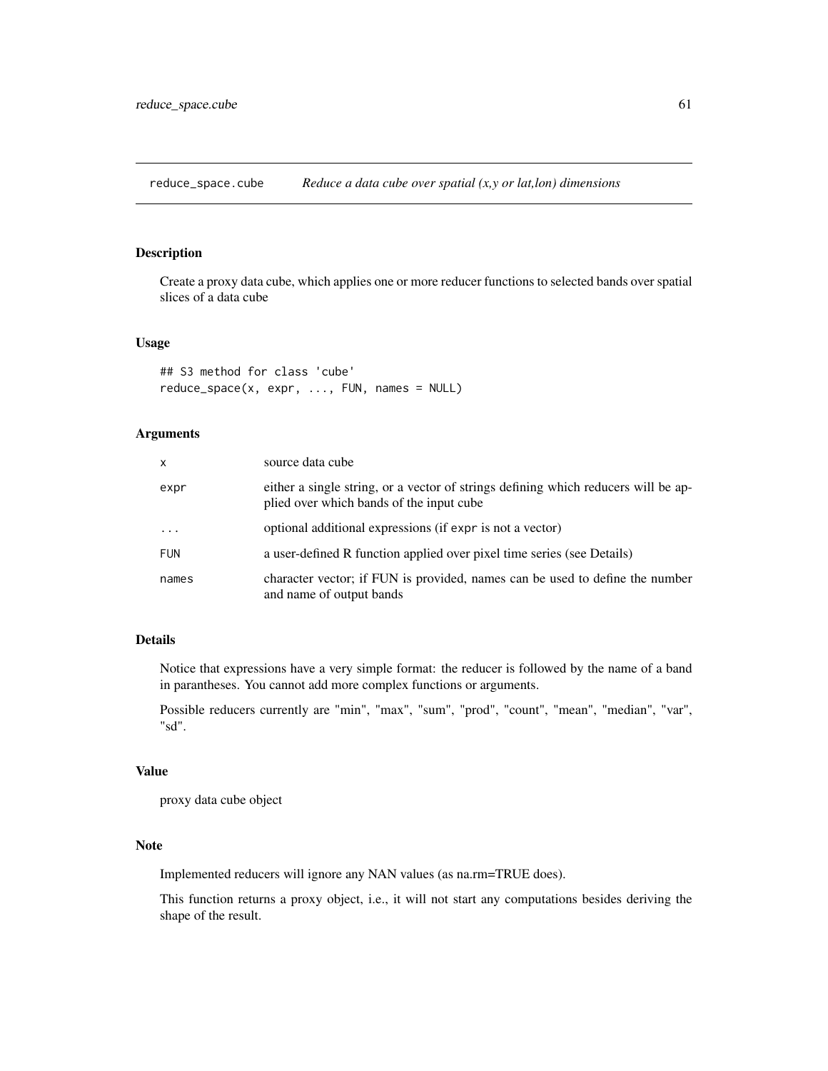# reduce_space.cube — *Reduce a data cube over spatial (x,y or lat,lon) dimensions*

## Description

Create a proxy data cube, which applies one or more reducer functions to selected bands over spatial slices of a data cube

## Usage

```
## S3 method for class 'cube'
reduce_space(x, expr, ..., FUN, names = NULL)
```

## Arguments

| | |
|---|---|
| `x` | source data cube |
| `expr` | either a single string, or a vector of strings defining which reducers will be applied over which bands of the input cube |
| `...` | optional additional expressions (if `expr` is not a vector) |
| `FUN` | a user-defined R function applied over pixel time series (see Details) |
| `names` | character vector; if FUN is provided, names can be used to define the number and name of output bands |

## Details

Notice that expressions have a very simple format: the reducer is followed by the name of a band in parantheses. You cannot add more complex functions or arguments.

Possible reducers currently are "min", "max", "sum", "prod", "count", "mean", "median", "var", "sd".

## Value

proxy data cube object

## Note

Implemented reducers will ignore any NAN values (as na.rm=TRUE does).

This function returns a proxy object, i.e., it will not start any computations besides deriving the shape of the result.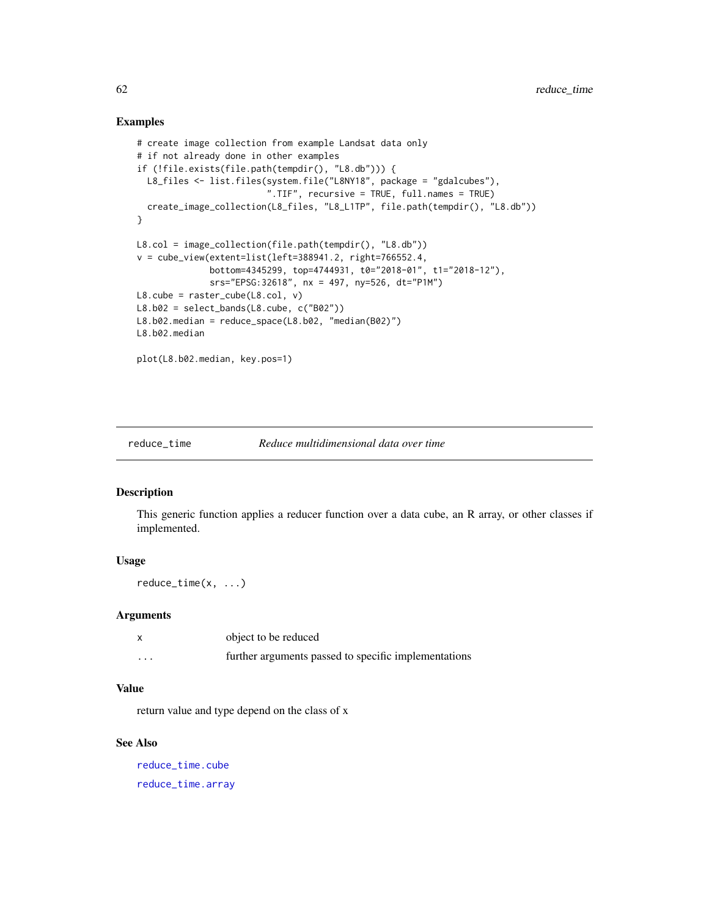## Examples

```
# create image collection from example Landsat data only
# if not already done in other examples
if (!file.exists(file.path(tempdir(), "L8.db"))) {
  L8_files <- list.files(system.file("L8NY18", package = "gdalcubes"),
                         ".TIF", recursive = TRUE, full.names = TRUE)
  create_image_collection(L8_files, "L8_L1TP", file.path(tempdir(), "L8.db"))
}

L8.col = image_collection(file.path(tempdir(), "L8.db"))
v = cube_view(extent=list(left=388941.2, right=766552.4,
              bottom=4345299, top=4744931, t0="2018-01", t1="2018-12"),
              srs="EPSG:32618", nx = 497, ny=526, dt="P1M")
L8.cube = raster_cube(L8.col, v)
L8.b02 = select_bands(L8.cube, c("B02"))
L8.b02.median = reduce_space(L8.b02, "median(B02)")
L8.b02.median

plot(L8.b02.median, key.pos=1)
```

---

# reduce_time — *Reduce multidimensional data over time*

## Description

This generic function applies a reducer function over a data cube, an R array, or other classes if implemented.

## Usage

```
reduce_time(x, ...)
```

## Arguments

| | |
|---|---|
| x | object to be reduced |
| ... | further arguments passed to specific implementations |

## Value

return value and type depend on the class of x

## See Also

reduce_time.cube

reduce_time.array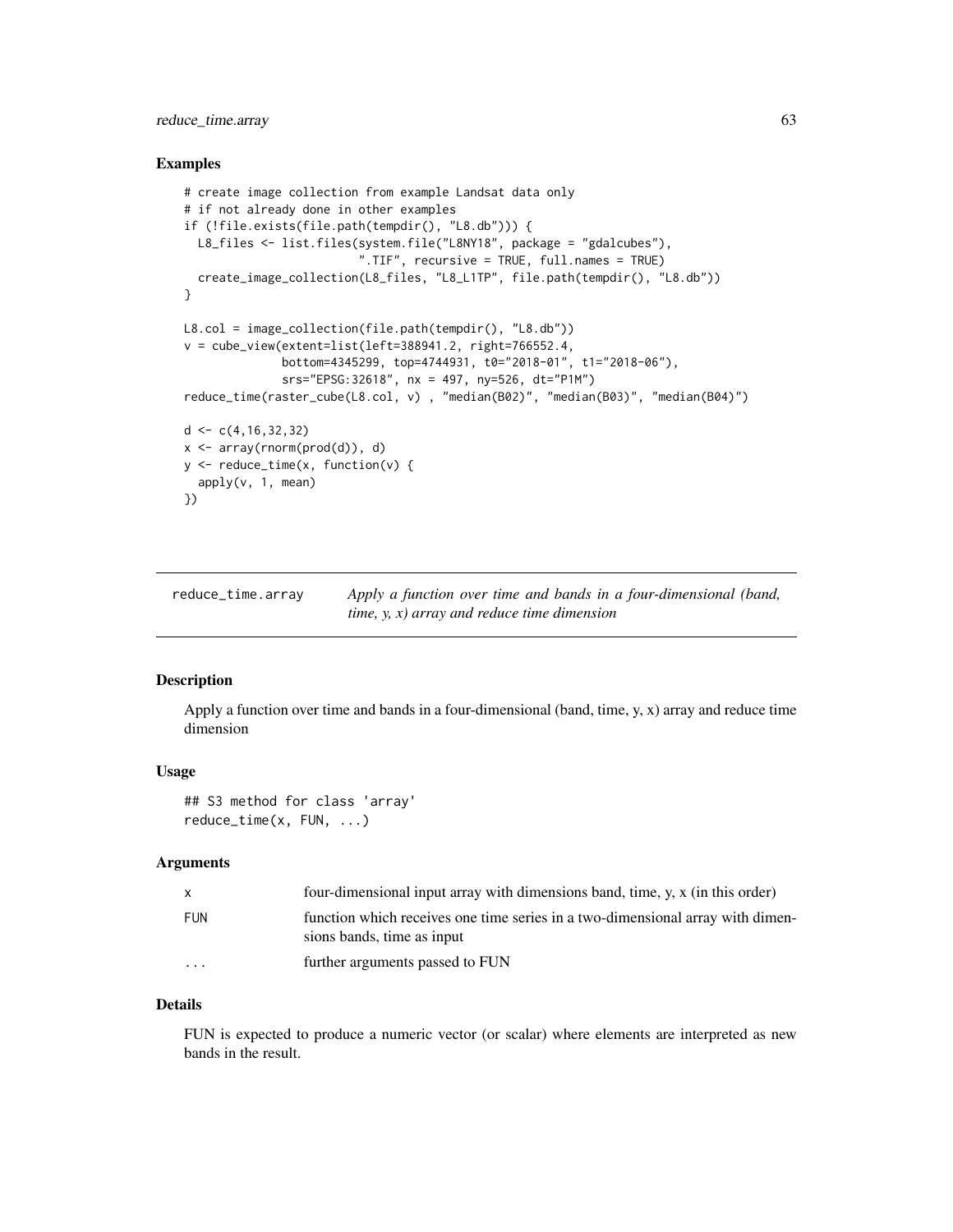## Examples

```
# create image collection from example Landsat data only
# if not already done in other examples
if (!file.exists(file.path(tempdir(), "L8.db"))) {
  L8_files <- list.files(system.file("L8NY18", package = "gdalcubes"),
                         ".TIF", recursive = TRUE, full.names = TRUE)
  create_image_collection(L8_files, "L8_L1TP", file.path(tempdir(), "L8.db"))
}

L8.col = image_collection(file.path(tempdir(), "L8.db"))
v = cube_view(extent=list(left=388941.2, right=766552.4,
              bottom=4345299, top=4744931, t0="2018-01", t1="2018-06"),
              srs="EPSG:32618", nx = 497, ny=526, dt="P1M")
reduce_time(raster_cube(L8.col, v) , "median(B02)", "median(B03)", "median(B04)")

d <- c(4,16,32,32)
x <- array(rnorm(prod(d)), d)
y <- reduce_time(x, function(v) {
  apply(v, 1, mean)
})
```

---

# reduce_time.array

*Apply a function over time and bands in a four-dimensional (band, time, y, x) array and reduce time dimension*

## Description

Apply a function over time and bands in a four-dimensional (band, time, y, x) array and reduce time dimension

## Usage

```
## S3 method for class 'array'
reduce_time(x, FUN, ...)
```

## Arguments

| | |
|---|---|
| x | four-dimensional input array with dimensions band, time, y, x (in this order) |
| FUN | function which receives one time series in a two-dimensional array with dimensions bands, time as input |
| ... | further arguments passed to FUN |

## Details

FUN is expected to produce a numeric vector (or scalar) where elements are interpreted as new bands in the result.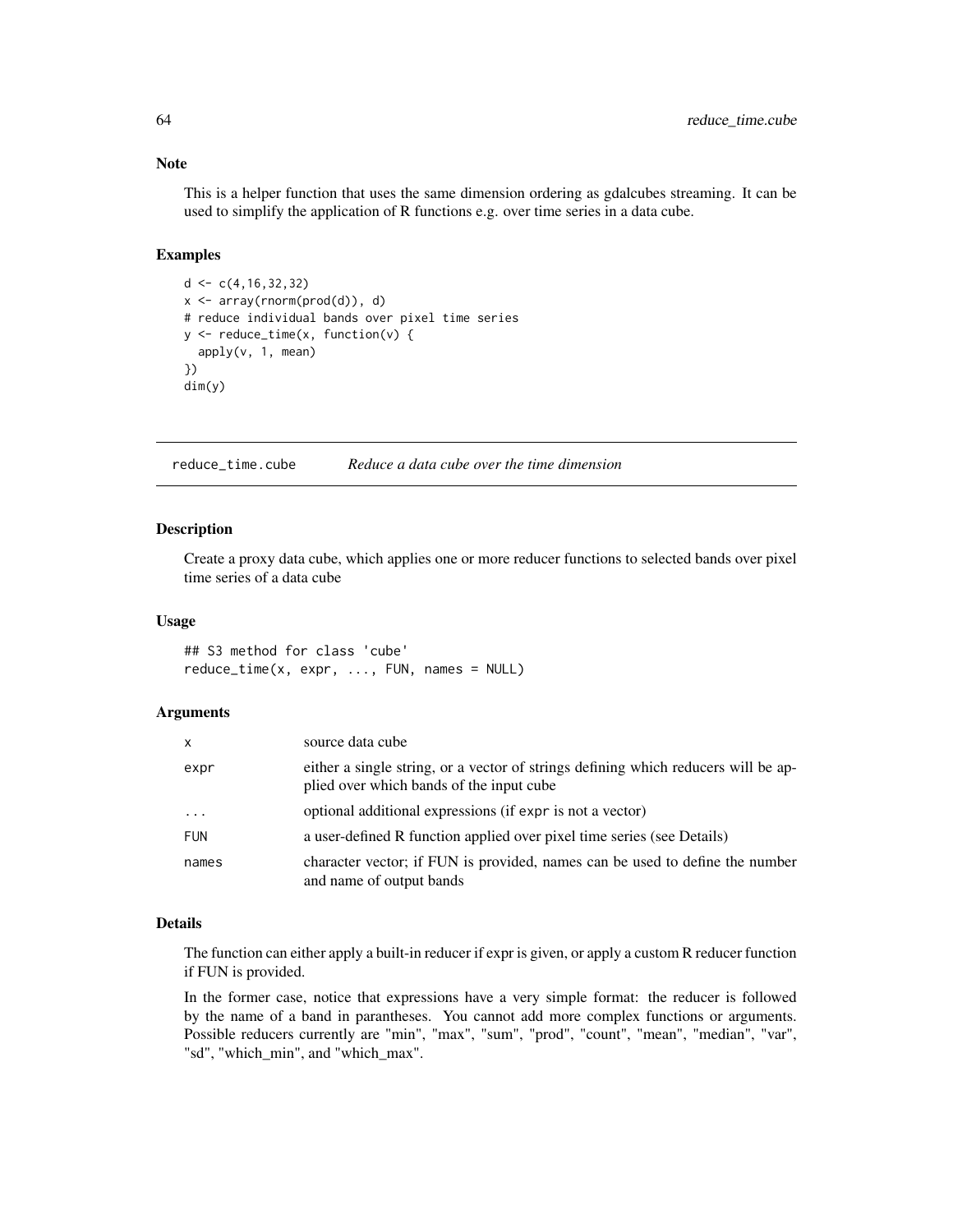### Note

This is a helper function that uses the same dimension ordering as gdalcubes streaming. It can be used to simplify the application of R functions e.g. over time series in a data cube.

### Examples

```
d <- c(4,16,32,32)
x <- array(rnorm(prod(d)), d)
# reduce individual bands over pixel time series
y <- reduce_time(x, function(v) {
  apply(v, 1, mean)
})
dim(y)
```

---

## reduce_time.cube    *Reduce a data cube over the time dimension*

---

### Description

Create a proxy data cube, which applies one or more reducer functions to selected bands over pixel time series of a data cube

### Usage

```
## S3 method for class 'cube'
reduce_time(x, expr, ..., FUN, names = NULL)
```

### Arguments

| | |
|---|---|
| `x` | source data cube |
| `expr` | either a single string, or a vector of strings defining which reducers will be applied over which bands of the input cube |
| `...` | optional additional expressions (if `expr` is not a vector) |
| `FUN` | a user-defined R function applied over pixel time series (see Details) |
| `names` | character vector; if FUN is provided, names can be used to define the number and name of output bands |

### Details

The function can either apply a built-in reducer if expr is given, or apply a custom R reducer function if FUN is provided.

In the former case, notice that expressions have a very simple format: the reducer is followed by the name of a band in parantheses. You cannot add more complex functions or arguments. Possible reducers currently are "min", "max", "sum", "prod", "count", "mean", "median", "var", "sd", "which_min", and "which_max".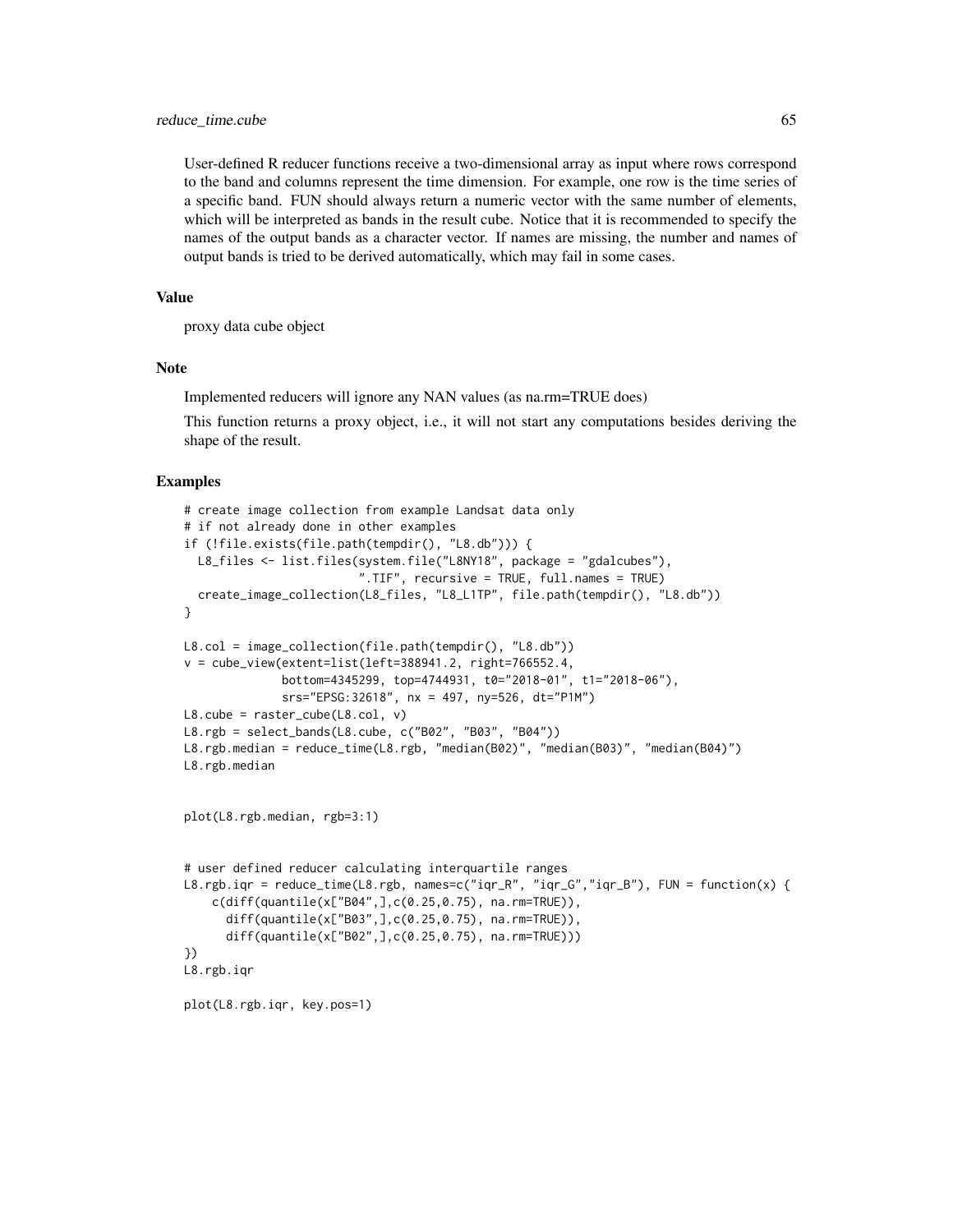User-defined R reducer functions receive a two-dimensional array as input where rows correspond to the band and columns represent the time dimension. For example, one row is the time series of a specific band. FUN should always return a numeric vector with the same number of elements, which will be interpreted as bands in the result cube. Notice that it is recommended to specify the names of the output bands as a character vector. If names are missing, the number and names of output bands is tried to be derived automatically, which may fail in some cases.

### Value

proxy data cube object

### Note

Implemented reducers will ignore any NAN values (as na.rm=TRUE does)

This function returns a proxy object, i.e., it will not start any computations besides deriving the shape of the result.

### Examples

```
# create image collection from example Landsat data only
# if not already done in other examples
if (!file.exists(file.path(tempdir(), "L8.db"))) {
  L8_files <- list.files(system.file("L8NY18", package = "gdalcubes"),
                         ".TIF", recursive = TRUE, full.names = TRUE)
  create_image_collection(L8_files, "L8_L1TP", file.path(tempdir(), "L8.db"))
}

L8.col = image_collection(file.path(tempdir(), "L8.db"))
v = cube_view(extent=list(left=388941.2, right=766552.4,
              bottom=4345299, top=4744931, t0="2018-01", t1="2018-06"),
              srs="EPSG:32618", nx = 497, ny=526, dt="P1M")
L8.cube = raster_cube(L8.col, v)
L8.rgb = select_bands(L8.cube, c("B02", "B03", "B04"))
L8.rgb.median = reduce_time(L8.rgb, "median(B02)", "median(B03)", "median(B04)")
L8.rgb.median


plot(L8.rgb.median, rgb=3:1)


# user defined reducer calculating interquartile ranges
L8.rgb.iqr = reduce_time(L8.rgb, names=c("iqr_R", "iqr_G","iqr_B"), FUN = function(x) {
    c(diff(quantile(x["B04",],c(0.25,0.75), na.rm=TRUE)),
      diff(quantile(x["B03",],c(0.25,0.75), na.rm=TRUE)),
      diff(quantile(x["B02",],c(0.25,0.75), na.rm=TRUE)))
})
L8.rgb.iqr

plot(L8.rgb.iqr, key.pos=1)
```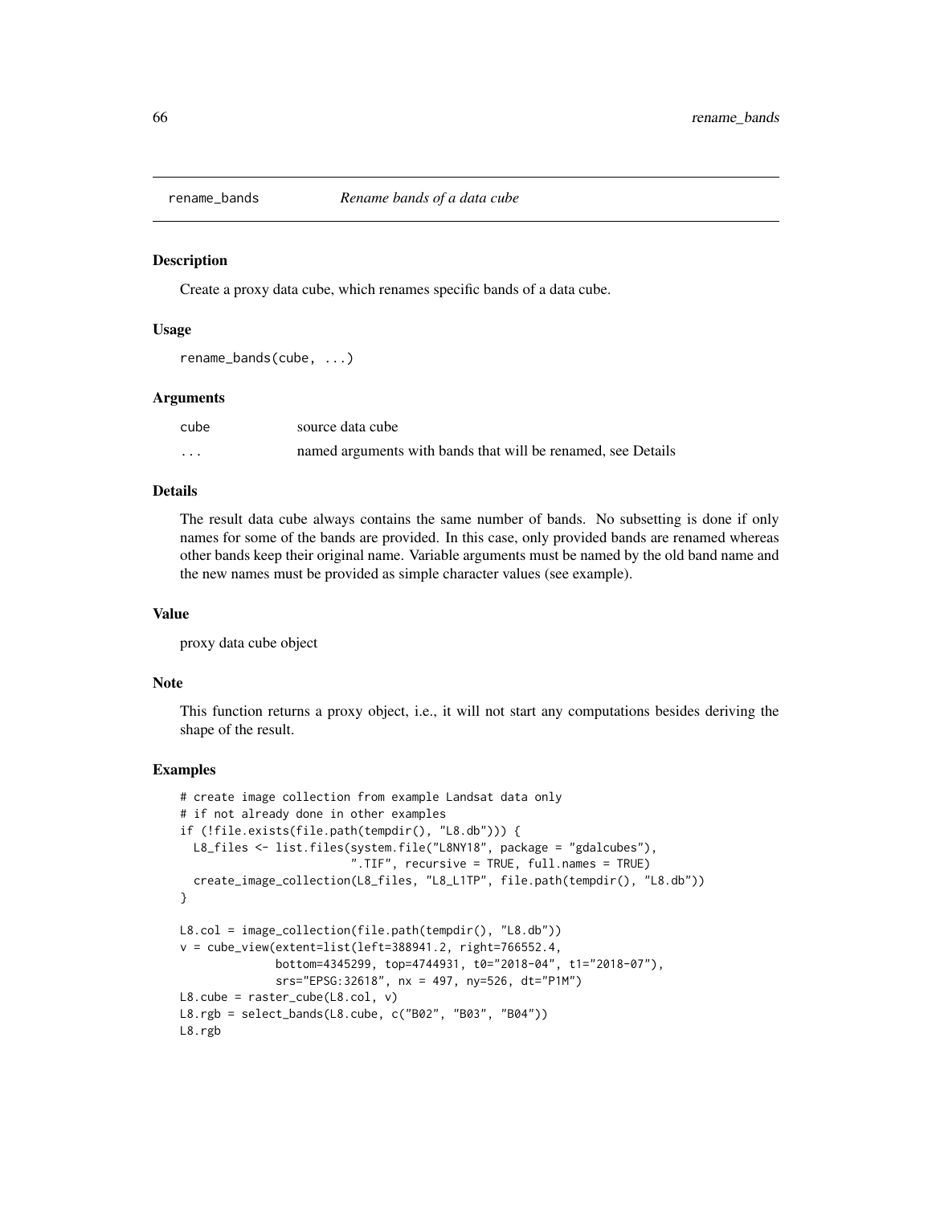# rename_bands — *Rename bands of a data cube*

## Description

Create a proxy data cube, which renames specific bands of a data cube.

## Usage

```
rename_bands(cube, ...)
```

## Arguments

| | |
|---|---|
| cube | source data cube |
| ... | named arguments with bands that will be renamed, see Details |

## Details

The result data cube always contains the same number of bands. No subsetting is done if only names for some of the bands are provided. In this case, only provided bands are renamed whereas other bands keep their original name. Variable arguments must be named by the old band name and the new names must be provided as simple character values (see example).

## Value

proxy data cube object

## Note

This function returns a proxy object, i.e., it will not start any computations besides deriving the shape of the result.

## Examples

```
# create image collection from example Landsat data only
# if not already done in other examples
if (!file.exists(file.path(tempdir(), "L8.db"))) {
  L8_files <- list.files(system.file("L8NY18", package = "gdalcubes"),
                         ".TIF", recursive = TRUE, full.names = TRUE)
  create_image_collection(L8_files, "L8_L1TP", file.path(tempdir(), "L8.db"))
}

L8.col = image_collection(file.path(tempdir(), "L8.db"))
v = cube_view(extent=list(left=388941.2, right=766552.4,
              bottom=4345299, top=4744931, t0="2018-04", t1="2018-07"),
              srs="EPSG:32618", nx = 497, ny=526, dt="P1M")
L8.cube = raster_cube(L8.col, v)
L8.rgb = select_bands(L8.cube, c("B02", "B03", "B04"))
L8.rgb
```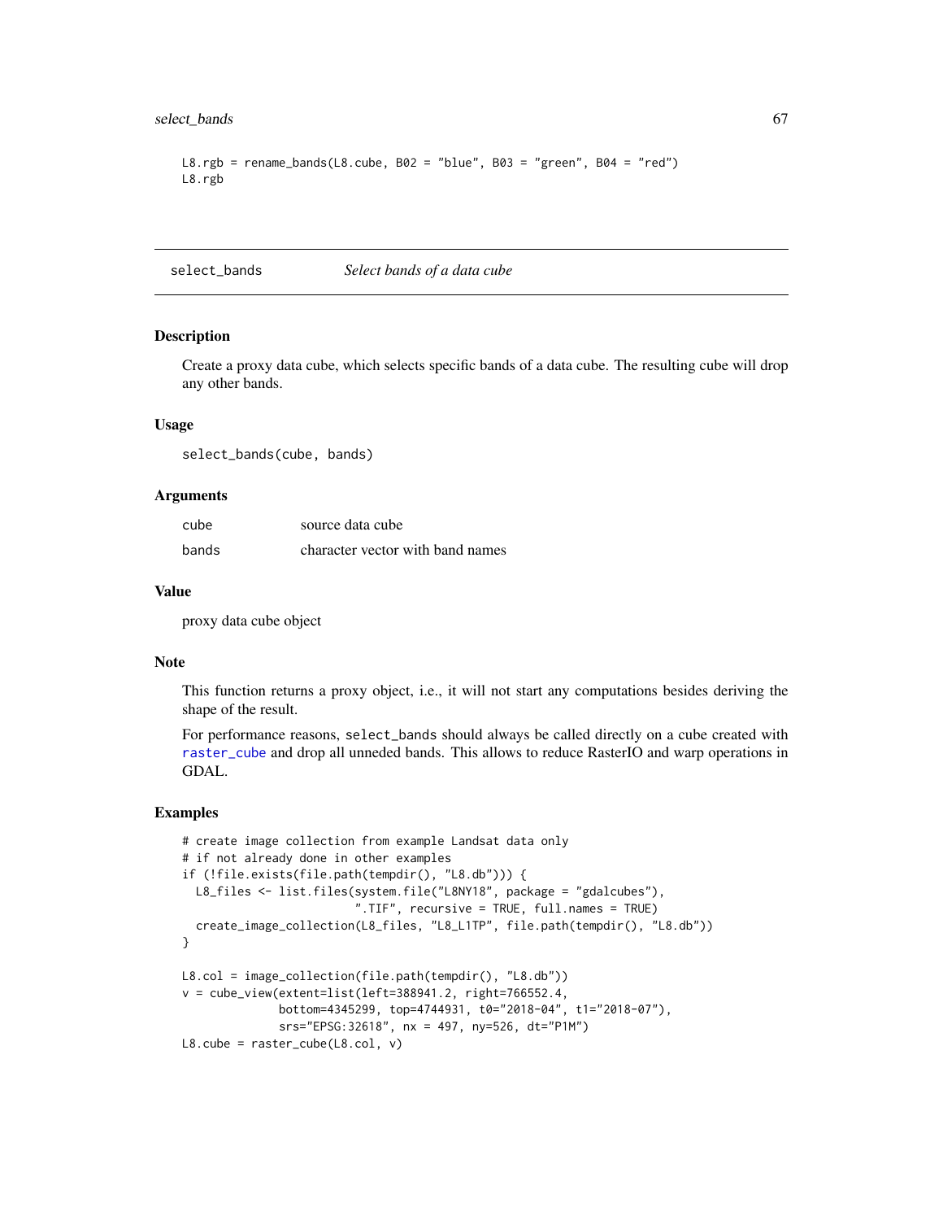```
L8.rgb = rename_bands(L8.cube, B02 = "blue", B03 = "green", B04 = "red")
L8.rgb
```

---

## select_bands — *Select bands of a data cube*

---

### Description

Create a proxy data cube, which selects specific bands of a data cube. The resulting cube will drop any other bands.

### Usage

```
select_bands(cube, bands)
```

### Arguments

| | |
|---|---|
| cube | source data cube |
| bands | character vector with band names |

### Value

proxy data cube object

### Note

This function returns a proxy object, i.e., it will not start any computations besides deriving the shape of the result.

For performance reasons, `select_bands` should always be called directly on a cube created with `raster_cube` and drop all unneded bands. This allows to reduce RasterIO and warp operations in GDAL.

### Examples

```
# create image collection from example Landsat data only
# if not already done in other examples
if (!file.exists(file.path(tempdir(), "L8.db"))) {
  L8_files <- list.files(system.file("L8NY18", package = "gdalcubes"),
                         ".TIF", recursive = TRUE, full.names = TRUE)
  create_image_collection(L8_files, "L8_L1TP", file.path(tempdir(), "L8.db"))
}

L8.col = image_collection(file.path(tempdir(), "L8.db"))
v = cube_view(extent=list(left=388941.2, right=766552.4,
              bottom=4345299, top=4744931, t0="2018-04", t1="2018-07"),
              srs="EPSG:32618", nx = 497, ny=526, dt="P1M")
L8.cube = raster_cube(L8.col, v)
```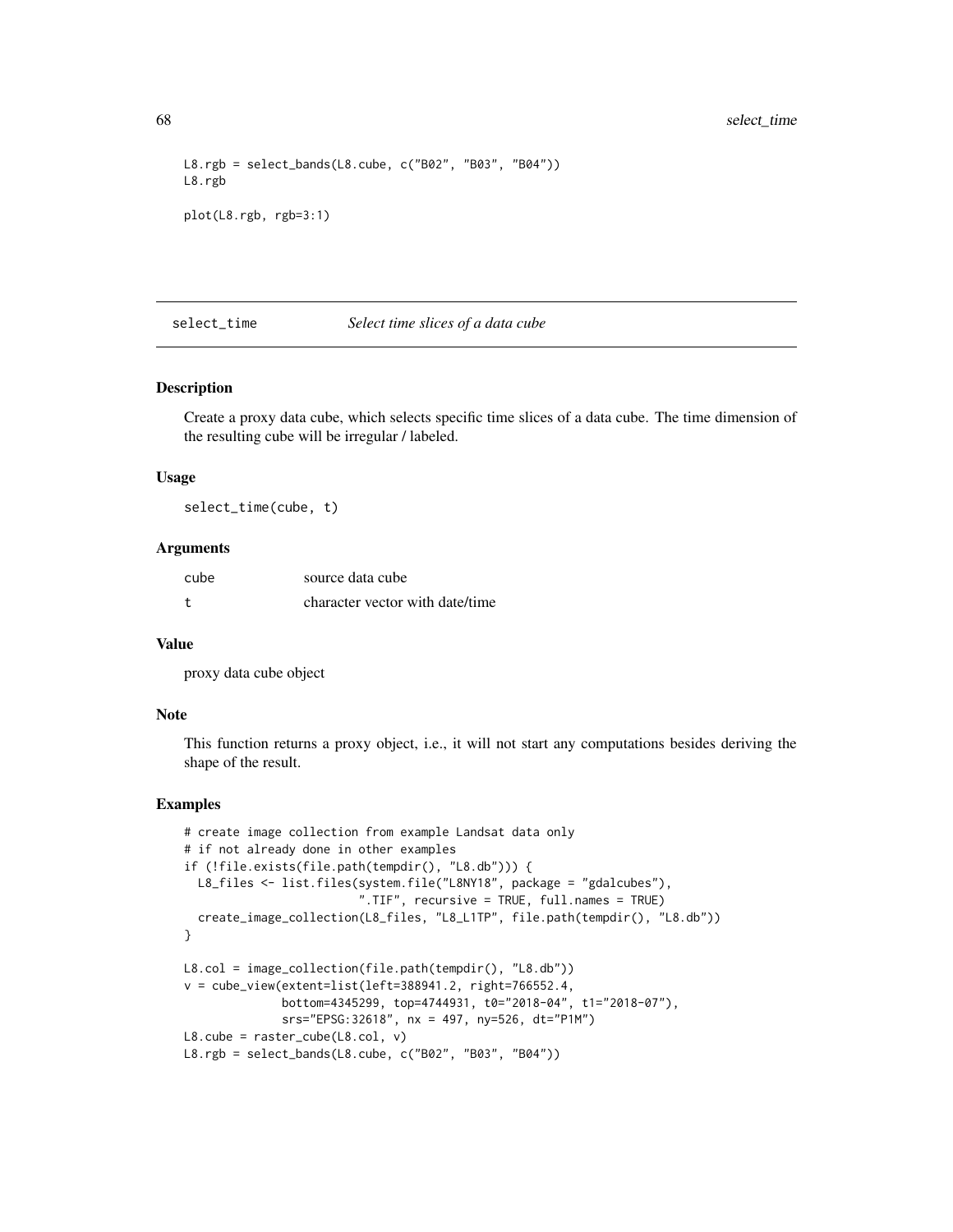```
L8.rgb = select_bands(L8.cube, c("B02", "B03", "B04"))
L8.rgb

plot(L8.rgb, rgb=3:1)
```

## select_time *Select time slices of a data cube*

### Description

Create a proxy data cube, which selects specific time slices of a data cube. The time dimension of the resulting cube will be irregular / labeled.

### Usage

```
select_time(cube, t)
```

### Arguments

| | |
|---|---|
| cube | source data cube |
| t | character vector with date/time |

### Value

proxy data cube object

### Note

This function returns a proxy object, i.e., it will not start any computations besides deriving the shape of the result.

### Examples

```
# create image collection from example Landsat data only
# if not already done in other examples
if (!file.exists(file.path(tempdir(), "L8.db"))) {
  L8_files <- list.files(system.file("L8NY18", package = "gdalcubes"),
                         ".TIF", recursive = TRUE, full.names = TRUE)
  create_image_collection(L8_files, "L8_L1TP", file.path(tempdir(), "L8.db"))
}

L8.col = image_collection(file.path(tempdir(), "L8.db"))
v = cube_view(extent=list(left=388941.2, right=766552.4,
              bottom=4345299, top=4744931, t0="2018-04", t1="2018-07"),
              srs="EPSG:32618", nx = 497, ny=526, dt="P1M")
L8.cube = raster_cube(L8.col, v)
L8.rgb = select_bands(L8.cube, c("B02", "B03", "B04"))
```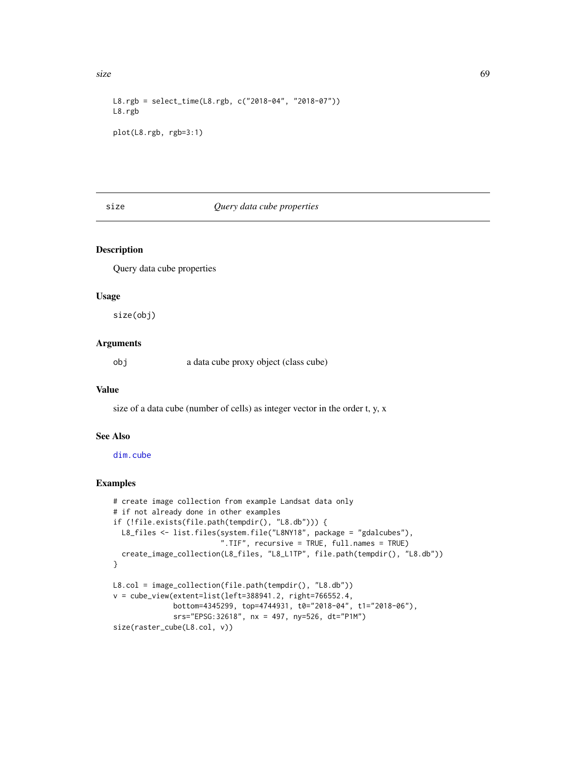```
L8.rgb = select_time(L8.rgb, c("2018-04", "2018-07"))
L8.rgb

plot(L8.rgb, rgb=3:1)
```

## size — *Query data cube properties*

### Description

Query data cube properties

### Usage

```
size(obj)
```

### Arguments

obj — a data cube proxy object (class cube)

### Value

size of a data cube (number of cells) as integer vector in the order t, y, x

### See Also

dim.cube

### Examples

```
# create image collection from example Landsat data only
# if not already done in other examples
if (!file.exists(file.path(tempdir(), "L8.db"))) {
  L8_files <- list.files(system.file("L8NY18", package = "gdalcubes"),
                         ".TIF", recursive = TRUE, full.names = TRUE)
  create_image_collection(L8_files, "L8_L1TP", file.path(tempdir(), "L8.db"))
}

L8.col = image_collection(file.path(tempdir(), "L8.db"))
v = cube_view(extent=list(left=388941.2, right=766552.4,
              bottom=4345299, top=4744931, t0="2018-04", t1="2018-06"),
              srs="EPSG:32618", nx = 497, ny=526, dt="P1M")
size(raster_cube(L8.col, v))
```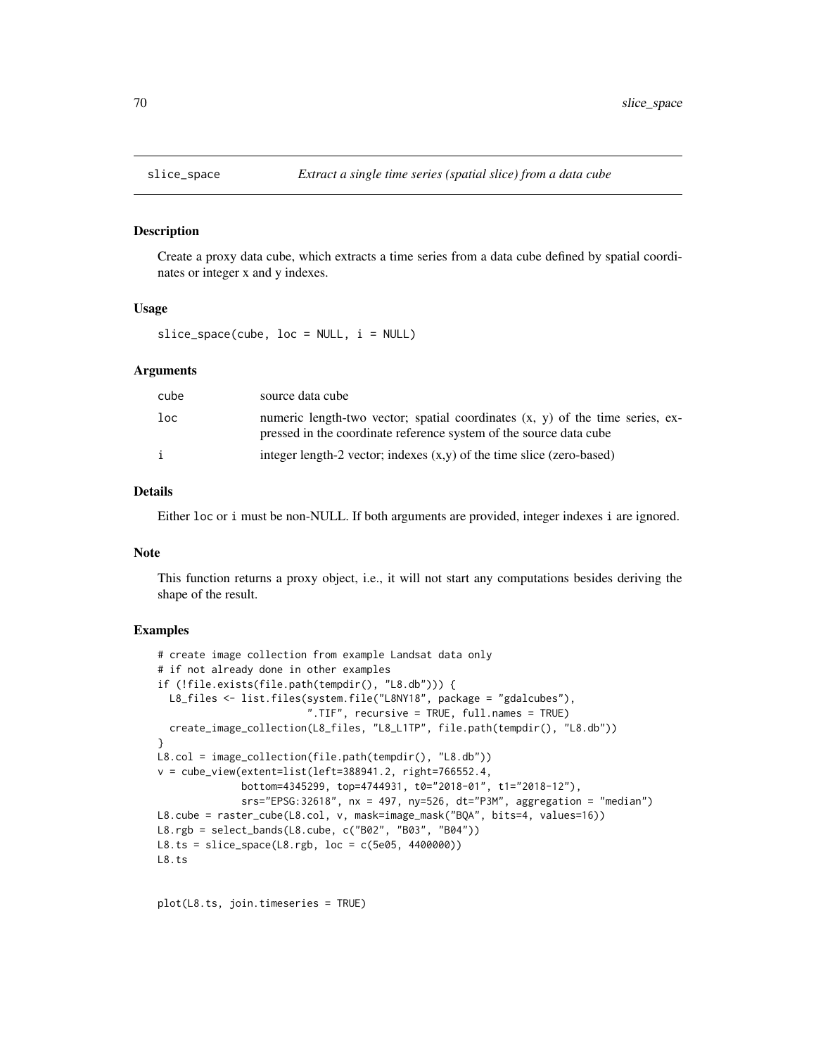## slice_space — *Extract a single time series (spatial slice) from a data cube*

### Description

Create a proxy data cube, which extracts a time series from a data cube defined by spatial coordinates or integer x and y indexes.

### Usage

```
slice_space(cube, loc = NULL, i = NULL)
```

### Arguments

| | |
|---|---|
| cube | source data cube |
| loc | numeric length-two vector; spatial coordinates (x, y) of the time series, expressed in the coordinate reference system of the source data cube |
| i | integer length-2 vector; indexes (x,y) of the time slice (zero-based) |

### Details

Either `loc` or `i` must be non-NULL. If both arguments are provided, integer indexes `i` are ignored.

### Note

This function returns a proxy object, i.e., it will not start any computations besides deriving the shape of the result.

### Examples

```
# create image collection from example Landsat data only
# if not already done in other examples
if (!file.exists(file.path(tempdir(), "L8.db"))) {
  L8_files <- list.files(system.file("L8NY18", package = "gdalcubes"),
                         ".TIF", recursive = TRUE, full.names = TRUE)
  create_image_collection(L8_files, "L8_L1TP", file.path(tempdir(), "L8.db"))
}
L8.col = image_collection(file.path(tempdir(), "L8.db"))
v = cube_view(extent=list(left=388941.2, right=766552.4,
              bottom=4345299, top=4744931, t0="2018-01", t1="2018-12"),
              srs="EPSG:32618", nx = 497, ny=526, dt="P3M", aggregation = "median")
L8.cube = raster_cube(L8.col, v, mask=image_mask("BQA", bits=4, values=16))
L8.rgb = select_bands(L8.cube, c("B02", "B03", "B04"))
L8.ts = slice_space(L8.rgb, loc = c(5e05, 4400000))
L8.ts


plot(L8.ts, join.timeseries = TRUE)
```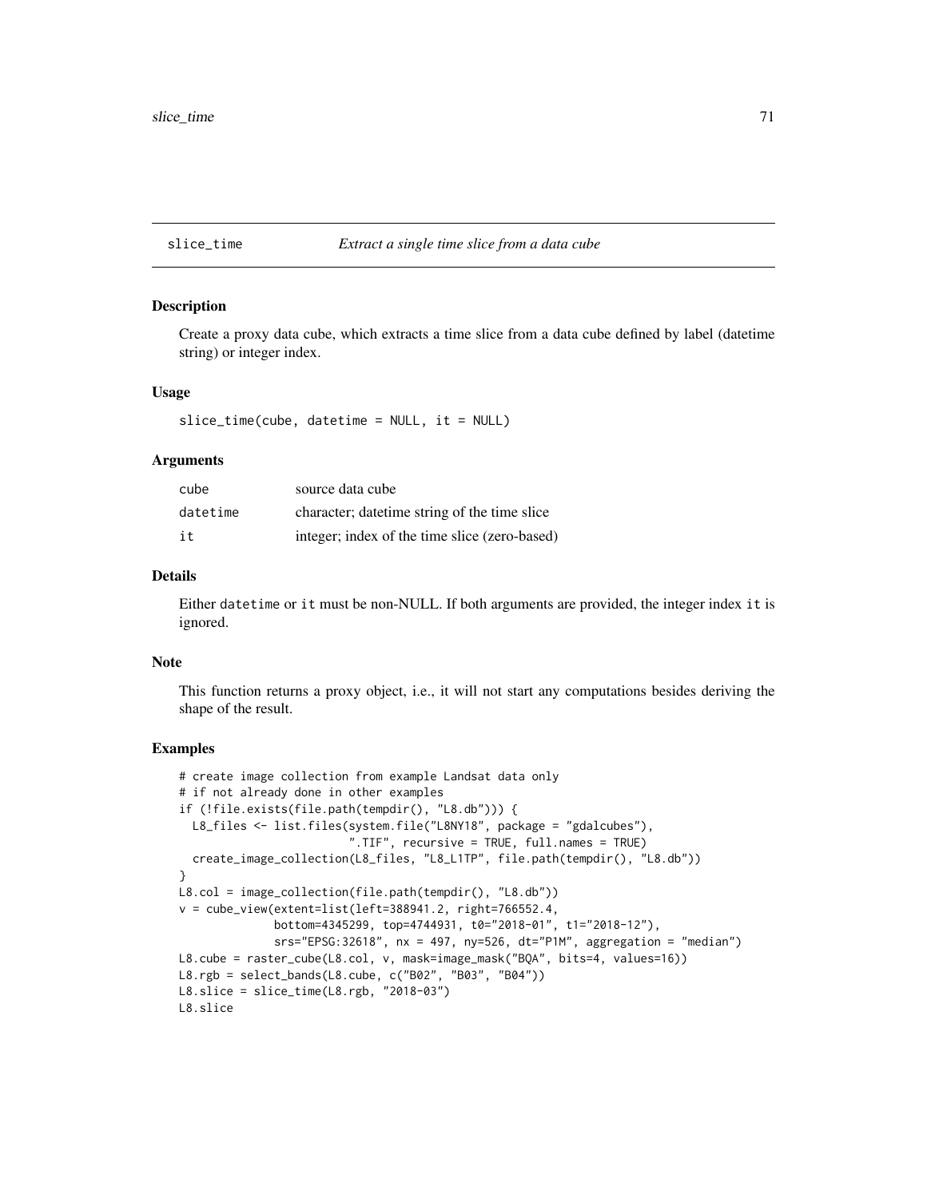## slice_time — *Extract a single time slice from a data cube*

### Description

Create a proxy data cube, which extracts a time slice from a data cube defined by label (datetime string) or integer index.

### Usage

```
slice_time(cube, datetime = NULL, it = NULL)
```

### Arguments

| | |
|---|---|
| cube | source data cube |
| datetime | character; datetime string of the time slice |
| it | integer; index of the time slice (zero-based) |

### Details

Either datetime or it must be non-NULL. If both arguments are provided, the integer index it is ignored.

### Note

This function returns a proxy object, i.e., it will not start any computations besides deriving the shape of the result.

### Examples

```
# create image collection from example Landsat data only
# if not already done in other examples
if (!file.exists(file.path(tempdir(), "L8.db"))) {
  L8_files <- list.files(system.file("L8NY18", package = "gdalcubes"),
                         ".TIF", recursive = TRUE, full.names = TRUE)
  create_image_collection(L8_files, "L8_L1TP", file.path(tempdir(), "L8.db"))
}
L8.col = image_collection(file.path(tempdir(), "L8.db"))
v = cube_view(extent=list(left=388941.2, right=766552.4,
              bottom=4345299, top=4744931, t0="2018-01", t1="2018-12"),
              srs="EPSG:32618", nx = 497, ny=526, dt="P1M", aggregation = "median")
L8.cube = raster_cube(L8.col, v, mask=image_mask("BQA", bits=4, values=16))
L8.rgb = select_bands(L8.cube, c("B02", "B03", "B04"))
L8.slice = slice_time(L8.rgb, "2018-03")
L8.slice
```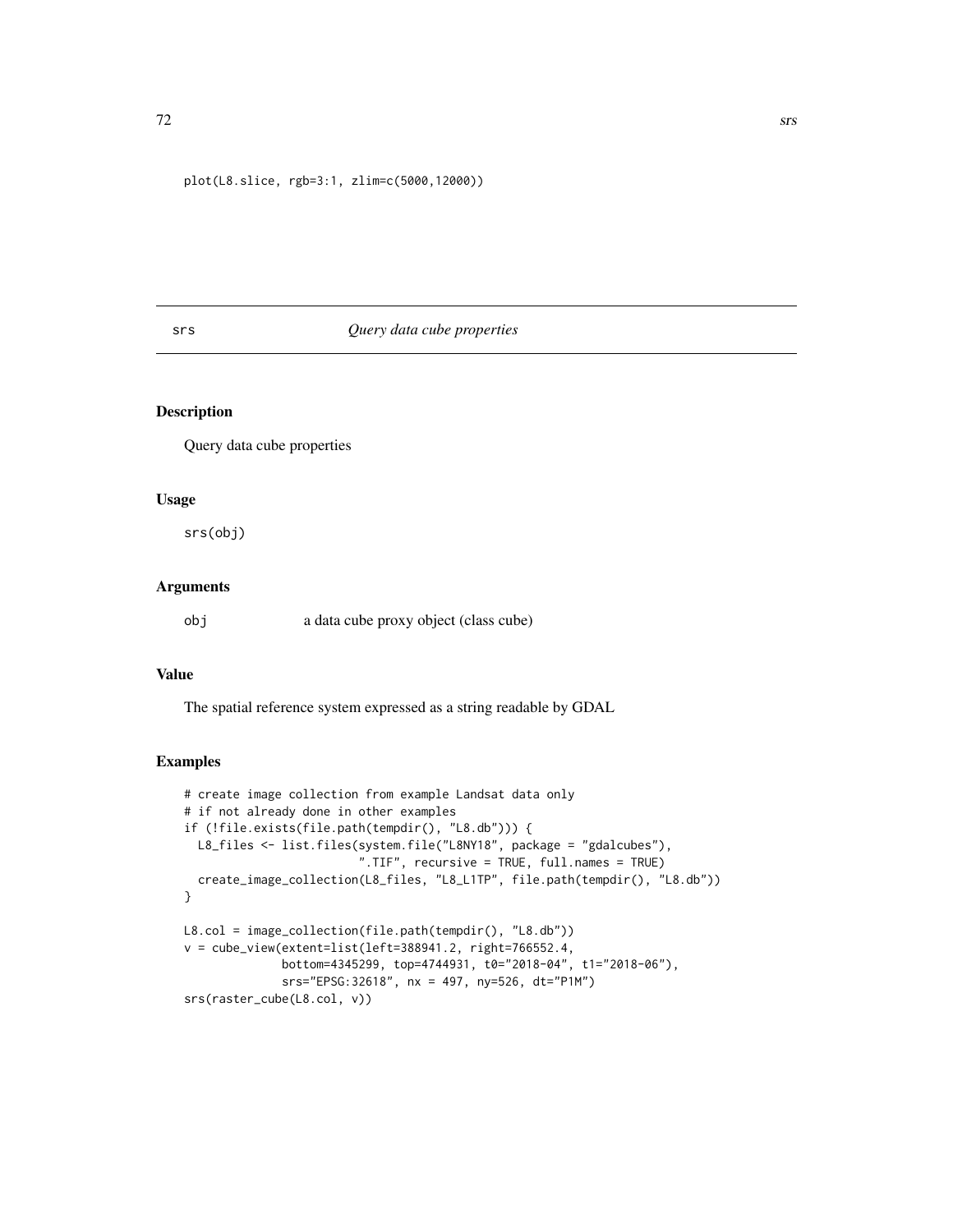```
plot(L8.slice, rgb=3:1, zlim=c(5000,12000))
```

## srs *Query data cube properties*

### Description

Query data cube properties

### Usage

```
srs(obj)
```

### Arguments

| | |
|---|---|
| obj | a data cube proxy object (class cube) |

### Value

The spatial reference system expressed as a string readable by GDAL

### Examples

```
# create image collection from example Landsat data only
# if not already done in other examples
if (!file.exists(file.path(tempdir(), "L8.db"))) {
  L8_files <- list.files(system.file("L8NY18", package = "gdalcubes"),
                         ".TIF", recursive = TRUE, full.names = TRUE)
  create_image_collection(L8_files, "L8_L1TP", file.path(tempdir(), "L8.db"))
}

L8.col = image_collection(file.path(tempdir(), "L8.db"))
v = cube_view(extent=list(left=388941.2, right=766552.4,
              bottom=4345299, top=4744931, t0="2018-04", t1="2018-06"),
              srs="EPSG:32618", nx = 497, ny=526, dt="P1M")
srs(raster_cube(L8.col, v))
```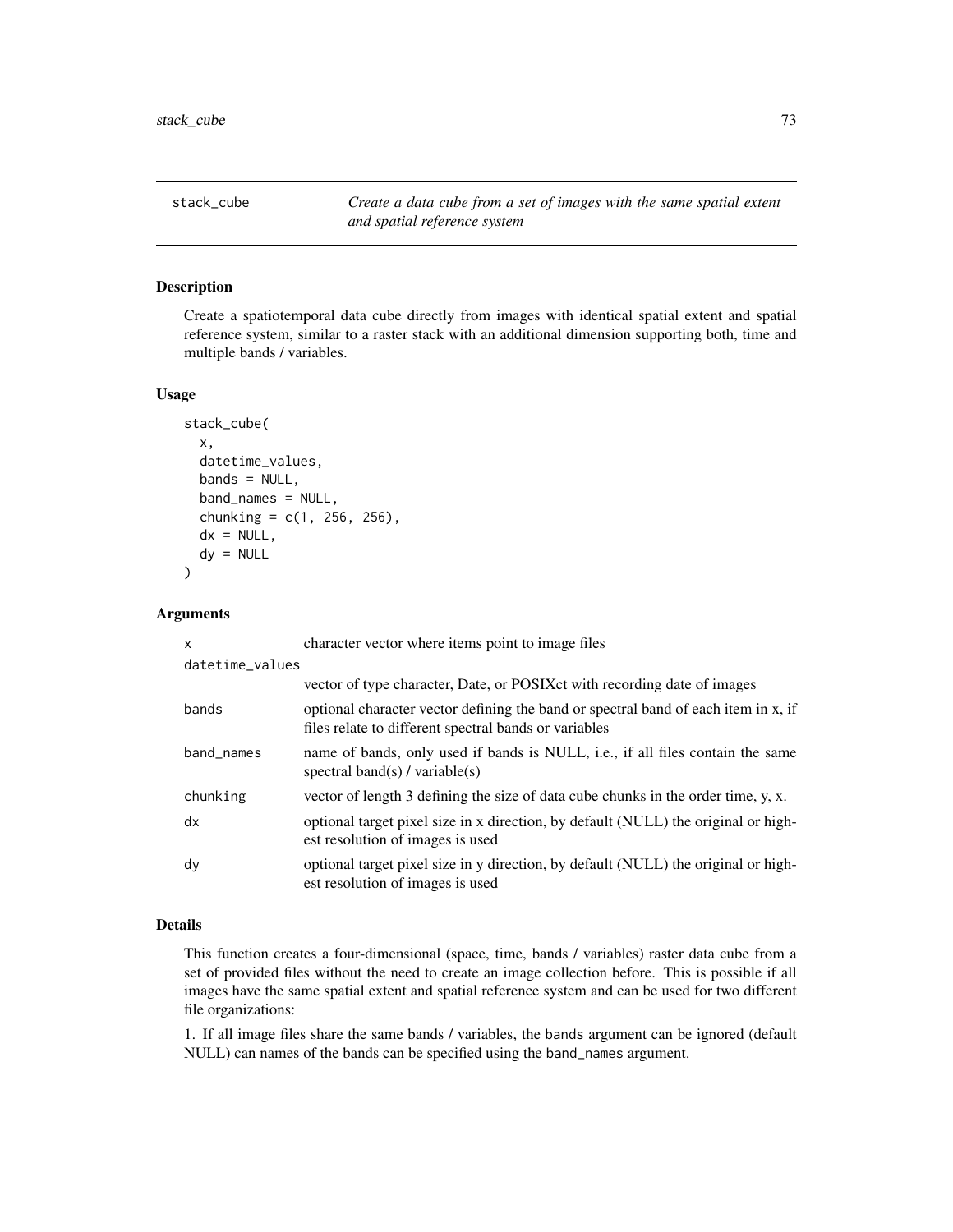# stack_cube

*Create a data cube from a set of images with the same spatial extent and spatial reference system*

## Description

Create a spatiotemporal data cube directly from images with identical spatial extent and spatial reference system, similar to a raster stack with an additional dimension supporting both, time and multiple bands / variables.

## Usage

```
stack_cube(
  x,
  datetime_values,
  bands = NULL,
  band_names = NULL,
  chunking = c(1, 256, 256),
  dx = NULL,
  dy = NULL
)
```

## Arguments

| Argument | Description |
|---|---|
| x | character vector where items point to image files |
| datetime_values | vector of type character, Date, or POSIXct with recording date of images |
| bands | optional character vector defining the band or spectral band of each item in x, if files relate to different spectral bands or variables |
| band_names | name of bands, only used if bands is NULL, i.e., if all files contain the same spectral band(s) / variable(s) |
| chunking | vector of length 3 defining the size of data cube chunks in the order time, y, x. |
| dx | optional target pixel size in x direction, by default (NULL) the original or highest resolution of images is used |
| dy | optional target pixel size in y direction, by default (NULL) the original or highest resolution of images is used |

## Details

This function creates a four-dimensional (space, time, bands / variables) raster data cube from a set of provided files without the need to create an image collection before. This is possible if all images have the same spatial extent and spatial reference system and can be used for two different file organizations:

1. If all image files share the same bands / variables, the bands argument can be ignored (default NULL) can names of the bands can be specified using the band_names argument.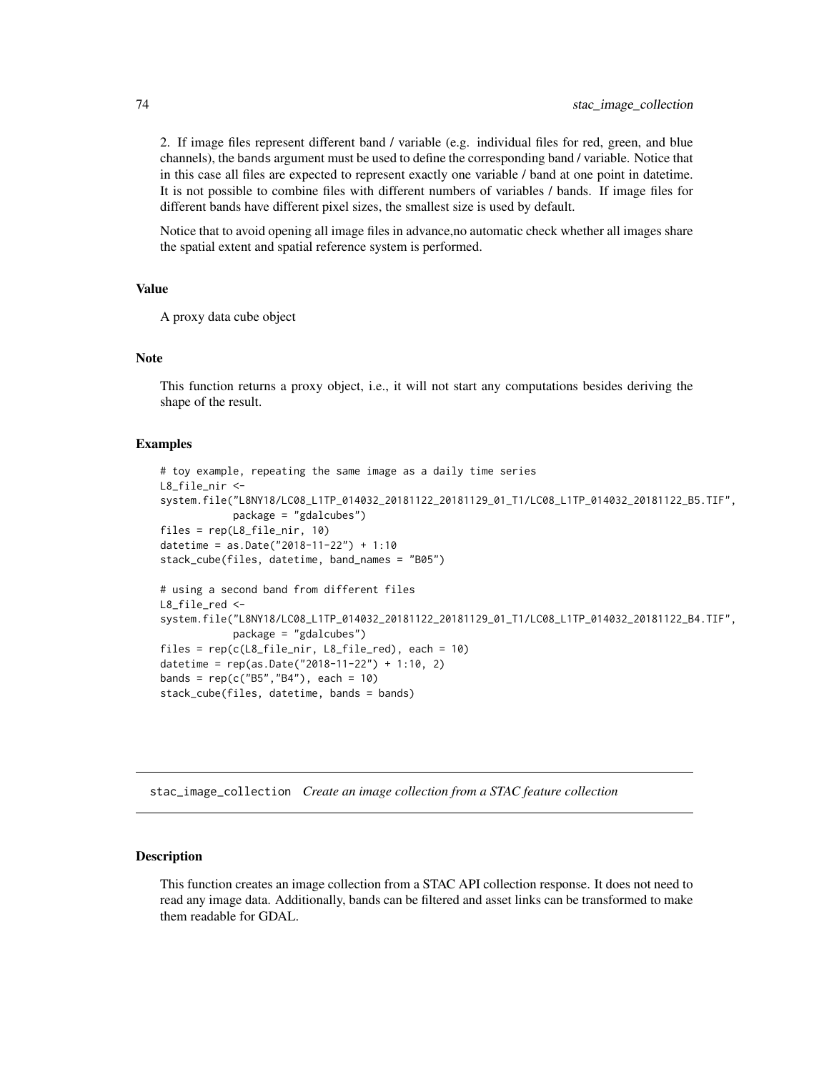2. If image files represent different band / variable (e.g. individual files for red, green, and blue channels), the bands argument must be used to define the corresponding band / variable. Notice that in this case all files are expected to represent exactly one variable / band at one point in datetime. It is not possible to combine files with different numbers of variables / bands. If image files for different bands have different pixel sizes, the smallest size is used by default.

Notice that to avoid opening all image files in advance,no automatic check whether all images share the spatial extent and spatial reference system is performed.

### Value

A proxy data cube object

### Note

This function returns a proxy object, i.e., it will not start any computations besides deriving the shape of the result.

### Examples

```
# toy example, repeating the same image as a daily time series
L8_file_nir <-
system.file("L8NY18/LC08_L1TP_014032_20181122_20181129_01_T1/LC08_L1TP_014032_20181122_B5.TIF",
            package = "gdalcubes")
files = rep(L8_file_nir, 10)
datetime = as.Date("2018-11-22") + 1:10
stack_cube(files, datetime, band_names = "B05")

# using a second band from different files
L8_file_red <-
system.file("L8NY18/LC08_L1TP_014032_20181122_20181129_01_T1/LC08_L1TP_014032_20181122_B4.TIF",
            package = "gdalcubes")
files = rep(c(L8_file_nir, L8_file_red), each = 10)
datetime = rep(as.Date("2018-11-22") + 1:10, 2)
bands = rep(c("B5","B4"), each = 10)
stack_cube(files, datetime, bands = bands)
```

---

## stac_image_collection *Create an image collection from a STAC feature collection*

---

### Description

This function creates an image collection from a STAC API collection response. It does not need to read any image data. Additionally, bands can be filtered and asset links can be transformed to make them readable for GDAL.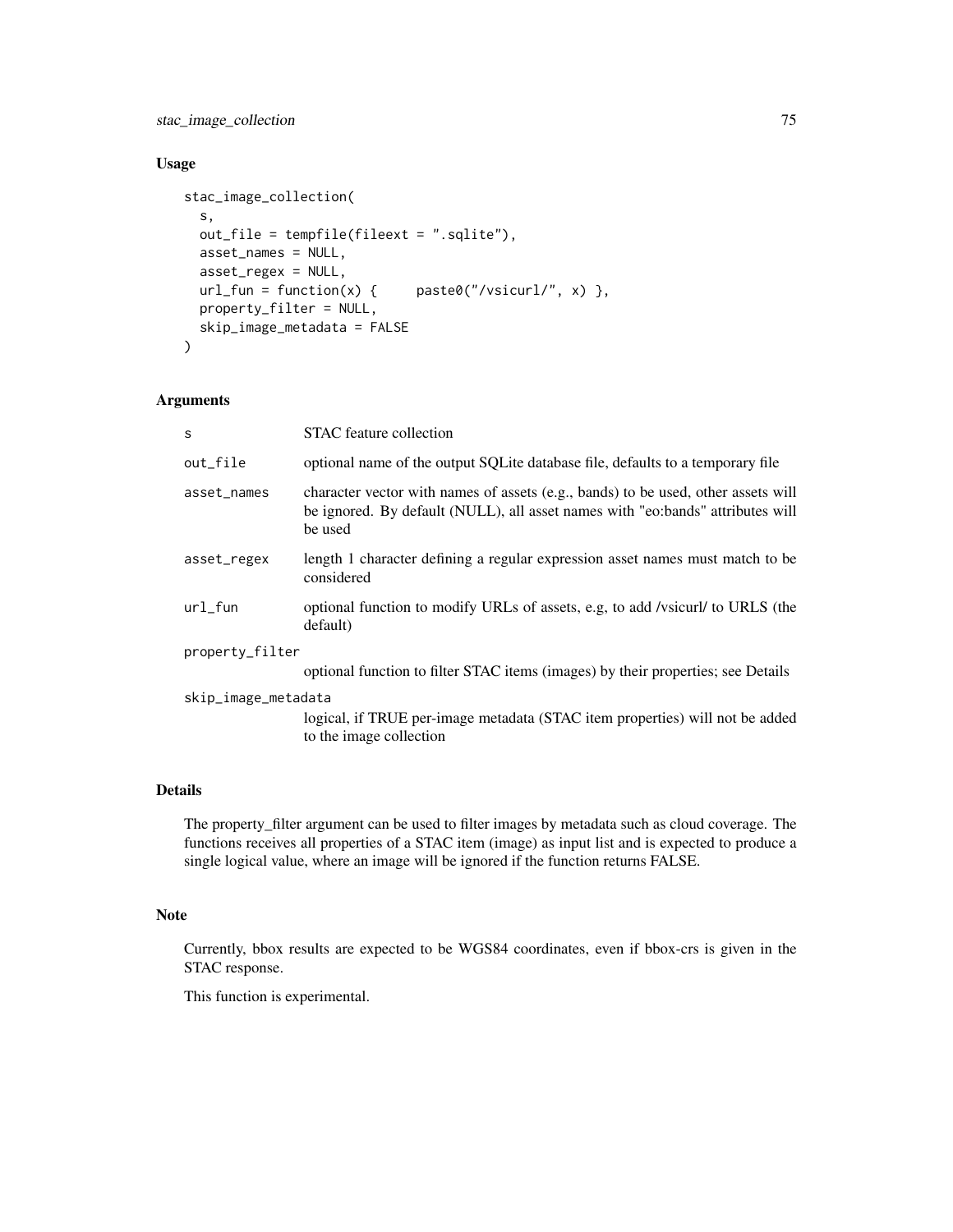## Usage

```
stac_image_collection(
  s,
  out_file = tempfile(fileext = ".sqlite"),
  asset_names = NULL,
  asset_regex = NULL,
  url_fun = function(x) {     paste0("/vsicurl/", x) },
  property_filter = NULL,
  skip_image_metadata = FALSE
)
```

## Arguments

| Argument | Description |
|---|---|
| s | STAC feature collection |
| out_file | optional name of the output SQLite database file, defaults to a temporary file |
| asset_names | character vector with names of assets (e.g., bands) to be used, other assets will be ignored. By default (NULL), all asset names with "eo:bands" attributes will be used |
| asset_regex | length 1 character defining a regular expression asset names must match to be considered |
| url_fun | optional function to modify URLs of assets, e.g, to add /vsicurl/ to URLS (the default) |
| property_filter | optional function to filter STAC items (images) by their properties; see Details |
| skip_image_metadata | logical, if TRUE per-image metadata (STAC item properties) will not be added to the image collection |

## Details

The property_filter argument can be used to filter images by metadata such as cloud coverage. The functions receives all properties of a STAC item (image) as input list and is expected to produce a single logical value, where an image will be ignored if the function returns FALSE.

## Note

Currently, bbox results are expected to be WGS84 coordinates, even if bbox-crs is given in the STAC response.

This function is experimental.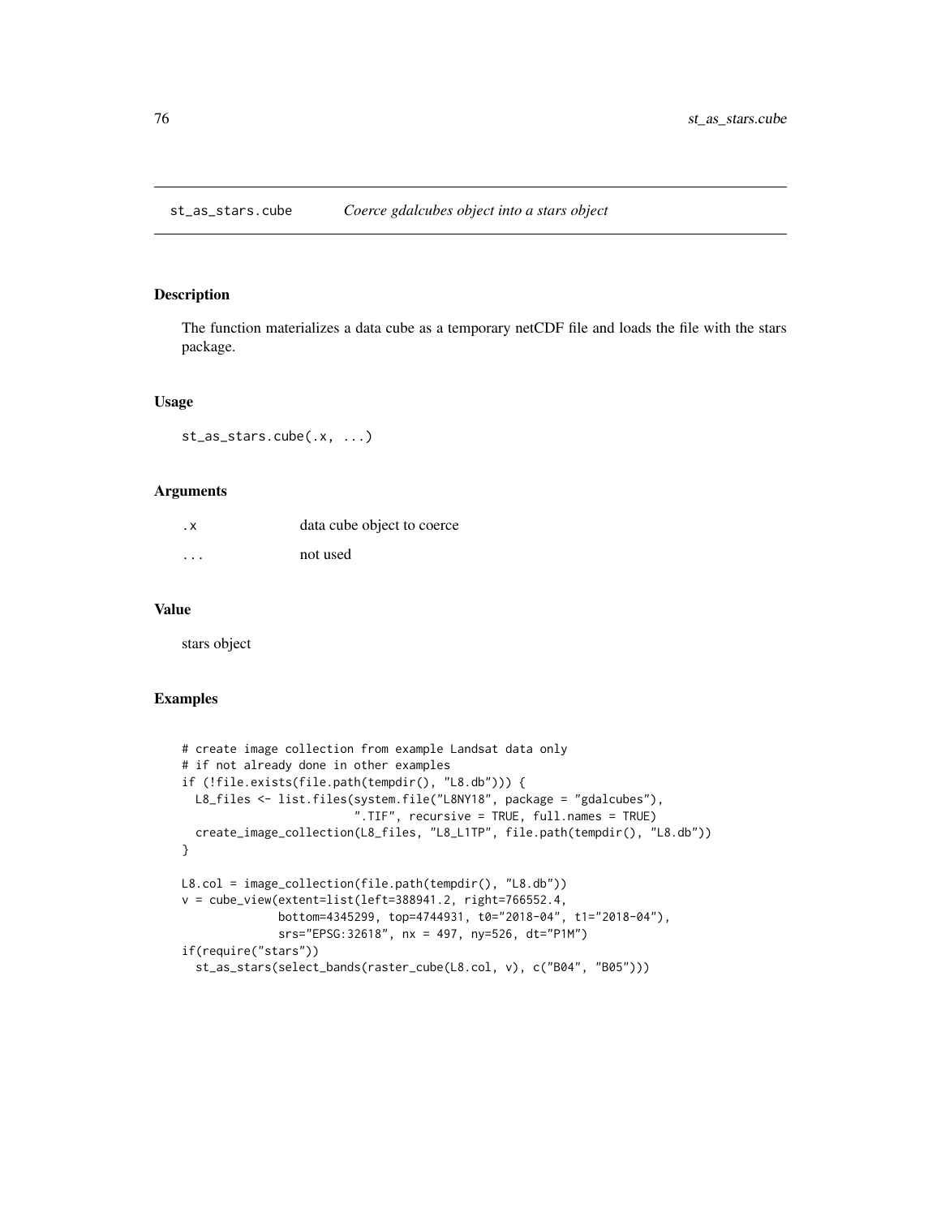## st_as_stars.cube — *Coerce gdalcubes object into a stars object*

### Description

The function materializes a data cube as a temporary netCDF file and loads the file with the stars package.

### Usage

```
st_as_stars.cube(.x, ...)
```

### Arguments

| | |
|---|---|
| .x | data cube object to coerce |
| ... | not used |

### Value

stars object

### Examples

```
# create image collection from example Landsat data only
# if not already done in other examples
if (!file.exists(file.path(tempdir(), "L8.db"))) {
  L8_files <- list.files(system.file("L8NY18", package = "gdalcubes"),
                         ".TIF", recursive = TRUE, full.names = TRUE)
  create_image_collection(L8_files, "L8_L1TP", file.path(tempdir(), "L8.db"))
}

L8.col = image_collection(file.path(tempdir(), "L8.db"))
v = cube_view(extent=list(left=388941.2, right=766552.4,
              bottom=4345299, top=4744931, t0="2018-04", t1="2018-04"),
              srs="EPSG:32618", nx = 497, ny=526, dt="P1M")
if(require("stars"))
  st_as_stars(select_bands(raster_cube(L8.col, v), c("B04", "B05")))
```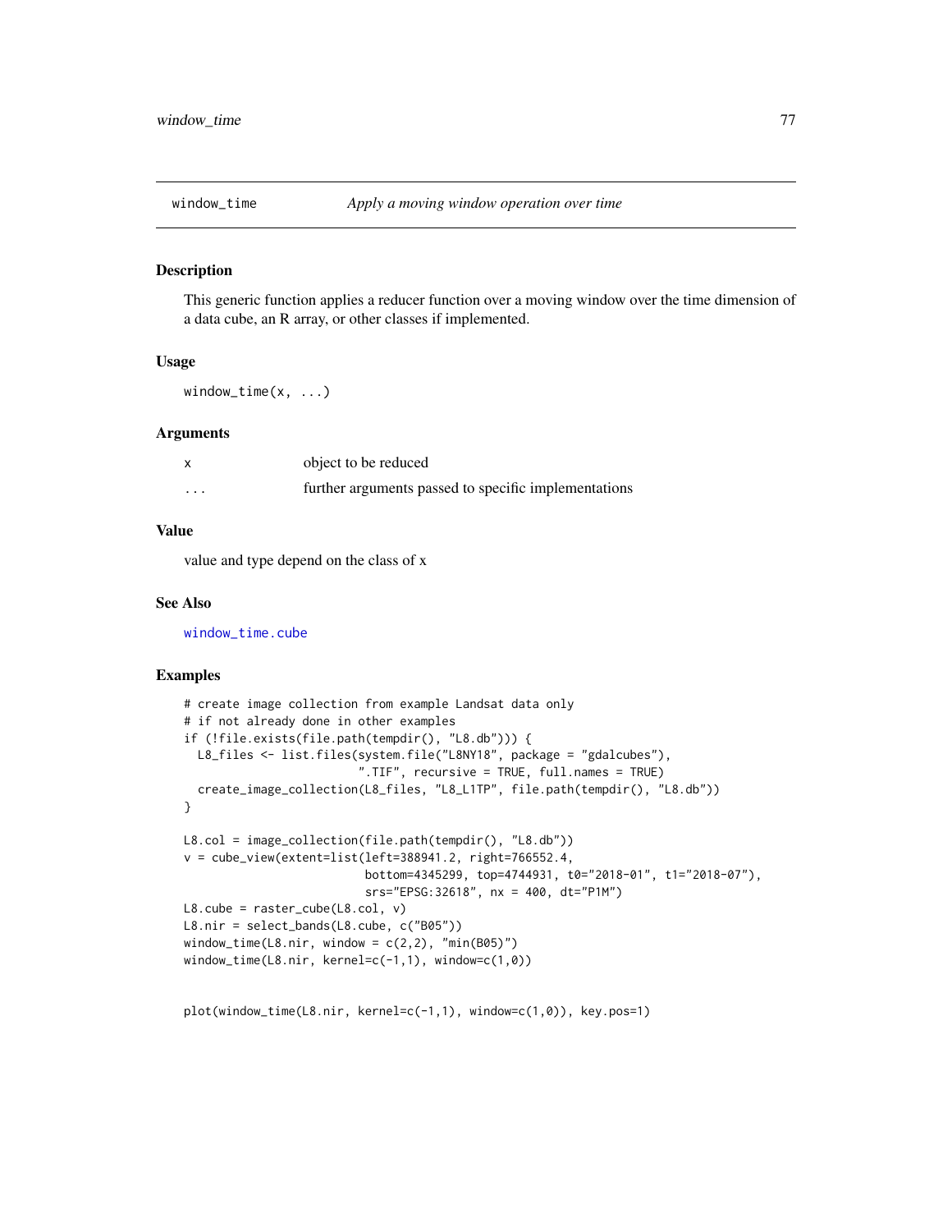# window_time — *Apply a moving window operation over time*

## Description

This generic function applies a reducer function over a moving window over the time dimension of a data cube, an R array, or other classes if implemented.

## Usage

```
window_time(x, ...)
```

## Arguments

| | |
|---|---|
| x | object to be reduced |
| ... | further arguments passed to specific implementations |

## Value

value and type depend on the class of x

## See Also

window_time.cube

## Examples

```
# create image collection from example Landsat data only
# if not already done in other examples
if (!file.exists(file.path(tempdir(), "L8.db"))) {
  L8_files <- list.files(system.file("L8NY18", package = "gdalcubes"),
                         ".TIF", recursive = TRUE, full.names = TRUE)
  create_image_collection(L8_files, "L8_L1TP", file.path(tempdir(), "L8.db"))
}

L8.col = image_collection(file.path(tempdir(), "L8.db"))
v = cube_view(extent=list(left=388941.2, right=766552.4,
                          bottom=4345299, top=4744931, t0="2018-01", t1="2018-07"),
                          srs="EPSG:32618", nx = 400, dt="P1M")
L8.cube = raster_cube(L8.col, v)
L8.nir = select_bands(L8.cube, c("B05"))
window_time(L8.nir, window = c(2,2), "min(B05)")
window_time(L8.nir, kernel=c(-1,1), window=c(1,0))


plot(window_time(L8.nir, kernel=c(-1,1), window=c(1,0)), key.pos=1)
```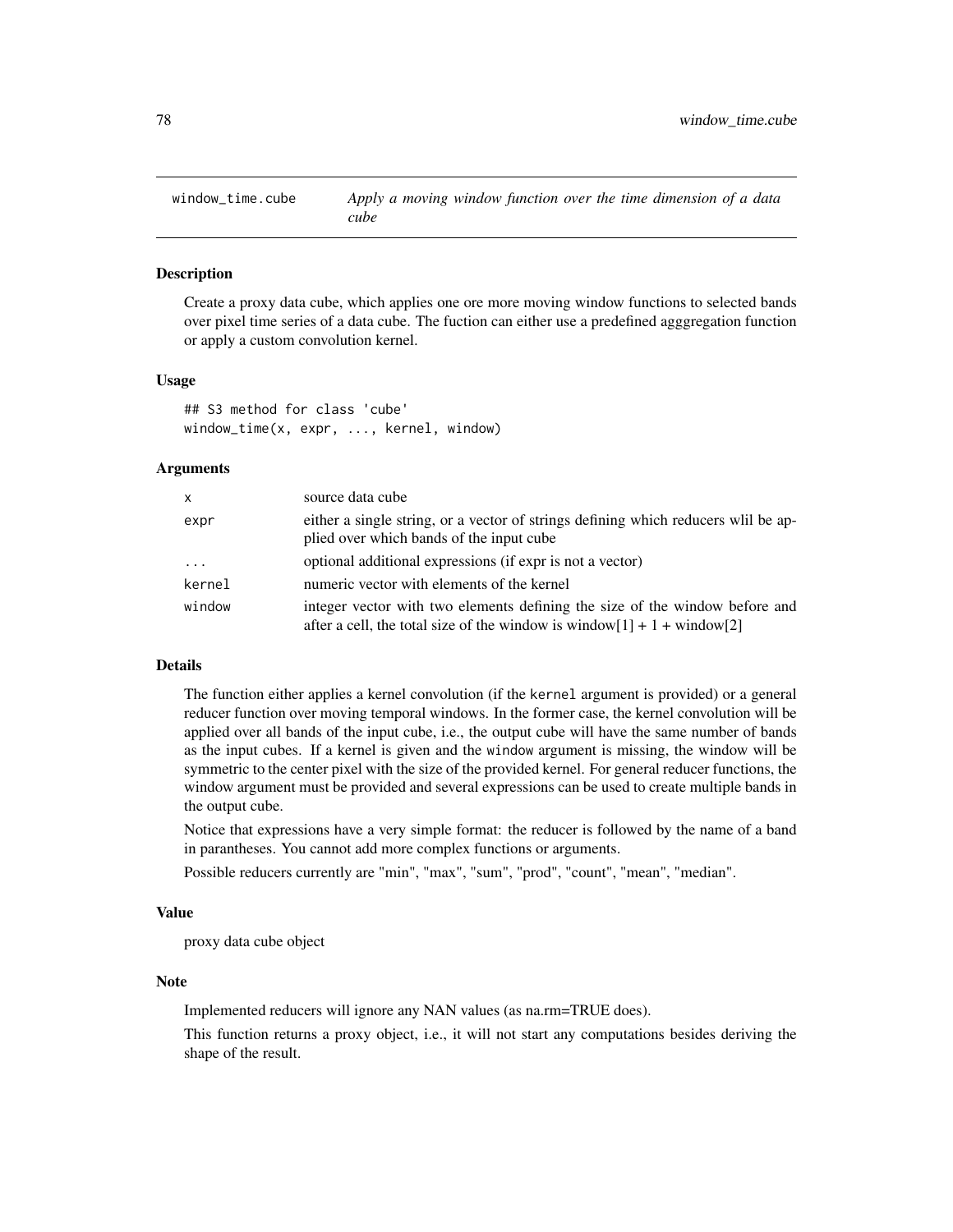## window_time.cube — *Apply a moving window function over the time dimension of a data cube*

### Description

Create a proxy data cube, which applies one ore more moving window functions to selected bands over pixel time series of a data cube. The fuction can either use a predefined agggregation function or apply a custom convolution kernel.

### Usage

```
## S3 method for class 'cube'
window_time(x, expr, ..., kernel, window)
```

### Arguments

| | |
|---|---|
| x | source data cube |
| expr | either a single string, or a vector of strings defining which reducers wlil be applied over which bands of the input cube |
| ... | optional additional expressions (if expr is not a vector) |
| kernel | numeric vector with elements of the kernel |
| window | integer vector with two elements defining the size of the window before and after a cell, the total size of the window is window[1] + 1 + window[2] |

### Details

The function either applies a kernel convolution (if the `kernel` argument is provided) or a general reducer function over moving temporal windows. In the former case, the kernel convolution will be applied over all bands of the input cube, i.e., the output cube will have the same number of bands as the input cubes. If a kernel is given and the `window` argument is missing, the window will be symmetric to the center pixel with the size of the provided kernel. For general reducer functions, the window argument must be provided and several expressions can be used to create multiple bands in the output cube.

Notice that expressions have a very simple format: the reducer is followed by the name of a band in parantheses. You cannot add more complex functions or arguments.

Possible reducers currently are "min", "max", "sum", "prod", "count", "mean", "median".

### Value

proxy data cube object

### Note

Implemented reducers will ignore any NAN values (as na.rm=TRUE does).

This function returns a proxy object, i.e., it will not start any computations besides deriving the shape of the result.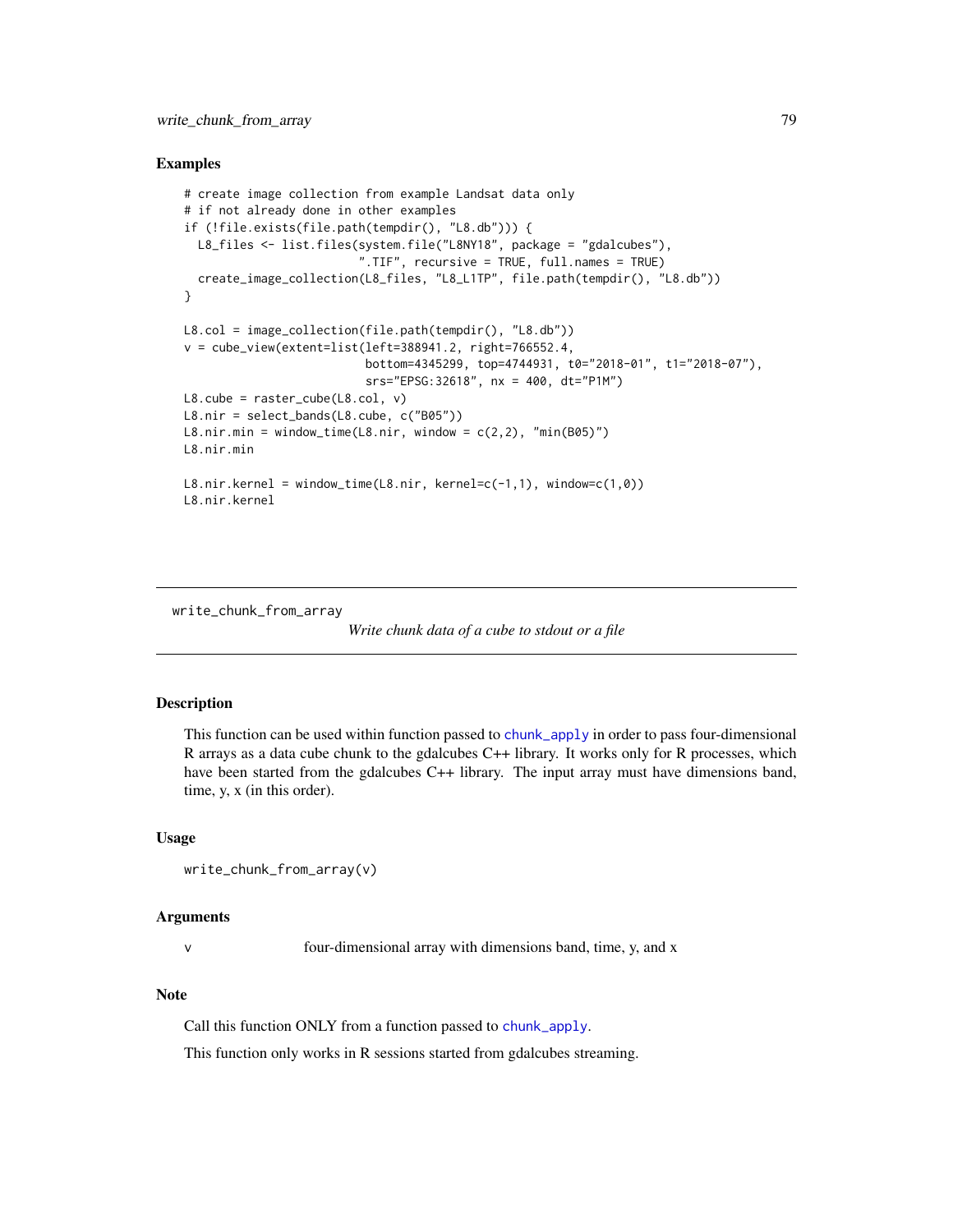## Examples

```
# create image collection from example Landsat data only
# if not already done in other examples
if (!file.exists(file.path(tempdir(), "L8.db"))) {
  L8_files <- list.files(system.file("L8NY18", package = "gdalcubes"),
                         ".TIF", recursive = TRUE, full.names = TRUE)
  create_image_collection(L8_files, "L8_L1TP", file.path(tempdir(), "L8.db"))
}

L8.col = image_collection(file.path(tempdir(), "L8.db"))
v = cube_view(extent=list(left=388941.2, right=766552.4,
                          bottom=4345299, top=4744931, t0="2018-01", t1="2018-07"),
                          srs="EPSG:32618", nx = 400, dt="P1M")
L8.cube = raster_cube(L8.col, v)
L8.nir = select_bands(L8.cube, c("B05"))
L8.nir.min = window_time(L8.nir, window = c(2,2), "min(B05)")
L8.nir.min

L8.nir.kernel = window_time(L8.nir, kernel=c(-1,1), window=c(1,0))
L8.nir.kernel
```

---

# write_chunk_from_array

*Write chunk data of a cube to stdout or a file*

---

## Description

This function can be used within function passed to `chunk_apply` in order to pass four-dimensional R arrays as a data cube chunk to the gdalcubes C++ library. It works only for R processes, which have been started from the gdalcubes C++ library. The input array must have dimensions band, time, y, x (in this order).

## Usage

```
write_chunk_from_array(v)
```

## Arguments

| | |
|---|---|
| v | four-dimensional array with dimensions band, time, y, and x |

## Note

Call this function ONLY from a function passed to `chunk_apply`.

This function only works in R sessions started from gdalcubes streaming.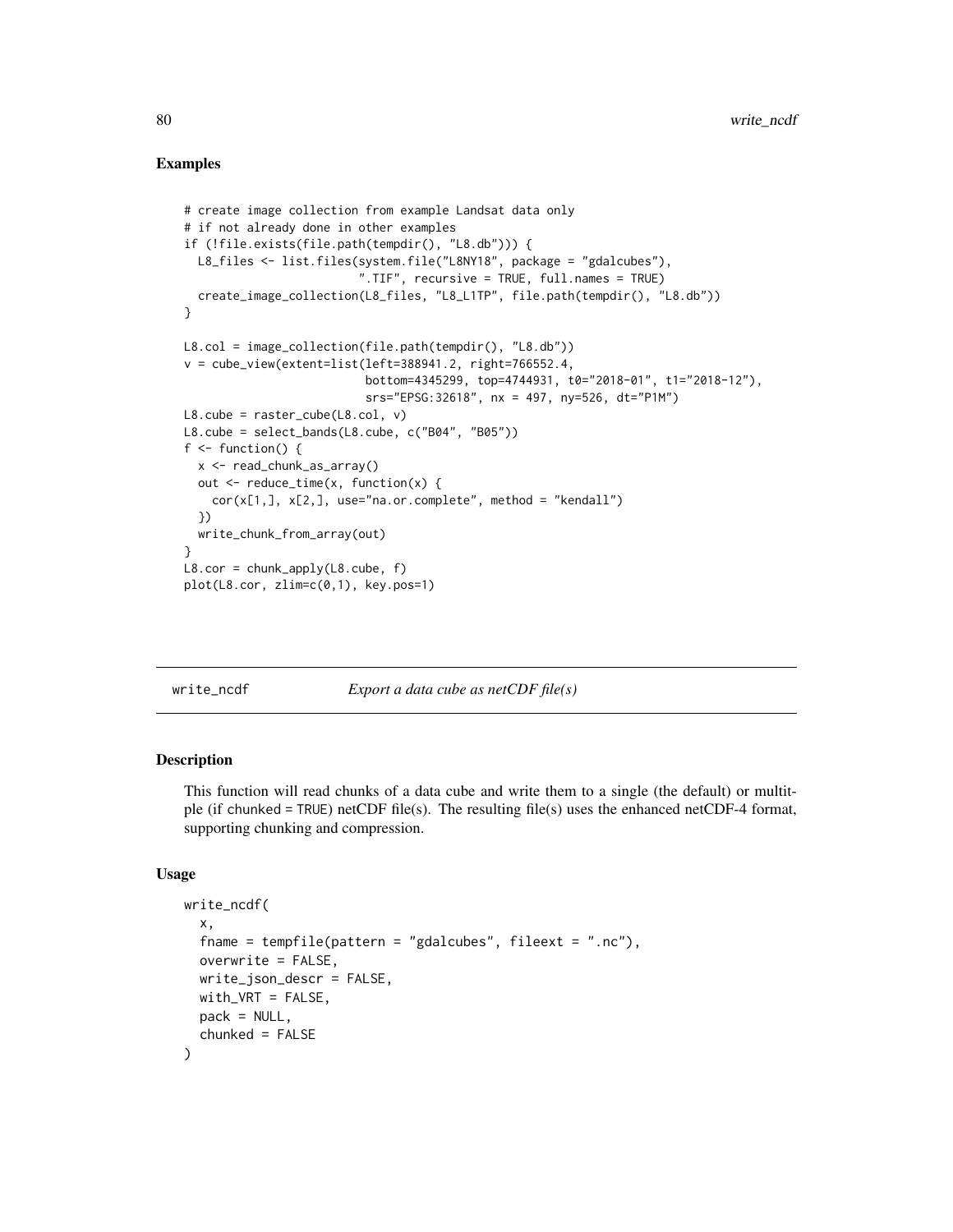## Examples

```
# create image collection from example Landsat data only
# if not already done in other examples
if (!file.exists(file.path(tempdir(), "L8.db"))) {
  L8_files <- list.files(system.file("L8NY18", package = "gdalcubes"),
                         ".TIF", recursive = TRUE, full.names = TRUE)
  create_image_collection(L8_files, "L8_L1TP", file.path(tempdir(), "L8.db"))
}

L8.col = image_collection(file.path(tempdir(), "L8.db"))
v = cube_view(extent=list(left=388941.2, right=766552.4,
                          bottom=4345299, top=4744931, t0="2018-01", t1="2018-12"),
                          srs="EPSG:32618", nx = 497, ny=526, dt="P1M")
L8.cube = raster_cube(L8.col, v)
L8.cube = select_bands(L8.cube, c("B04", "B05"))
f <- function() {
  x <- read_chunk_as_array()
  out <- reduce_time(x, function(x) {
    cor(x[1,], x[2,], use="na.or.complete", method = "kendall")
  })
  write_chunk_from_array(out)
}
L8.cor = chunk_apply(L8.cube, f)
plot(L8.cor, zlim=c(0,1), key.pos=1)
```

---

# write_ncdf — *Export a data cube as netCDF file(s)*

---

## Description

This function will read chunks of a data cube and write them to a single (the default) or multitple (if chunked = TRUE) netCDF file(s). The resulting file(s) uses the enhanced netCDF-4 format, supporting chunking and compression.

## Usage

```
write_ncdf(
  x,
  fname = tempfile(pattern = "gdalcubes", fileext = ".nc"),
  overwrite = FALSE,
  write_json_descr = FALSE,
  with_VRT = FALSE,
  pack = NULL,
  chunked = FALSE
)
```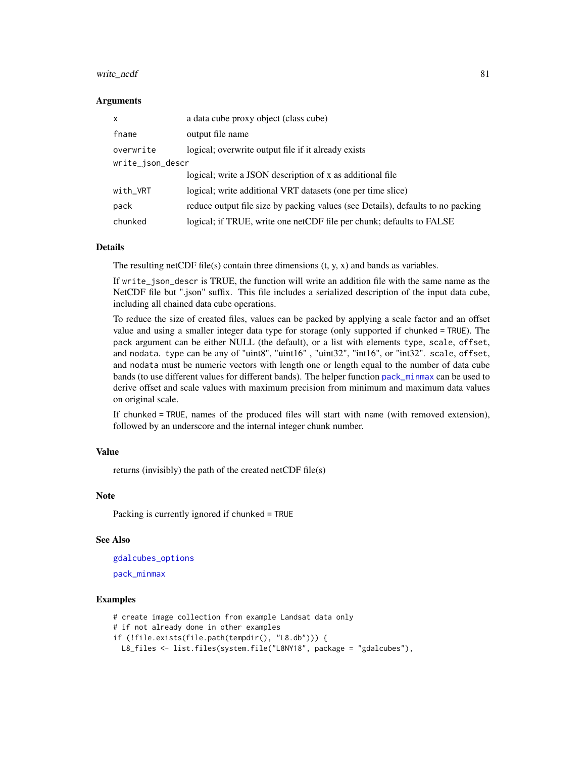### Arguments

| | |
|---|---|
| x | a data cube proxy object (class cube) |
| fname | output file name |
| overwrite | logical; overwrite output file if it already exists |
| write_json_descr | logical; write a JSON description of x as additional file |
| with_VRT | logical; write additional VRT datasets (one per time slice) |
| pack | reduce output file size by packing values (see Details), defaults to no packing |
| chunked | logical; if TRUE, write one netCDF file per chunk; defaults to FALSE |

### Details

The resulting netCDF file(s) contain three dimensions (t, y, x) and bands as variables.

If `write_json_descr` is TRUE, the function will write an addition file with the same name as the NetCDF file but ".json" suffix. This file includes a serialized description of the input data cube, including all chained data cube operations.

To reduce the size of created files, values can be packed by applying a scale factor and an offset value and using a smaller integer data type for storage (only supported if `chunked = TRUE`). The `pack` argument can be either NULL (the default), or a list with elements `type`, `scale`, `offset`, and `nodata`. `type` can be any of "uint8", "uint16" , "uint32", "int16", or "int32". `scale`, `offset`, and `nodata` must be numeric vectors with length one or length equal to the number of data cube bands (to use different values for different bands). The helper function `pack_minmax` can be used to derive offset and scale values with maximum precision from minimum and maximum data values on original scale.

If `chunked = TRUE`, names of the produced files will start with `name` (with removed extension), followed by an underscore and the internal integer chunk number.

### Value

returns (invisibly) the path of the created netCDF file(s)

### Note

Packing is currently ignored if `chunked = TRUE`

### See Also

`gdalcubes_options`

`pack_minmax`

### Examples

```
# create image collection from example Landsat data only
# if not already done in other examples
if (!file.exists(file.path(tempdir(), "L8.db"))) {
  L8_files <- list.files(system.file("L8NY18", package = "gdalcubes"),
```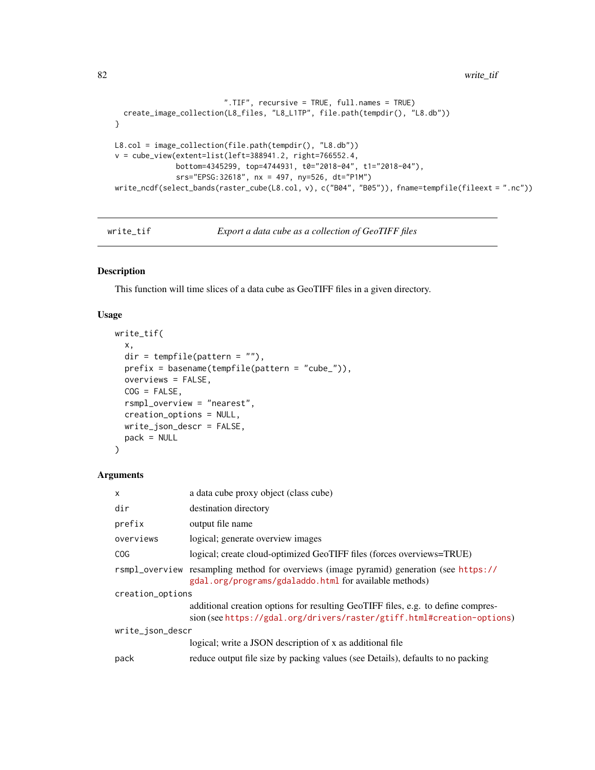```
                          ".TIF", recursive = TRUE, full.names = TRUE)
  create_image_collection(L8_files, "L8_L1TP", file.path(tempdir(), "L8.db"))
}

L8.col = image_collection(file.path(tempdir(), "L8.db"))
v = cube_view(extent=list(left=388941.2, right=766552.4,
              bottom=4345299, top=4744931, t0="2018-04", t1="2018-04"),
              srs="EPSG:32618", nx = 497, ny=526, dt="P1M")
write_ncdf(select_bands(raster_cube(L8.col, v), c("B04", "B05")), fname=tempfile(fileext = ".nc"))
```

---

## write_tif — *Export a data cube as a collection of GeoTIFF files*

---

### Description

This function will time slices of a data cube as GeoTIFF files in a given directory.

### Usage

```
write_tif(
  x,
  dir = tempfile(pattern = ""),
  prefix = basename(tempfile(pattern = "cube_")),
  overviews = FALSE,
  COG = FALSE,
  rsmpl_overview = "nearest",
  creation_options = NULL,
  write_json_descr = FALSE,
  pack = NULL
)
```

### Arguments

| | |
|---|---|
| `x` | a data cube proxy object (class cube) |
| `dir` | destination directory |
| `prefix` | output file name |
| `overviews` | logical; generate overview images |
| `COG` | logical; create cloud-optimized GeoTIFF files (forces overviews=TRUE) |
| `rsmpl_overview` | resampling method for overviews (image pyramid) generation (see https://gdal.org/programs/gdaladdo.html for available methods) |
| `creation_options` | additional creation options for resulting GeoTIFF files, e.g. to define compression (see https://gdal.org/drivers/raster/gtiff.html#creation-options) |
| `write_json_descr` | logical; write a JSON description of x as additional file |
| `pack` | reduce output file size by packing values (see Details), defaults to no packing |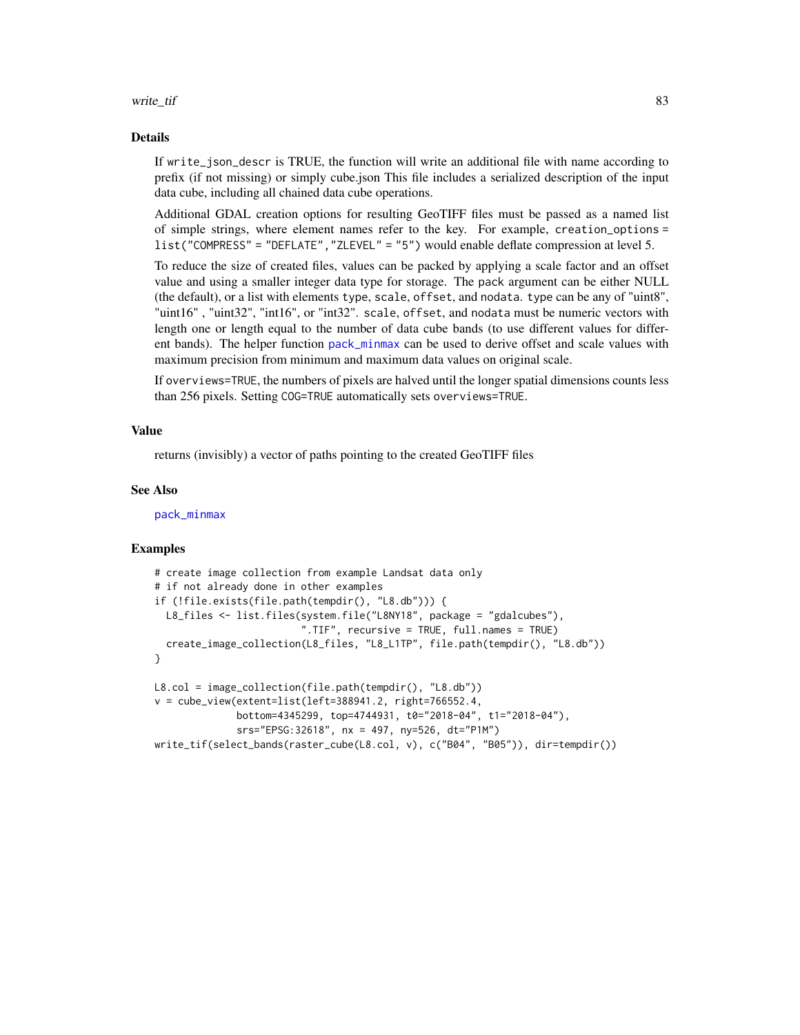## Details

If `write_json_descr` is TRUE, the function will write an additional file with name according to prefix (if not missing) or simply cube.json This file includes a serialized description of the input data cube, including all chained data cube operations.

Additional GDAL creation options for resulting GeoTIFF files must be passed as a named list of simple strings, where element names refer to the key. For example, `creation_options = list("COMPRESS" = "DEFLATE","ZLEVEL" = "5")` would enable deflate compression at level 5.

To reduce the size of created files, values can be packed by applying a scale factor and an offset value and using a smaller integer data type for storage. The `pack` argument can be either NULL (the default), or a list with elements `type`, `scale`, `offset`, and `nodata`. `type` can be any of "uint8", "uint16" , "uint32", "int16", or "int32". `scale`, `offset`, and `nodata` must be numeric vectors with length one or length equal to the number of data cube bands (to use different values for different bands). The helper function `pack_minmax` can be used to derive offset and scale values with maximum precision from minimum and maximum data values on original scale.

If `overviews=TRUE`, the numbers of pixels are halved until the longer spatial dimensions counts less than 256 pixels. Setting `COG=TRUE` automatically sets `overviews=TRUE`.

## Value

returns (invisibly) a vector of paths pointing to the created GeoTIFF files

## See Also

`pack_minmax`

## Examples

```
# create image collection from example Landsat data only
# if not already done in other examples
if (!file.exists(file.path(tempdir(), "L8.db"))) {
  L8_files <- list.files(system.file("L8NY18", package = "gdalcubes"),
                         ".TIF", recursive = TRUE, full.names = TRUE)
  create_image_collection(L8_files, "L8_L1TP", file.path(tempdir(), "L8.db"))
}

L8.col = image_collection(file.path(tempdir(), "L8.db"))
v = cube_view(extent=list(left=388941.2, right=766552.4,
              bottom=4345299, top=4744931, t0="2018-04", t1="2018-04"),
              srs="EPSG:32618", nx = 497, ny=526, dt="P1M")
write_tif(select_bands(raster_cube(L8.col, v), c("B04", "B05")), dir=tempdir())
```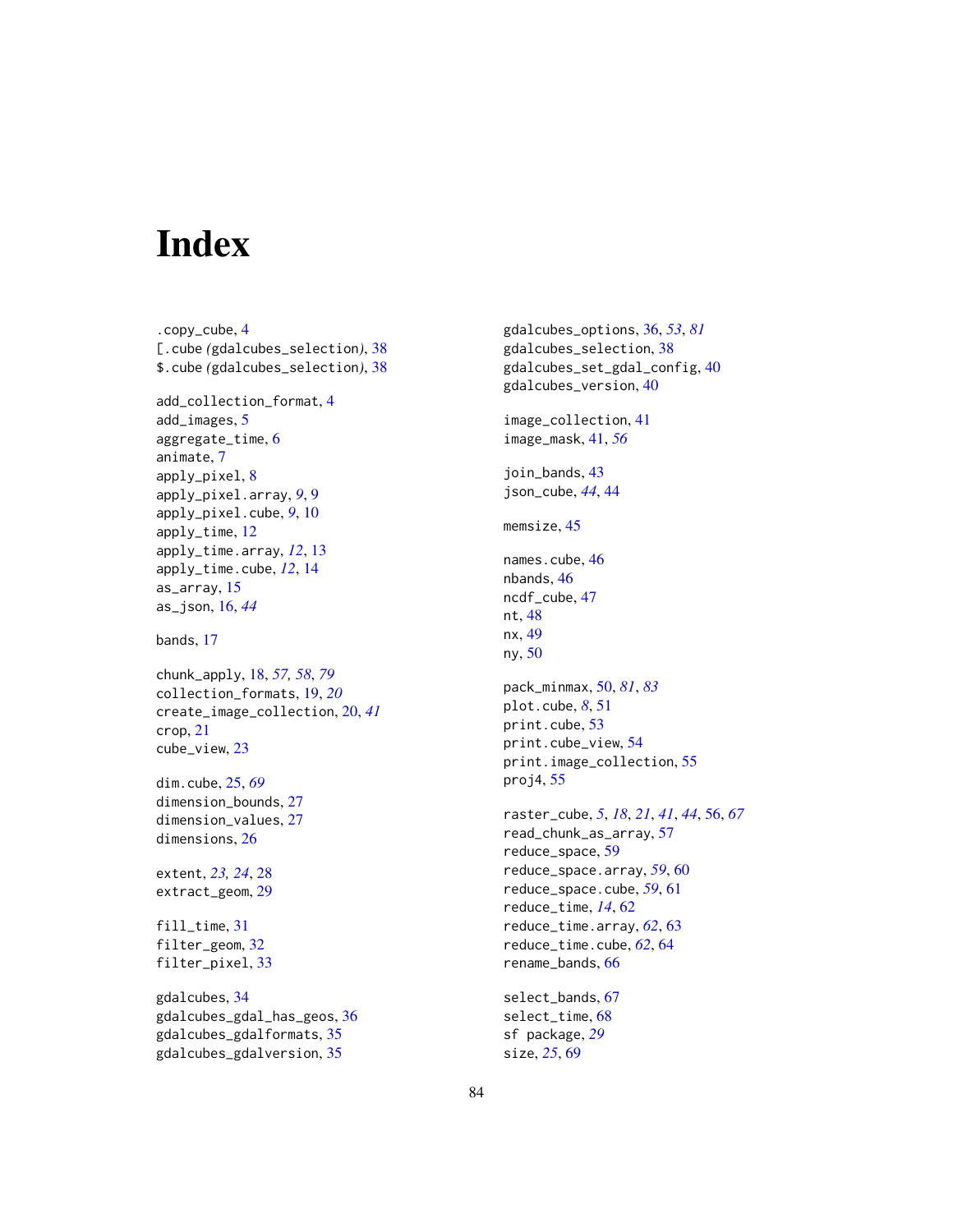# Index

.copy_cube, 4
[.cube (gdalcubes_selection), 38
$.cube (gdalcubes_selection), 38

add_collection_format, 4
add_images, 5
aggregate_time, 6
animate, 7
apply_pixel, 8
apply_pixel.array, *9*, 9
apply_pixel.cube, *9*, 10
apply_time, 12
apply_time.array, *12*, 13
apply_time.cube, *12*, 14
as_array, 15
as_json, 16, *44*

bands, 17

chunk_apply, 18, *57, 58*, *79*
collection_formats, 19, *20*
create_image_collection, 20, *41*
crop, 21
cube_view, 23

dim.cube, 25, *69*
dimension_bounds, 27
dimension_values, 27
dimensions, 26

extent, *23, 24*, 28
extract_geom, 29

fill_time, 31
filter_geom, 32
filter_pixel, 33

gdalcubes, 34
gdalcubes_gdal_has_geos, 36
gdalcubes_gdalformats, 35
gdalcubes_gdalversion, 35
gdalcubes_options, 36, *53*, *81*
gdalcubes_selection, 38
gdalcubes_set_gdal_config, 40
gdalcubes_version, 40

image_collection, 41
image_mask, 41, *56*

join_bands, 43
json_cube, *44*, 44

memsize, 45

names.cube, 46
nbands, 46
ncdf_cube, 47
nt, 48
nx, 49
ny, 50

pack_minmax, 50, *81*, *83*
plot.cube, *8*, 51
print.cube, 53
print.cube_view, 54
print.image_collection, 55
proj4, 55

raster_cube, *5*, *18*, *21*, *41*, *44*, 56, *67*
read_chunk_as_array, 57
reduce_space, 59
reduce_space.array, *59*, 60
reduce_space.cube, *59*, 61
reduce_time, *14*, 62
reduce_time.array, *62*, 63
reduce_time.cube, *62*, 64
rename_bands, 66

select_bands, 67
select_time, 68
sf package, *29*
size, *25*, 69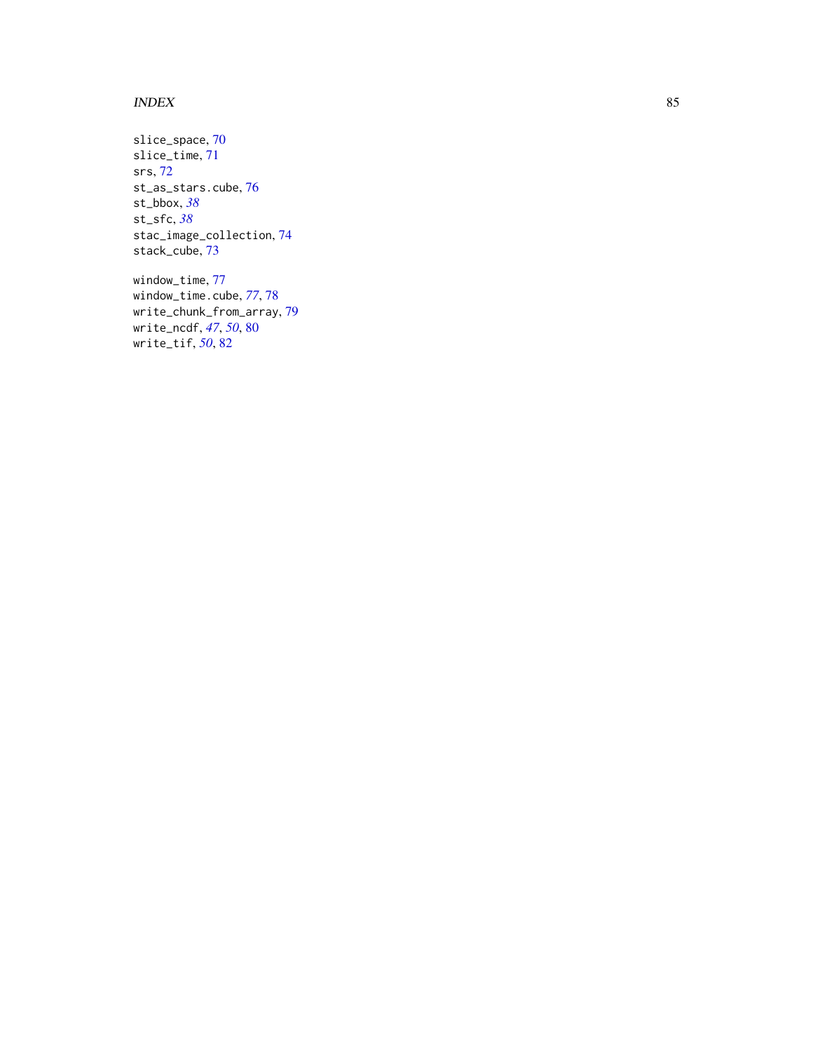slice_space, 70
slice_time, 71
srs, 72
st_as_stars.cube, 76
st_bbox, *38*
st_sfc, *38*
stac_image_collection, 74
stack_cube, 73

window_time, 77
window_time.cube, *77*, 78
write_chunk_from_array, 79
write_ncdf, *47*, *50*, 80
write_tif, *50*, 82